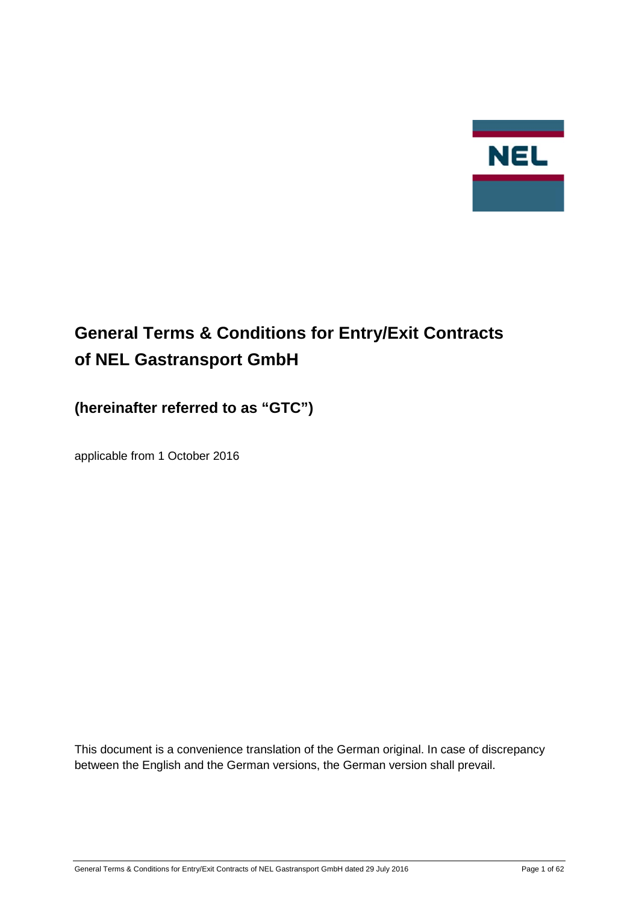NEL

# General Terms & Conditions for Entry/Exit Contracts of NEL Gastransport GmbH

## (hereinafter referred to as "GTC")

applicable from 1 October 2016

This document is a convenience translation of the German original. In case of discrepancy between the English and the German versions, the German version shall prevail.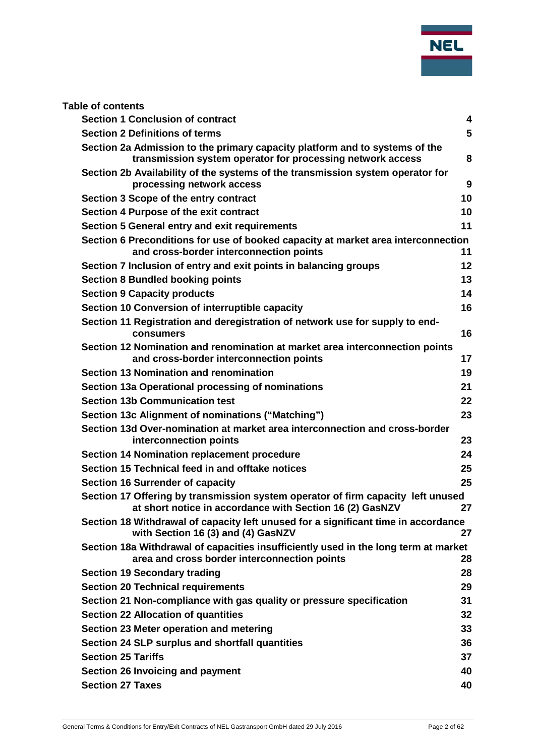**Table of contents**

| | |
|---|---|
| **Section 1 Conclusion of contract** | **4** |
| **Section 2 Definitions of terms** | **5** |
| **Section 2a Admission to the primary capacity platform and to systems of the transmission system operator for processing network access** | **8** |
| **Section 2b Availability of the systems of the transmission system operator for processing network access** | **9** |
| **Section 3 Scope of the entry contract** | **10** |
| **Section 4 Purpose of the exit contract** | **10** |
| **Section 5 General entry and exit requirements** | **11** |
| **Section 6 Preconditions for use of booked capacity at market area interconnection and cross-border interconnection points** | **11** |
| **Section 7 Inclusion of entry and exit points in balancing groups** | **12** |
| **Section 8 Bundled booking points** | **13** |
| **Section 9 Capacity products** | **14** |
| **Section 10 Conversion of interruptible capacity** | **16** |
| **Section 11 Registration and deregistration of network use for supply to end-consumers** | **16** |
| **Section 12 Nomination and renomination at market area interconnection points and cross-border interconnection points** | **17** |
| **Section 13 Nomination and renomination** | **19** |
| **Section 13a Operational processing of nominations** | **21** |
| **Section 13b Communication test** | **22** |
| **Section 13c Alignment of nominations ("Matching")** | **23** |
| **Section 13d Over-nomination at market area interconnection and cross-border interconnection points** | **23** |
| **Section 14 Nomination replacement procedure** | **24** |
| **Section 15 Technical feed in and offtake notices** | **25** |
| **Section 16 Surrender of capacity** | **25** |
| **Section 17 Offering by transmission system operator of firm capacity left unused at short notice in accordance with Section 16 (2) GasNZV** | **27** |
| **Section 18 Withdrawal of capacity left unused for a significant time in accordance with Section 16 (3) and (4) GasNZV** | **27** |
| **Section 18a Withdrawal of capacities insufficiently used in the long term at market area and cross border interconnection points** | **28** |
| **Section 19 Secondary trading** | **28** |
| **Section 20 Technical requirements** | **29** |
| **Section 21 Non-compliance with gas quality or pressure specification** | **31** |
| **Section 22 Allocation of quantities** | **32** |
| **Section 23 Meter operation and metering** | **33** |
| **Section 24 SLP surplus and shortfall quantities** | **36** |
| **Section 25 Tariffs** | **37** |
| **Section 26 Invoicing and payment** | **40** |
| **Section 27 Taxes** | **40** |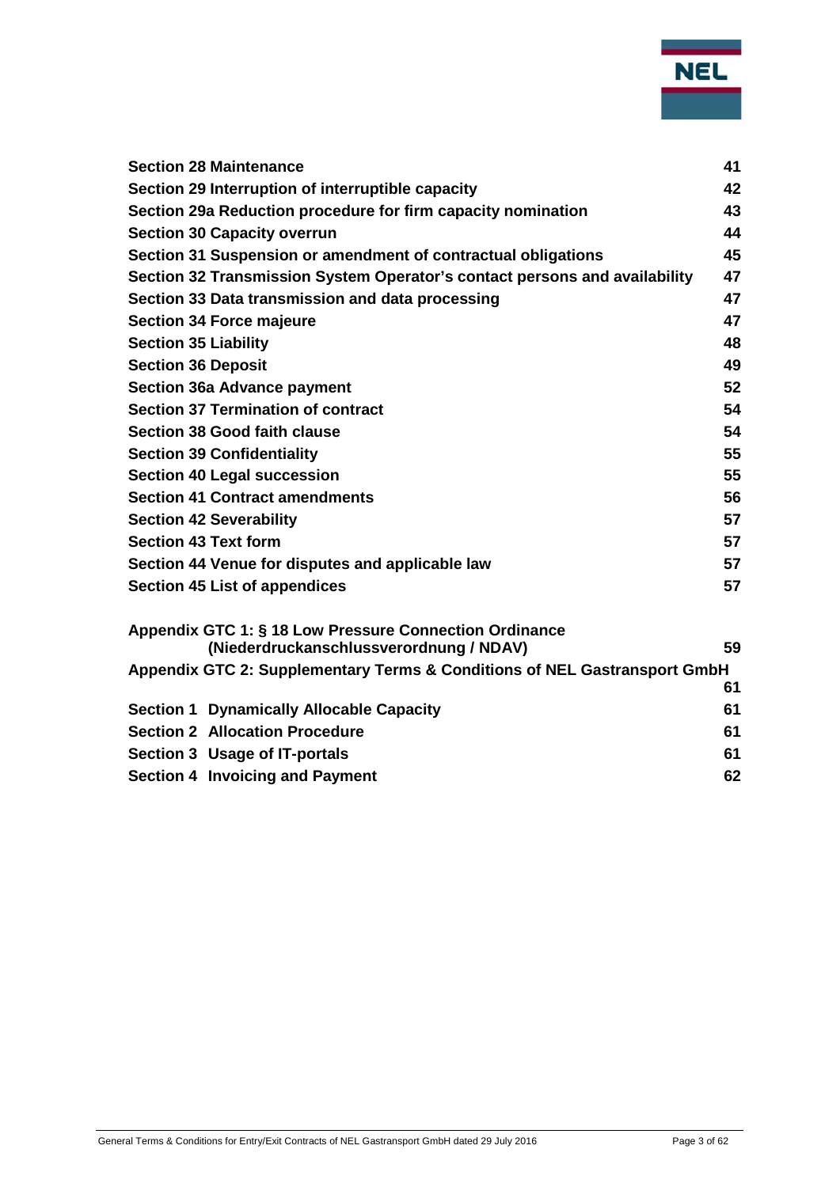| | |
|---|---|
| **Section 28 Maintenance** | **41** |
| **Section 29 Interruption of interruptible capacity** | **42** |
| **Section 29a Reduction procedure for firm capacity nomination** | **43** |
| **Section 30 Capacity overrun** | **44** |
| **Section 31 Suspension or amendment of contractual obligations** | **45** |
| **Section 32 Transmission System Operator's contact persons and availability** | **47** |
| **Section 33 Data transmission and data processing** | **47** |
| **Section 34 Force majeure** | **47** |
| **Section 35 Liability** | **48** |
| **Section 36 Deposit** | **49** |
| **Section 36a Advance payment** | **52** |
| **Section 37 Termination of contract** | **54** |
| **Section 38 Good faith clause** | **54** |
| **Section 39 Confidentiality** | **55** |
| **Section 40 Legal succession** | **55** |
| **Section 41 Contract amendments** | **56** |
| **Section 42 Severability** | **57** |
| **Section 43 Text form** | **57** |
| **Section 44 Venue for disputes and applicable law** | **57** |
| **Section 45 List of appendices** | **57** |
| **Appendix GTC 1: § 18 Low Pressure Connection Ordinance (Niederdruckanschlussverordnung / NDAV)** | **59** |
| **Appendix GTC 2: Supplementary Terms & Conditions of NEL Gastransport GmbH** | **61** |
| **Section 1 Dynamically Allocable Capacity** | **61** |
| **Section 2 Allocation Procedure** | **61** |
| **Section 3 Usage of IT-portals** | **61** |
| **Section 4 Invoicing and Payment** | **62** |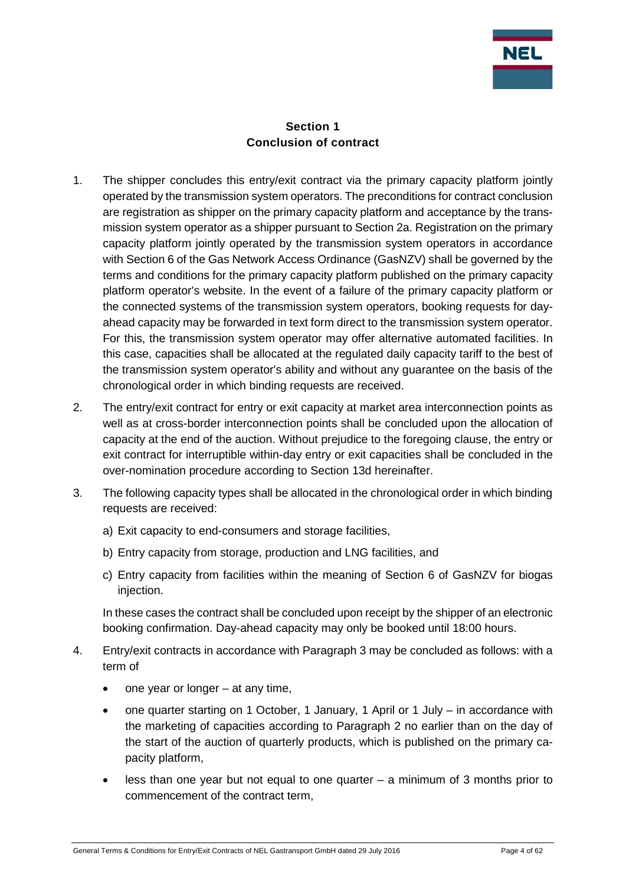## Section 1
## Conclusion of contract

1. The shipper concludes this entry/exit contract via the primary capacity platform jointly operated by the transmission system operators. The preconditions for contract conclusion are registration as shipper on the primary capacity platform and acceptance by the transmission system operator as a shipper pursuant to Section 2a. Registration on the primary capacity platform jointly operated by the transmission system operators in accordance with Section 6 of the Gas Network Access Ordinance (GasNZV) shall be governed by the terms and conditions for the primary capacity platform published on the primary capacity platform operator's website. In the event of a failure of the primary capacity platform or the connected systems of the transmission system operators, booking requests for day-ahead capacity may be forwarded in text form direct to the transmission system operator. For this, the transmission system operator may offer alternative automated facilities. In this case, capacities shall be allocated at the regulated daily capacity tariff to the best of the transmission system operator's ability and without any guarantee on the basis of the chronological order in which binding requests are received.

2. The entry/exit contract for entry or exit capacity at market area interconnection points as well as at cross-border interconnection points shall be concluded upon the allocation of capacity at the end of the auction. Without prejudice to the foregoing clause, the entry or exit contract for interruptible within-day entry or exit capacities shall be concluded in the over-nomination procedure according to Section 13d hereinafter.

3. The following capacity types shall be allocated in the chronological order in which binding requests are received:

   a) Exit capacity to end-consumers and storage facilities,

   b) Entry capacity from storage, production and LNG facilities, and

   c) Entry capacity from facilities within the meaning of Section 6 of GasNZV for biogas injection.

   In these cases the contract shall be concluded upon receipt by the shipper of an electronic booking confirmation. Day-ahead capacity may only be booked until 18:00 hours.

4. Entry/exit contracts in accordance with Paragraph 3 may be concluded as follows: with a term of

   - one year or longer – at any time,
   - one quarter starting on 1 October, 1 January, 1 April or 1 July – in accordance with the marketing of capacities according to Paragraph 2 no earlier than on the day of the start of the auction of quarterly products, which is published on the primary capacity platform,
   - less than one year but not equal to one quarter – a minimum of 3 months prior to commencement of the contract term,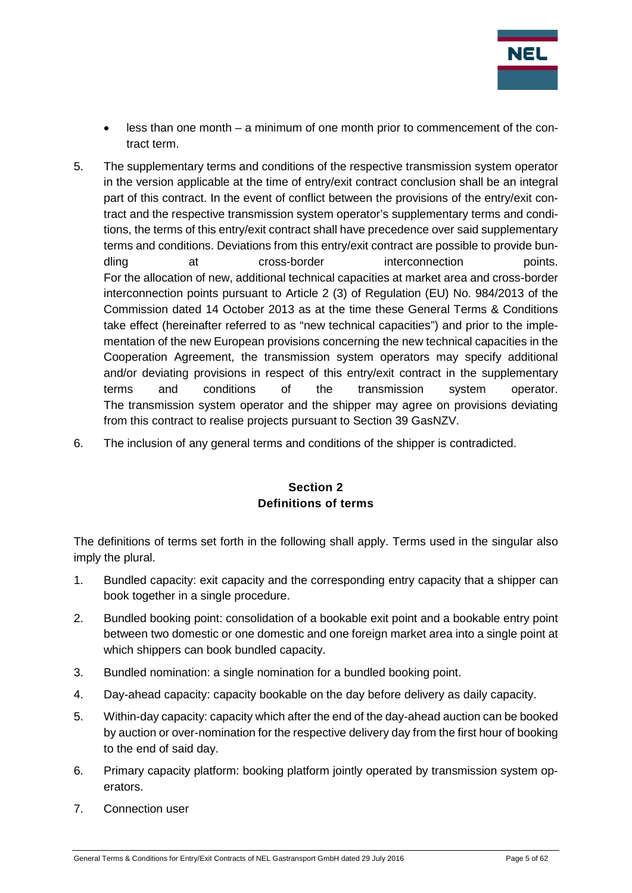- less than one month – a minimum of one month prior to commencement of the contract term.

5. The supplementary terms and conditions of the respective transmission system operator in the version applicable at the time of entry/exit contract conclusion shall be an integral part of this contract. In the event of conflict between the provisions of the entry/exit contract and the respective transmission system operator's supplementary terms and conditions, the terms of this entry/exit contract shall have precedence over said supplementary terms and conditions. Deviations from this entry/exit contract are possible to provide bundling at cross-border interconnection points.
For the allocation of new, additional technical capacities at market area and cross-border interconnection points pursuant to Article 2 (3) of Regulation (EU) No. 984/2013 of the Commission dated 14 October 2013 as at the time these General Terms & Conditions take effect (hereinafter referred to as "new technical capacities") and prior to the implementation of the new European provisions concerning the new technical capacities in the Cooperation Agreement, the transmission system operators may specify additional and/or deviating provisions in respect of this entry/exit contract in the supplementary terms and conditions of the transmission system operator.
The transmission system operator and the shipper may agree on provisions deviating from this contract to realise projects pursuant to Section 39 GasNZV.

6. The inclusion of any general terms and conditions of the shipper is contradicted.

## Section 2
## Definitions of terms

The definitions of terms set forth in the following shall apply. Terms used in the singular also imply the plural.

1. Bundled capacity: exit capacity and the corresponding entry capacity that a shipper can book together in a single procedure.

2. Bundled booking point: consolidation of a bookable exit point and a bookable entry point between two domestic or one domestic and one foreign market area into a single point at which shippers can book bundled capacity.

3. Bundled nomination: a single nomination for a bundled booking point.

4. Day-ahead capacity: capacity bookable on the day before delivery as daily capacity.

5. Within-day capacity: capacity which after the end of the day-ahead auction can be booked by auction or over-nomination for the respective delivery day from the first hour of booking to the end of said day.

6. Primary capacity platform: booking platform jointly operated by transmission system operators.

7. Connection user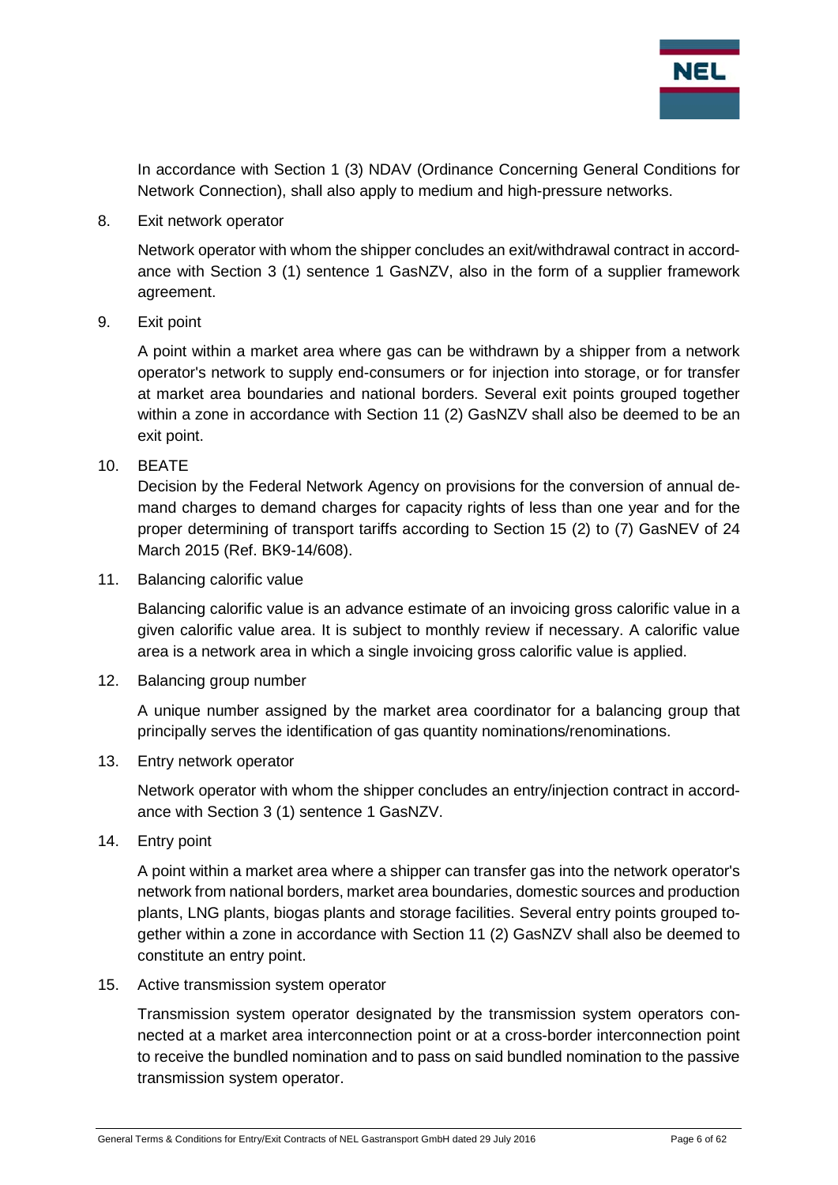In accordance with Section 1 (3) NDAV (Ordinance Concerning General Conditions for Network Connection), shall also apply to medium and high-pressure networks.

8. Exit network operator

   Network operator with whom the shipper concludes an exit/withdrawal contract in accordance with Section 3 (1) sentence 1 GasNZV, also in the form of a supplier framework agreement.

9. Exit point

   A point within a market area where gas can be withdrawn by a shipper from a network operator's network to supply end-consumers or for injection into storage, or for transfer at market area boundaries and national borders. Several exit points grouped together within a zone in accordance with Section 11 (2) GasNZV shall also be deemed to be an exit point.

10. BEATE

    Decision by the Federal Network Agency on provisions for the conversion of annual demand charges to demand charges for capacity rights of less than one year and for the proper determining of transport tariffs according to Section 15 (2) to (7) GasNEV of 24 March 2015 (Ref. BK9-14/608).

11. Balancing calorific value

    Balancing calorific value is an advance estimate of an invoicing gross calorific value in a given calorific value area. It is subject to monthly review if necessary. A calorific value area is a network area in which a single invoicing gross calorific value is applied.

12. Balancing group number

    A unique number assigned by the market area coordinator for a balancing group that principally serves the identification of gas quantity nominations/renominations.

13. Entry network operator

    Network operator with whom the shipper concludes an entry/injection contract in accordance with Section 3 (1) sentence 1 GasNZV.

14. Entry point

    A point within a market area where a shipper can transfer gas into the network operator's network from national borders, market area boundaries, domestic sources and production plants, LNG plants, biogas plants and storage facilities. Several entry points grouped together within a zone in accordance with Section 11 (2) GasNZV shall also be deemed to constitute an entry point.

15. Active transmission system operator

    Transmission system operator designated by the transmission system operators connected at a market area interconnection point or at a cross-border interconnection point to receive the bundled nomination and to pass on said bundled nomination to the passive transmission system operator.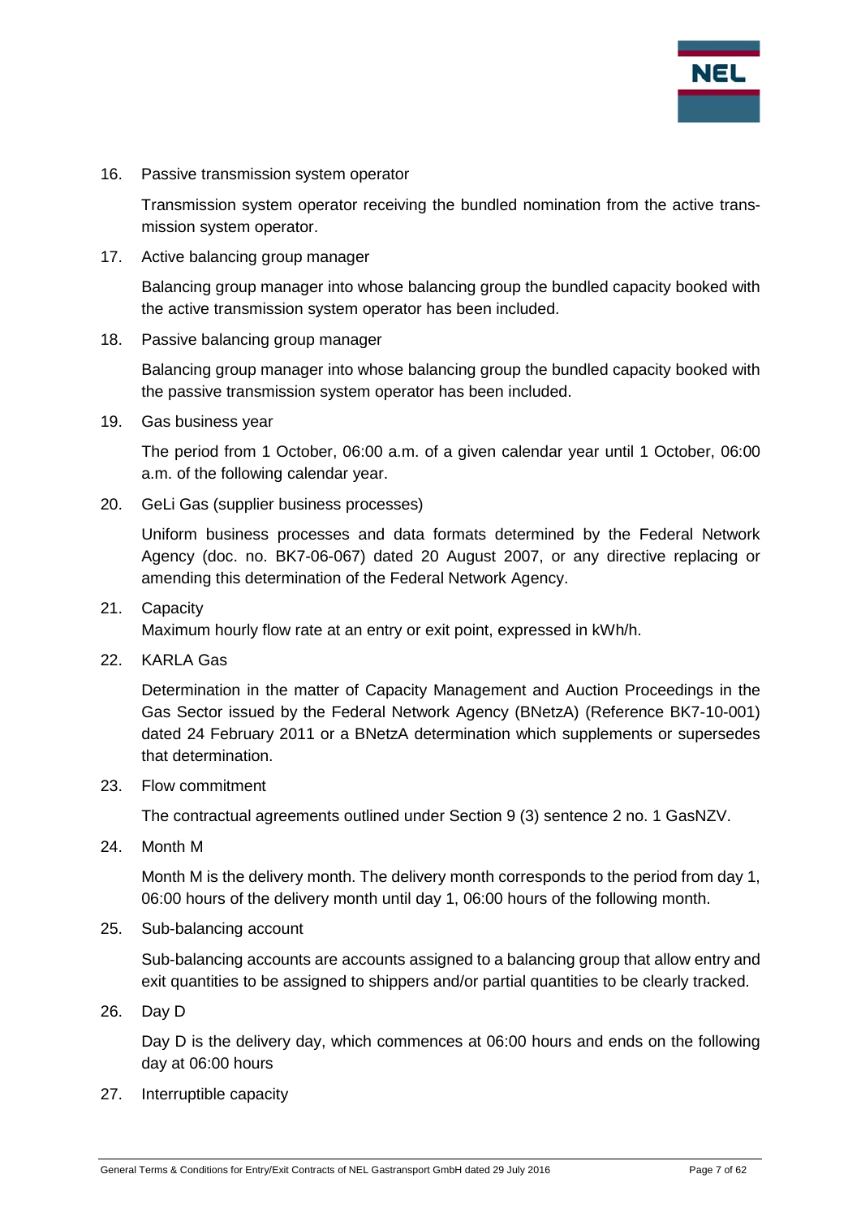16. Passive transmission system operator

    Transmission system operator receiving the bundled nomination from the active transmission system operator.

17. Active balancing group manager

    Balancing group manager into whose balancing group the bundled capacity booked with the active transmission system operator has been included.

18. Passive balancing group manager

    Balancing group manager into whose balancing group the bundled capacity booked with the passive transmission system operator has been included.

19. Gas business year

    The period from 1 October, 06:00 a.m. of a given calendar year until 1 October, 06:00 a.m. of the following calendar year.

20. GeLi Gas (supplier business processes)

    Uniform business processes and data formats determined by the Federal Network Agency (doc. no. BK7-06-067) dated 20 August 2007, or any directive replacing or amending this determination of the Federal Network Agency.

21. Capacity

    Maximum hourly flow rate at an entry or exit point, expressed in kWh/h.

22. KARLA Gas

    Determination in the matter of Capacity Management and Auction Proceedings in the Gas Sector issued by the Federal Network Agency (BNetzA) (Reference BK7-10-001) dated 24 February 2011 or a BNetzA determination which supplements or supersedes that determination.

23. Flow commitment

    The contractual agreements outlined under Section 9 (3) sentence 2 no. 1 GasNZV.

24. Month M

    Month M is the delivery month. The delivery month corresponds to the period from day 1, 06:00 hours of the delivery month until day 1, 06:00 hours of the following month.

25. Sub-balancing account

    Sub-balancing accounts are accounts assigned to a balancing group that allow entry and exit quantities to be assigned to shippers and/or partial quantities to be clearly tracked.

26. Day D

    Day D is the delivery day, which commences at 06:00 hours and ends on the following day at 06:00 hours

27. Interruptible capacity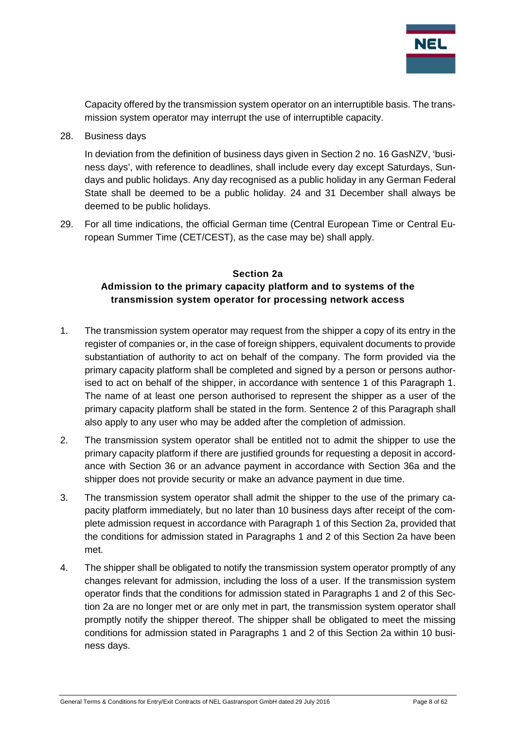Capacity offered by the transmission system operator on an interruptible basis. The transmission system operator may interrupt the use of interruptible capacity.

28. Business days

    In deviation from the definition of business days given in Section 2 no. 16 GasNZV, 'business days', with reference to deadlines, shall include every day except Saturdays, Sundays and public holidays. Any day recognised as a public holiday in any German Federal State shall be deemed to be a public holiday. 24 and 31 December shall always be deemed to be public holidays.

29. For all time indications, the official German time (Central European Time or Central European Summer Time (CET/CEST), as the case may be) shall apply.

## Section 2a
## Admission to the primary capacity platform and to systems of the transmission system operator for processing network access

1. The transmission system operator may request from the shipper a copy of its entry in the register of companies or, in the case of foreign shippers, equivalent documents to provide substantiation of authority to act on behalf of the company. The form provided via the primary capacity platform shall be completed and signed by a person or persons authorised to act on behalf of the shipper, in accordance with sentence 1 of this Paragraph 1. The name of at least one person authorised to represent the shipper as a user of the primary capacity platform shall be stated in the form. Sentence 2 of this Paragraph shall also apply to any user who may be added after the completion of admission.

2. The transmission system operator shall be entitled not to admit the shipper to use the primary capacity platform if there are justified grounds for requesting a deposit in accordance with Section 36 or an advance payment in accordance with Section 36a and the shipper does not provide security or make an advance payment in due time.

3. The transmission system operator shall admit the shipper to the use of the primary capacity platform immediately, but no later than 10 business days after receipt of the complete admission request in accordance with Paragraph 1 of this Section 2a, provided that the conditions for admission stated in Paragraphs 1 and 2 of this Section 2a have been met.

4. The shipper shall be obligated to notify the transmission system operator promptly of any changes relevant for admission, including the loss of a user. If the transmission system operator finds that the conditions for admission stated in Paragraphs 1 and 2 of this Section 2a are no longer met or are only met in part, the transmission system operator shall promptly notify the shipper thereof. The shipper shall be obligated to meet the missing conditions for admission stated in Paragraphs 1 and 2 of this Section 2a within 10 business days.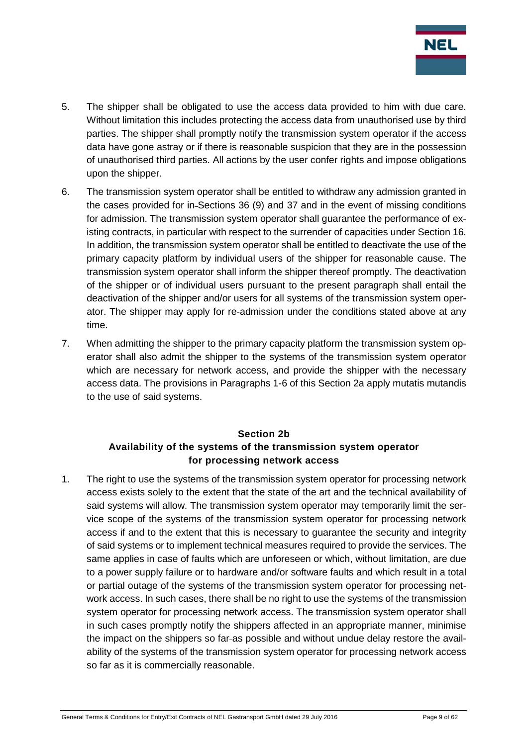5. The shipper shall be obligated to use the access data provided to him with due care. Without limitation this includes protecting the access data from unauthorised use by third parties. The shipper shall promptly notify the transmission system operator if the access data have gone astray or if there is reasonable suspicion that they are in the possession of unauthorised third parties. All actions by the user confer rights and impose obligations upon the shipper.

6. The transmission system operator shall be entitled to withdraw any admission granted in the cases provided for in Sections 36 (9) and 37 and in the event of missing conditions for admission. The transmission system operator shall guarantee the performance of existing contracts, in particular with respect to the surrender of capacities under Section 16. In addition, the transmission system operator shall be entitled to deactivate the use of the primary capacity platform by individual users of the shipper for reasonable cause. The transmission system operator shall inform the shipper thereof promptly. The deactivation of the shipper or of individual users pursuant to the present paragraph shall entail the deactivation of the shipper and/or users for all systems of the transmission system operator. The shipper may apply for re-admission under the conditions stated above at any time.

7. When admitting the shipper to the primary capacity platform the transmission system operator shall also admit the shipper to the systems of the transmission system operator which are necessary for network access, and provide the shipper with the necessary access data. The provisions in Paragraphs 1-6 of this Section 2a apply mutatis mutandis to the use of said systems.

## Section 2b
## Availability of the systems of the transmission system operator for processing network access

1. The right to use the systems of the transmission system operator for processing network access exists solely to the extent that the state of the art and the technical availability of said systems will allow. The transmission system operator may temporarily limit the service scope of the systems of the transmission system operator for processing network access if and to the extent that this is necessary to guarantee the security and integrity of said systems or to implement technical measures required to provide the services. The same applies in case of faults which are unforeseen or which, without limitation, are due to a power supply failure or to hardware and/or software faults and which result in a total or partial outage of the systems of the transmission system operator for processing network access. In such cases, there shall be no right to use the systems of the transmission system operator for processing network access. The transmission system operator shall in such cases promptly notify the shippers affected in an appropriate manner, minimise the impact on the shippers so far as possible and without undue delay restore the availability of the systems of the transmission system operator for processing network access so far as it is commercially reasonable.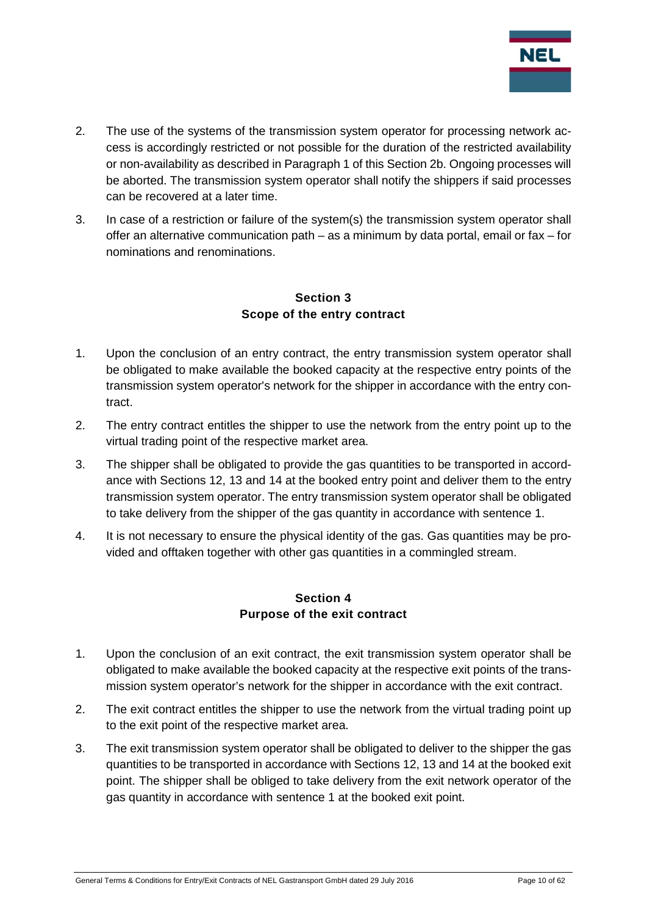2. The use of the systems of the transmission system operator for processing network access is accordingly restricted or not possible for the duration of the restricted availability or non-availability as described in Paragraph 1 of this Section 2b. Ongoing processes will be aborted. The transmission system operator shall notify the shippers if said processes can be recovered at a later time.
3. In case of a restriction or failure of the system(s) the transmission system operator shall offer an alternative communication path – as a minimum by data portal, email or fax – for nominations and renominations.

## Section 3
## Scope of the entry contract

1. Upon the conclusion of an entry contract, the entry transmission system operator shall be obligated to make available the booked capacity at the respective entry points of the transmission system operator's network for the shipper in accordance with the entry contract.
2. The entry contract entitles the shipper to use the network from the entry point up to the virtual trading point of the respective market area.
3. The shipper shall be obligated to provide the gas quantities to be transported in accordance with Sections 12, 13 and 14 at the booked entry point and deliver them to the entry transmission system operator. The entry transmission system operator shall be obligated to take delivery from the shipper of the gas quantity in accordance with sentence 1.
4. It is not necessary to ensure the physical identity of the gas. Gas quantities may be provided and offtaken together with other gas quantities in a commingled stream.

## Section 4
## Purpose of the exit contract

1. Upon the conclusion of an exit contract, the exit transmission system operator shall be obligated to make available the booked capacity at the respective exit points of the transmission system operator's network for the shipper in accordance with the exit contract.
2. The exit contract entitles the shipper to use the network from the virtual trading point up to the exit point of the respective market area.
3. The exit transmission system operator shall be obligated to deliver to the shipper the gas quantities to be transported in accordance with Sections 12, 13 and 14 at the booked exit point. The shipper shall be obliged to take delivery from the exit network operator of the gas quantity in accordance with sentence 1 at the booked exit point.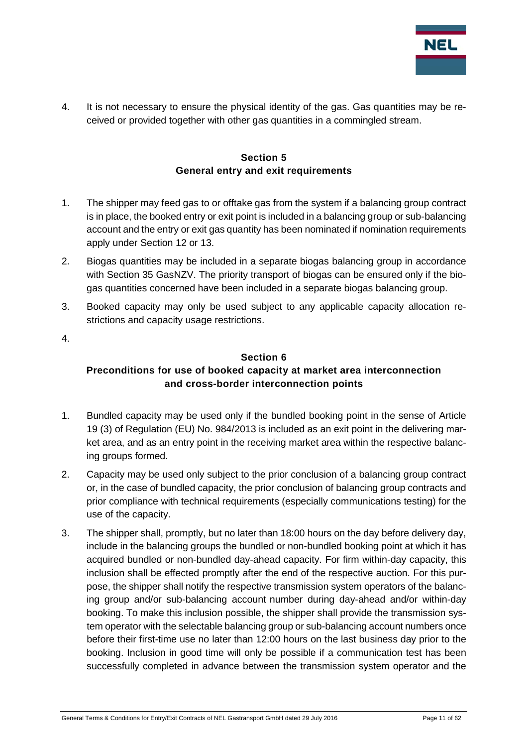4. It is not necessary to ensure the physical identity of the gas. Gas quantities may be received or provided together with other gas quantities in a commingled stream.

## Section 5
## General entry and exit requirements

1. The shipper may feed gas to or offtake gas from the system if a balancing group contract is in place, the booked entry or exit point is included in a balancing group or sub-balancing account and the entry or exit gas quantity has been nominated if nomination requirements apply under Section 12 or 13.
2. Biogas quantities may be included in a separate biogas balancing group in accordance with Section 35 GasNZV. The priority transport of biogas can be ensured only if the biogas quantities concerned have been included in a separate biogas balancing group.
3. Booked capacity may only be used subject to any applicable capacity allocation restrictions and capacity usage restrictions.
4. 

## Section 6
## Preconditions for use of booked capacity at market area interconnection and cross-border interconnection points

1. Bundled capacity may be used only if the bundled booking point in the sense of Article 19 (3) of Regulation (EU) No. 984/2013 is included as an exit point in the delivering market area, and as an entry point in the receiving market area within the respective balancing groups formed.
2. Capacity may be used only subject to the prior conclusion of a balancing group contract or, in the case of bundled capacity, the prior conclusion of balancing group contracts and prior compliance with technical requirements (especially communications testing) for the use of the capacity.
3. The shipper shall, promptly, but no later than 18:00 hours on the day before delivery day, include in the balancing groups the bundled or non-bundled booking point at which it has acquired bundled or non-bundled day-ahead capacity. For firm within-day capacity, this inclusion shall be effected promptly after the end of the respective auction. For this purpose, the shipper shall notify the respective transmission system operators of the balancing group and/or sub-balancing account number during day-ahead and/or within-day booking. To make this inclusion possible, the shipper shall provide the transmission system operator with the selectable balancing group or sub-balancing account numbers once before their first-time use no later than 12:00 hours on the last business day prior to the booking. Inclusion in good time will only be possible if a communication test has been successfully completed in advance between the transmission system operator and the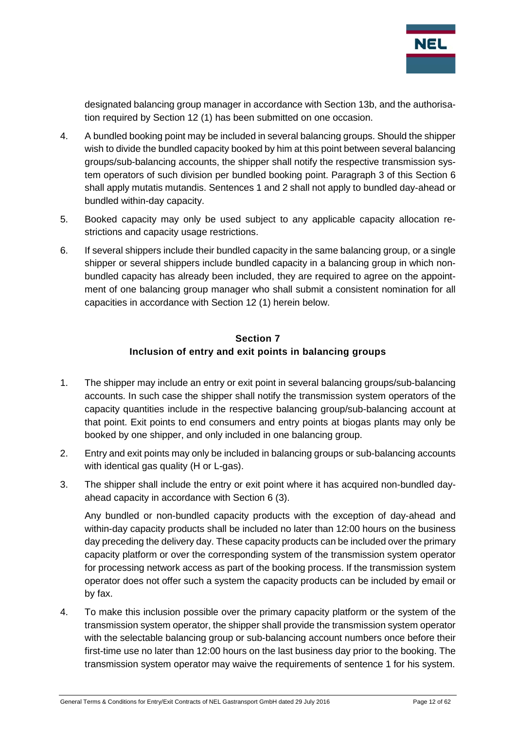designated balancing group manager in accordance with Section 13b, and the authorisation required by Section 12 (1) has been submitted on one occasion.

4. A bundled booking point may be included in several balancing groups. Should the shipper wish to divide the bundled capacity booked by him at this point between several balancing groups/sub-balancing accounts, the shipper shall notify the respective transmission system operators of such division per bundled booking point. Paragraph 3 of this Section 6 shall apply mutatis mutandis. Sentences 1 and 2 shall not apply to bundled day-ahead or bundled within-day capacity.

5. Booked capacity may only be used subject to any applicable capacity allocation restrictions and capacity usage restrictions.

6. If several shippers include their bundled capacity in the same balancing group, or a single shipper or several shippers include bundled capacity in a balancing group in which non-bundled capacity has already been included, they are required to agree on the appointment of one balancing group manager who shall submit a consistent nomination for all capacities in accordance with Section 12 (1) herein below.

## Section 7
## Inclusion of entry and exit points in balancing groups

1. The shipper may include an entry or exit point in several balancing groups/sub-balancing accounts. In such case the shipper shall notify the transmission system operators of the capacity quantities include in the respective balancing group/sub-balancing account at that point. Exit points to end consumers and entry points at biogas plants may only be booked by one shipper, and only included in one balancing group.

2. Entry and exit points may only be included in balancing groups or sub-balancing accounts with identical gas quality (H or L-gas).

3. The shipper shall include the entry or exit point where it has acquired non-bundled day-ahead capacity in accordance with Section 6 (3).

   Any bundled or non-bundled capacity products with the exception of day-ahead and within-day capacity products shall be included no later than 12:00 hours on the business day preceding the delivery day. These capacity products can be included over the primary capacity platform or over the corresponding system of the transmission system operator for processing network access as part of the booking process. If the transmission system operator does not offer such a system the capacity products can be included by email or by fax.

4. To make this inclusion possible over the primary capacity platform or the system of the transmission system operator, the shipper shall provide the transmission system operator with the selectable balancing group or sub-balancing account numbers once before their first-time use no later than 12:00 hours on the last business day prior to the booking. The transmission system operator may waive the requirements of sentence 1 for his system.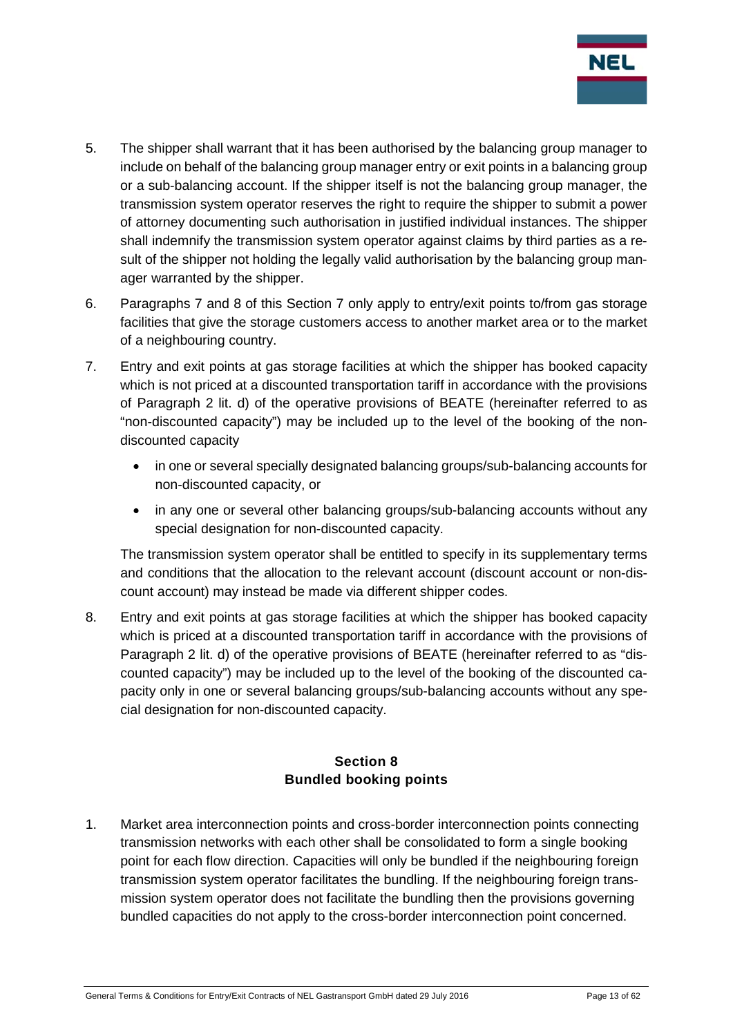5. The shipper shall warrant that it has been authorised by the balancing group manager to include on behalf of the balancing group manager entry or exit points in a balancing group or a sub-balancing account. If the shipper itself is not the balancing group manager, the transmission system operator reserves the right to require the shipper to submit a power of attorney documenting such authorisation in justified individual instances. The shipper shall indemnify the transmission system operator against claims by third parties as a result of the shipper not holding the legally valid authorisation by the balancing group manager warranted by the shipper.

6. Paragraphs 7 and 8 of this Section 7 only apply to entry/exit points to/from gas storage facilities that give the storage customers access to another market area or to the market of a neighbouring country.

7. Entry and exit points at gas storage facilities at which the shipper has booked capacity which is not priced at a discounted transportation tariff in accordance with the provisions of Paragraph 2 lit. d) of the operative provisions of BEATE (hereinafter referred to as "non-discounted capacity") may be included up to the level of the booking of the non-discounted capacity

   - in one or several specially designated balancing groups/sub-balancing accounts for non-discounted capacity, or
   - in any one or several other balancing groups/sub-balancing accounts without any special designation for non-discounted capacity.

   The transmission system operator shall be entitled to specify in its supplementary terms and conditions that the allocation to the relevant account (discount account or non-discount account) may instead be made via different shipper codes.

8. Entry and exit points at gas storage facilities at which the shipper has booked capacity which is priced at a discounted transportation tariff in accordance with the provisions of Paragraph 2 lit. d) of the operative provisions of BEATE (hereinafter referred to as "discounted capacity") may be included up to the level of the booking of the discounted capacity only in one or several balancing groups/sub-balancing accounts without any special designation for non-discounted capacity.

## Section 8
## Bundled booking points

1. Market area interconnection points and cross-border interconnection points connecting transmission networks with each other shall be consolidated to form a single booking point for each flow direction. Capacities will only be bundled if the neighbouring foreign transmission system operator facilitates the bundling. If the neighbouring foreign transmission system operator does not facilitate the bundling then the provisions governing bundled capacities do not apply to the cross-border interconnection point concerned.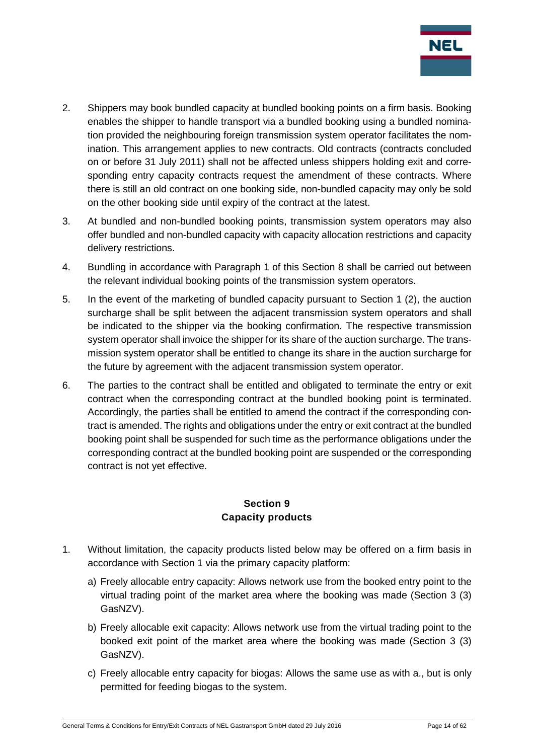2. Shippers may book bundled capacity at bundled booking points on a firm basis. Booking enables the shipper to handle transport via a bundled booking using a bundled nomination provided the neighbouring foreign transmission system operator facilitates the nomination. This arrangement applies to new contracts. Old contracts (contracts concluded on or before 31 July 2011) shall not be affected unless shippers holding exit and corresponding entry capacity contracts request the amendment of these contracts. Where there is still an old contract on one booking side, non-bundled capacity may only be sold on the other booking side until expiry of the contract at the latest.

3. At bundled and non-bundled booking points, transmission system operators may also offer bundled and non-bundled capacity with capacity allocation restrictions and capacity delivery restrictions.

4. Bundling in accordance with Paragraph 1 of this Section 8 shall be carried out between the relevant individual booking points of the transmission system operators.

5. In the event of the marketing of bundled capacity pursuant to Section 1 (2), the auction surcharge shall be split between the adjacent transmission system operators and shall be indicated to the shipper via the booking confirmation. The respective transmission system operator shall invoice the shipper for its share of the auction surcharge. The transmission system operator shall be entitled to change its share in the auction surcharge for the future by agreement with the adjacent transmission system operator.

6. The parties to the contract shall be entitled and obligated to terminate the entry or exit contract when the corresponding contract at the bundled booking point is terminated. Accordingly, the parties shall be entitled to amend the contract if the corresponding contract is amended. The rights and obligations under the entry or exit contract at the bundled booking point shall be suspended for such time as the performance obligations under the corresponding contract at the bundled booking point are suspended or the corresponding contract is not yet effective.

## Section 9
## Capacity products

1. Without limitation, the capacity products listed below may be offered on a firm basis in accordance with Section 1 via the primary capacity platform:

   a) Freely allocable entry capacity: Allows network use from the booked entry point to the virtual trading point of the market area where the booking was made (Section 3 (3) GasNZV).

   b) Freely allocable exit capacity: Allows network use from the virtual trading point to the booked exit point of the market area where the booking was made (Section 3 (3) GasNZV).

   c) Freely allocable entry capacity for biogas: Allows the same use as with a., but is only permitted for feeding biogas to the system.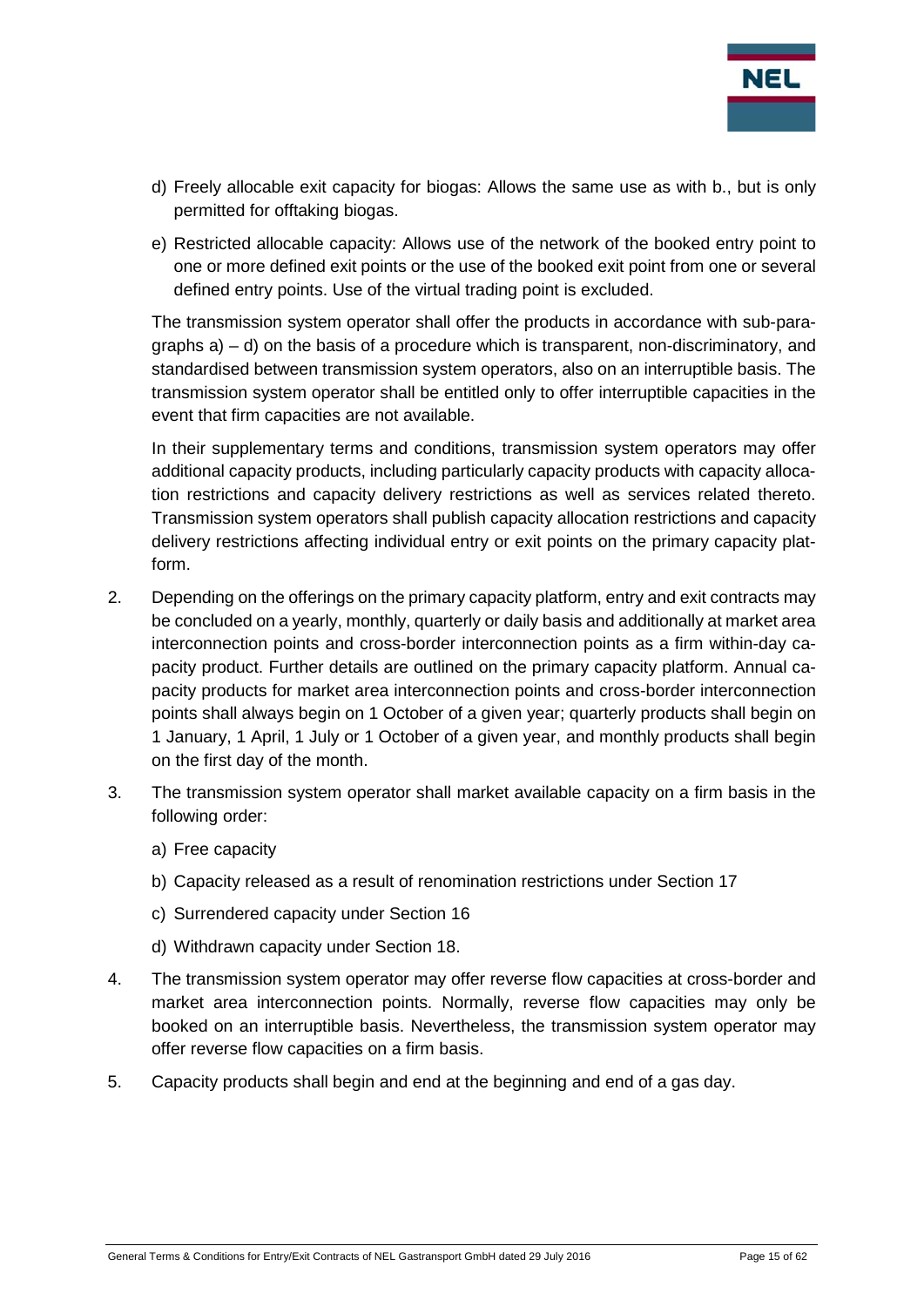d) Freely allocable exit capacity for biogas: Allows the same use as with b., but is only permitted for offtaking biogas.

e) Restricted allocable capacity: Allows use of the network of the booked entry point to one or more defined exit points or the use of the booked exit point from one or several defined entry points. Use of the virtual trading point is excluded.

The transmission system operator shall offer the products in accordance with sub-paragraphs a) – d) on the basis of a procedure which is transparent, non-discriminatory, and standardised between transmission system operators, also on an interruptible basis. The transmission system operator shall be entitled only to offer interruptible capacities in the event that firm capacities are not available.

In their supplementary terms and conditions, transmission system operators may offer additional capacity products, including particularly capacity products with capacity allocation restrictions and capacity delivery restrictions as well as services related thereto. Transmission system operators shall publish capacity allocation restrictions and capacity delivery restrictions affecting individual entry or exit points on the primary capacity platform.

2. Depending on the offerings on the primary capacity platform, entry and exit contracts may be concluded on a yearly, monthly, quarterly or daily basis and additionally at market area interconnection points and cross-border interconnection points as a firm within-day capacity product. Further details are outlined on the primary capacity platform. Annual capacity products for market area interconnection points and cross-border interconnection points shall always begin on 1 October of a given year; quarterly products shall begin on 1 January, 1 April, 1 July or 1 October of a given year, and monthly products shall begin on the first day of the month.

3. The transmission system operator shall market available capacity on a firm basis in the following order:

   a) Free capacity

   b) Capacity released as a result of renomination restrictions under Section 17

   c) Surrendered capacity under Section 16

   d) Withdrawn capacity under Section 18.

4. The transmission system operator may offer reverse flow capacities at cross-border and market area interconnection points. Normally, reverse flow capacities may only be booked on an interruptible basis. Nevertheless, the transmission system operator may offer reverse flow capacities on a firm basis.

5. Capacity products shall begin and end at the beginning and end of a gas day.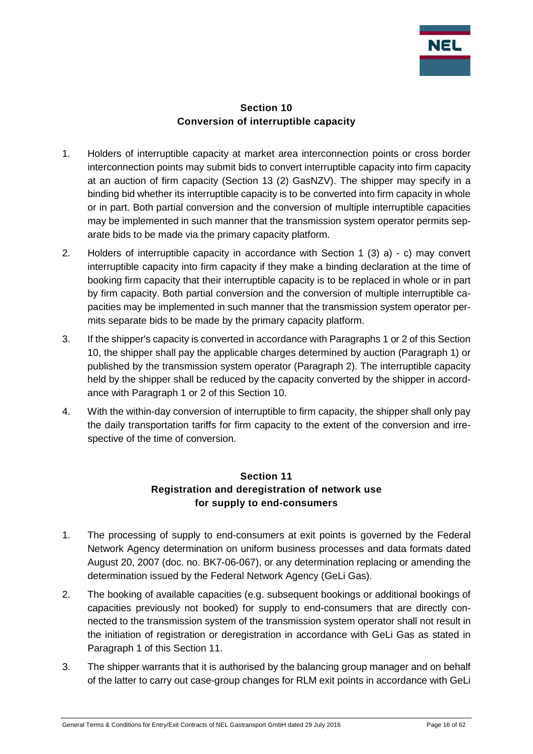## Section 10
## Conversion of interruptible capacity

1. Holders of interruptible capacity at market area interconnection points or cross border interconnection points may submit bids to convert interruptible capacity into firm capacity at an auction of firm capacity (Section 13 (2) GasNZV). The shipper may specify in a binding bid whether its interruptible capacity is to be converted into firm capacity in whole or in part. Both partial conversion and the conversion of multiple interruptible capacities may be implemented in such manner that the transmission system operator permits separate bids to be made via the primary capacity platform.
2. Holders of interruptible capacity in accordance with Section 1 (3) a) - c) may convert interruptible capacity into firm capacity if they make a binding declaration at the time of booking firm capacity that their interruptible capacity is to be replaced in whole or in part by firm capacity. Both partial conversion and the conversion of multiple interruptible capacities may be implemented in such manner that the transmission system operator permits separate bids to be made by the primary capacity platform.
3. If the shipper's capacity is converted in accordance with Paragraphs 1 or 2 of this Section 10, the shipper shall pay the applicable charges determined by auction (Paragraph 1) or published by the transmission system operator (Paragraph 2). The interruptible capacity held by the shipper shall be reduced by the capacity converted by the shipper in accordance with Paragraph 1 or 2 of this Section 10.
4. With the within-day conversion of interruptible to firm capacity, the shipper shall only pay the daily transportation tariffs for firm capacity to the extent of the conversion and irrespective of the time of conversion.

## Section 11
## Registration and deregistration of network use for supply to end-consumers

1. The processing of supply to end-consumers at exit points is governed by the Federal Network Agency determination on uniform business processes and data formats dated August 20, 2007 (doc. no. BK7-06-067), or any determination replacing or amending the determination issued by the Federal Network Agency (GeLi Gas).
2. The booking of available capacities (e.g. subsequent bookings or additional bookings of capacities previously not booked) for supply to end-consumers that are directly connected to the transmission system of the transmission system operator shall not result in the initiation of registration or deregistration in accordance with GeLi Gas as stated in Paragraph 1 of this Section 11.
3. The shipper warrants that it is authorised by the balancing group manager and on behalf of the latter to carry out case-group changes for RLM exit points in accordance with GeLi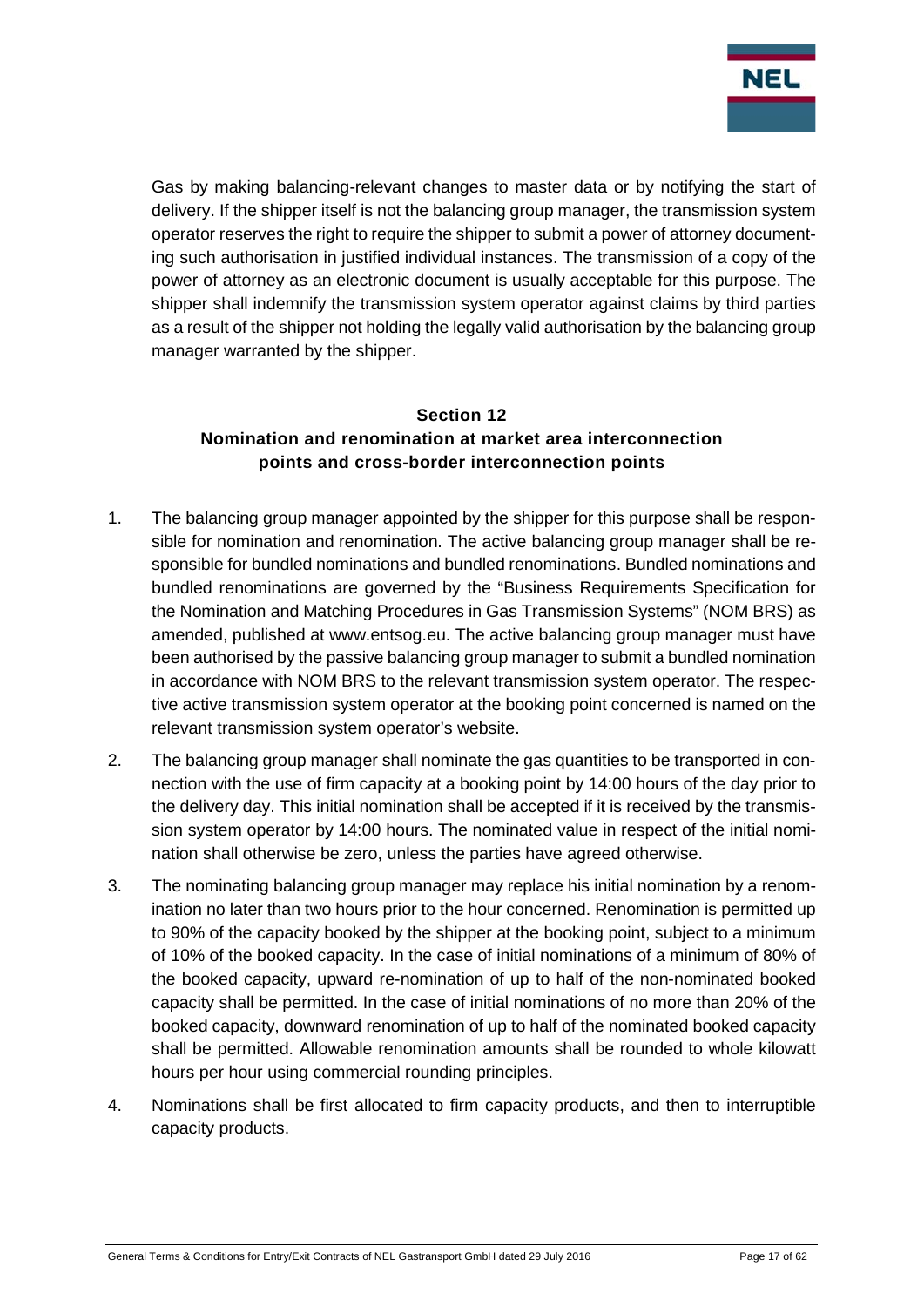Gas by making balancing-relevant changes to master data or by notifying the start of delivery. If the shipper itself is not the balancing group manager, the transmission system operator reserves the right to require the shipper to submit a power of attorney documenting such authorisation in justified individual instances. The transmission of a copy of the power of attorney as an electronic document is usually acceptable for this purpose. The shipper shall indemnify the transmission system operator against claims by third parties as a result of the shipper not holding the legally valid authorisation by the balancing group manager warranted by the shipper.

## Section 12
## Nomination and renomination at market area interconnection points and cross-border interconnection points

1. The balancing group manager appointed by the shipper for this purpose shall be responsible for nomination and renomination. The active balancing group manager shall be responsible for bundled nominations and bundled renominations. Bundled nominations and bundled renominations are governed by the "Business Requirements Specification for the Nomination and Matching Procedures in Gas Transmission Systems" (NOM BRS) as amended, published at www.entsog.eu. The active balancing group manager must have been authorised by the passive balancing group manager to submit a bundled nomination in accordance with NOM BRS to the relevant transmission system operator. The respective active transmission system operator at the booking point concerned is named on the relevant transmission system operator's website.
2. The balancing group manager shall nominate the gas quantities to be transported in connection with the use of firm capacity at a booking point by 14:00 hours of the day prior to the delivery day. This initial nomination shall be accepted if it is received by the transmission system operator by 14:00 hours. The nominated value in respect of the initial nomination shall otherwise be zero, unless the parties have agreed otherwise.
3. The nominating balancing group manager may replace his initial nomination by a renomination no later than two hours prior to the hour concerned. Renomination is permitted up to 90% of the capacity booked by the shipper at the booking point, subject to a minimum of 10% of the booked capacity. In the case of initial nominations of a minimum of 80% of the booked capacity, upward re-nomination of up to half of the non-nominated booked capacity shall be permitted. In the case of initial nominations of no more than 20% of the booked capacity, downward renomination of up to half of the nominated booked capacity shall be permitted. Allowable renomination amounts shall be rounded to whole kilowatt hours per hour using commercial rounding principles.
4. Nominations shall be first allocated to firm capacity products, and then to interruptible capacity products.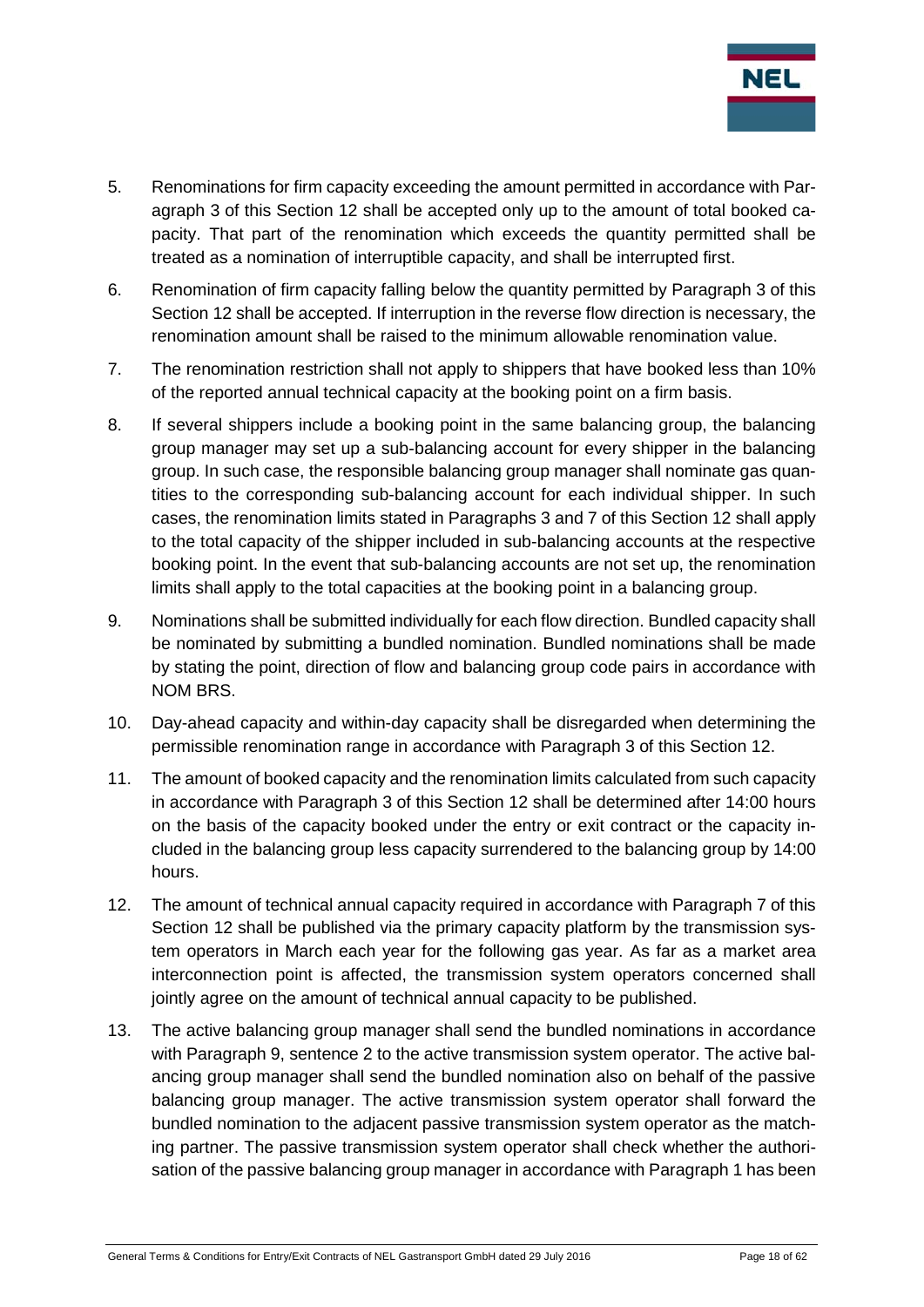5. Renominations for firm capacity exceeding the amount permitted in accordance with Paragraph 3 of this Section 12 shall be accepted only up to the amount of total booked capacity. That part of the renomination which exceeds the quantity permitted shall be treated as a nomination of interruptible capacity, and shall be interrupted first.

6. Renomination of firm capacity falling below the quantity permitted by Paragraph 3 of this Section 12 shall be accepted. If interruption in the reverse flow direction is necessary, the renomination amount shall be raised to the minimum allowable renomination value.

7. The renomination restriction shall not apply to shippers that have booked less than 10% of the reported annual technical capacity at the booking point on a firm basis.

8. If several shippers include a booking point in the same balancing group, the balancing group manager may set up a sub-balancing account for every shipper in the balancing group. In such case, the responsible balancing group manager shall nominate gas quantities to the corresponding sub-balancing account for each individual shipper. In such cases, the renomination limits stated in Paragraphs 3 and 7 of this Section 12 shall apply to the total capacity of the shipper included in sub-balancing accounts at the respective booking point. In the event that sub-balancing accounts are not set up, the renomination limits shall apply to the total capacities at the booking point in a balancing group.

9. Nominations shall be submitted individually for each flow direction. Bundled capacity shall be nominated by submitting a bundled nomination. Bundled nominations shall be made by stating the point, direction of flow and balancing group code pairs in accordance with NOM BRS.

10. Day-ahead capacity and within-day capacity shall be disregarded when determining the permissible renomination range in accordance with Paragraph 3 of this Section 12.

11. The amount of booked capacity and the renomination limits calculated from such capacity in accordance with Paragraph 3 of this Section 12 shall be determined after 14:00 hours on the basis of the capacity booked under the entry or exit contract or the capacity included in the balancing group less capacity surrendered to the balancing group by 14:00 hours.

12. The amount of technical annual capacity required in accordance with Paragraph 7 of this Section 12 shall be published via the primary capacity platform by the transmission system operators in March each year for the following gas year. As far as a market area interconnection point is affected, the transmission system operators concerned shall jointly agree on the amount of technical annual capacity to be published.

13. The active balancing group manager shall send the bundled nominations in accordance with Paragraph 9, sentence 2 to the active transmission system operator. The active balancing group manager shall send the bundled nomination also on behalf of the passive balancing group manager. The active transmission system operator shall forward the bundled nomination to the adjacent passive transmission system operator as the matching partner. The passive transmission system operator shall check whether the authorisation of the passive balancing group manager in accordance with Paragraph 1 has been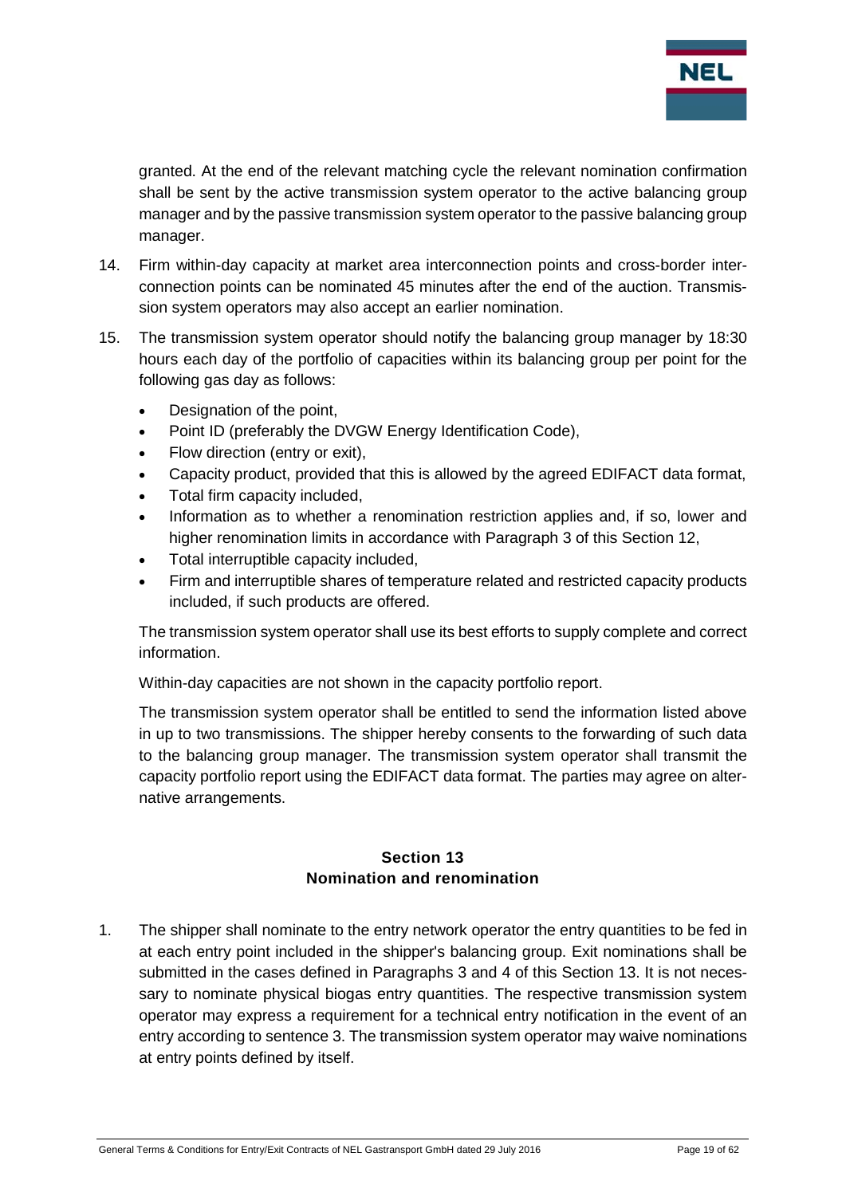granted. At the end of the relevant matching cycle the relevant nomination confirmation shall be sent by the active transmission system operator to the active balancing group manager and by the passive transmission system operator to the passive balancing group manager.

14. Firm within-day capacity at market area interconnection points and cross-border interconnection points can be nominated 45 minutes after the end of the auction. Transmission system operators may also accept an earlier nomination.

15. The transmission system operator should notify the balancing group manager by 18:30 hours each day of the portfolio of capacities within its balancing group per point for the following gas day as follows:

    - Designation of the point,
    - Point ID (preferably the DVGW Energy Identification Code),
    - Flow direction (entry or exit),
    - Capacity product, provided that this is allowed by the agreed EDIFACT data format,
    - Total firm capacity included,
    - Information as to whether a renomination restriction applies and, if so, lower and higher renomination limits in accordance with Paragraph 3 of this Section 12,
    - Total interruptible capacity included,
    - Firm and interruptible shares of temperature related and restricted capacity products included, if such products are offered.

    The transmission system operator shall use its best efforts to supply complete and correct information.

    Within-day capacities are not shown in the capacity portfolio report.

    The transmission system operator shall be entitled to send the information listed above in up to two transmissions. The shipper hereby consents to the forwarding of such data to the balancing group manager. The transmission system operator shall transmit the capacity portfolio report using the EDIFACT data format. The parties may agree on alternative arrangements.

## Section 13
## Nomination and renomination

1. The shipper shall nominate to the entry network operator the entry quantities to be fed in at each entry point included in the shipper's balancing group. Exit nominations shall be submitted in the cases defined in Paragraphs 3 and 4 of this Section 13. It is not necessary to nominate physical biogas entry quantities. The respective transmission system operator may express a requirement for a technical entry notification in the event of an entry according to sentence 3. The transmission system operator may waive nominations at entry points defined by itself.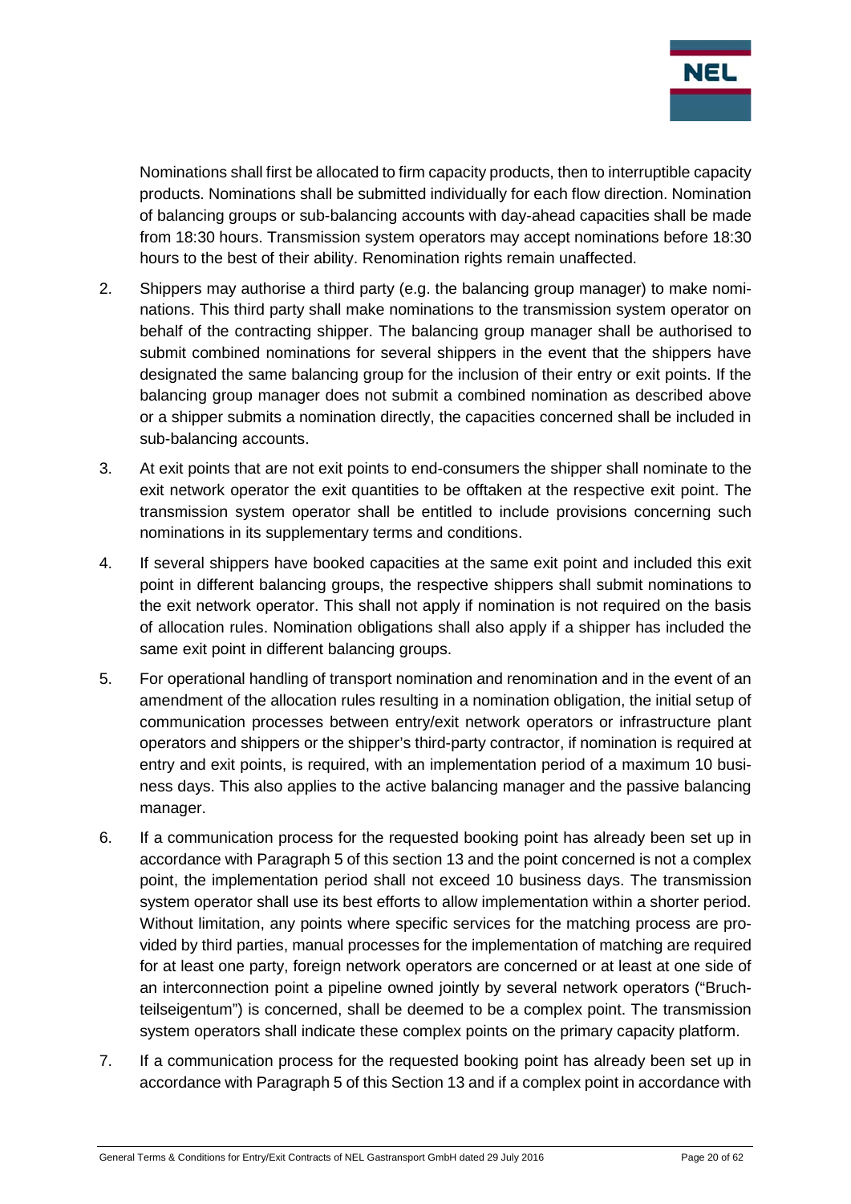Nominations shall first be allocated to firm capacity products, then to interruptible capacity products. Nominations shall be submitted individually for each flow direction. Nomination of balancing groups or sub-balancing accounts with day-ahead capacities shall be made from 18:30 hours. Transmission system operators may accept nominations before 18:30 hours to the best of their ability. Renomination rights remain unaffected.

2. Shippers may authorise a third party (e.g. the balancing group manager) to make nominations. This third party shall make nominations to the transmission system operator on behalf of the contracting shipper. The balancing group manager shall be authorised to submit combined nominations for several shippers in the event that the shippers have designated the same balancing group for the inclusion of their entry or exit points. If the balancing group manager does not submit a combined nomination as described above or a shipper submits a nomination directly, the capacities concerned shall be included in sub-balancing accounts.

3. At exit points that are not exit points to end-consumers the shipper shall nominate to the exit network operator the exit quantities to be offtaken at the respective exit point. The transmission system operator shall be entitled to include provisions concerning such nominations in its supplementary terms and conditions.

4. If several shippers have booked capacities at the same exit point and included this exit point in different balancing groups, the respective shippers shall submit nominations to the exit network operator. This shall not apply if nomination is not required on the basis of allocation rules. Nomination obligations shall also apply if a shipper has included the same exit point in different balancing groups.

5. For operational handling of transport nomination and renomination and in the event of an amendment of the allocation rules resulting in a nomination obligation, the initial setup of communication processes between entry/exit network operators or infrastructure plant operators and shippers or the shipper's third-party contractor, if nomination is required at entry and exit points, is required, with an implementation period of a maximum 10 business days. This also applies to the active balancing manager and the passive balancing manager.

6. If a communication process for the requested booking point has already been set up in accordance with Paragraph 5 of this section 13 and the point concerned is not a complex point, the implementation period shall not exceed 10 business days. The transmission system operator shall use its best efforts to allow implementation within a shorter period. Without limitation, any points where specific services for the matching process are provided by third parties, manual processes for the implementation of matching are required for at least one party, foreign network operators are concerned or at least at one side of an interconnection point a pipeline owned jointly by several network operators ("Bruchteilseigentum") is concerned, shall be deemed to be a complex point. The transmission system operators shall indicate these complex points on the primary capacity platform.

7. If a communication process for the requested booking point has already been set up in accordance with Paragraph 5 of this Section 13 and if a complex point in accordance with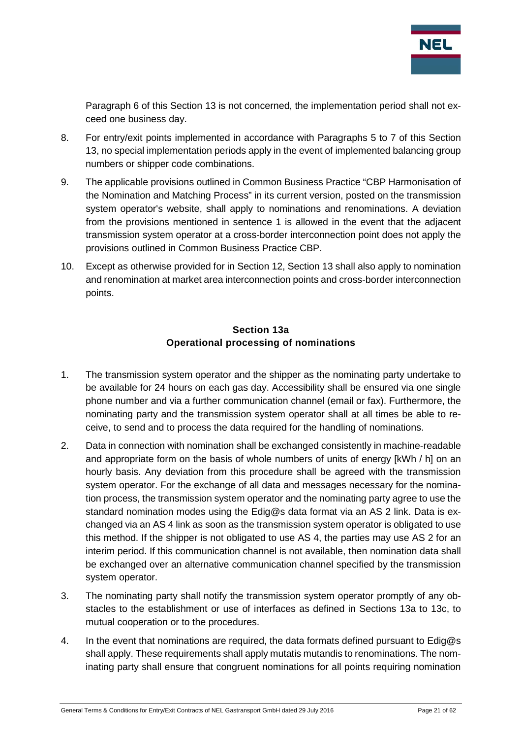Paragraph 6 of this Section 13 is not concerned, the implementation period shall not exceed one business day.

8. For entry/exit points implemented in accordance with Paragraphs 5 to 7 of this Section 13, no special implementation periods apply in the event of implemented balancing group numbers or shipper code combinations.

9. The applicable provisions outlined in Common Business Practice "CBP Harmonisation of the Nomination and Matching Process" in its current version, posted on the transmission system operator's website, shall apply to nominations and renominations. A deviation from the provisions mentioned in sentence 1 is allowed in the event that the adjacent transmission system operator at a cross-border interconnection point does not apply the provisions outlined in Common Business Practice CBP.

10. Except as otherwise provided for in Section 12, Section 13 shall also apply to nomination and renomination at market area interconnection points and cross-border interconnection points.

## Section 13a
## Operational processing of nominations

1. The transmission system operator and the shipper as the nominating party undertake to be available for 24 hours on each gas day. Accessibility shall be ensured via one single phone number and via a further communication channel (email or fax). Furthermore, the nominating party and the transmission system operator shall at all times be able to receive, to send and to process the data required for the handling of nominations.

2. Data in connection with nomination shall be exchanged consistently in machine-readable and appropriate form on the basis of whole numbers of units of energy [kWh / h] on an hourly basis. Any deviation from this procedure shall be agreed with the transmission system operator. For the exchange of all data and messages necessary for the nomination process, the transmission system operator and the nominating party agree to use the standard nomination modes using the Edig@s data format via an AS 2 link. Data is exchanged via an AS 4 link as soon as the transmission system operator is obligated to use this method. If the shipper is not obligated to use AS 4, the parties may use AS 2 for an interim period. If this communication channel is not available, then nomination data shall be exchanged over an alternative communication channel specified by the transmission system operator.

3. The nominating party shall notify the transmission system operator promptly of any obstacles to the establishment or use of interfaces as defined in Sections 13a to 13c, to mutual cooperation or to the procedures.

4. In the event that nominations are required, the data formats defined pursuant to Edig@s shall apply. These requirements shall apply mutatis mutandis to renominations. The nominating party shall ensure that congruent nominations for all points requiring nomination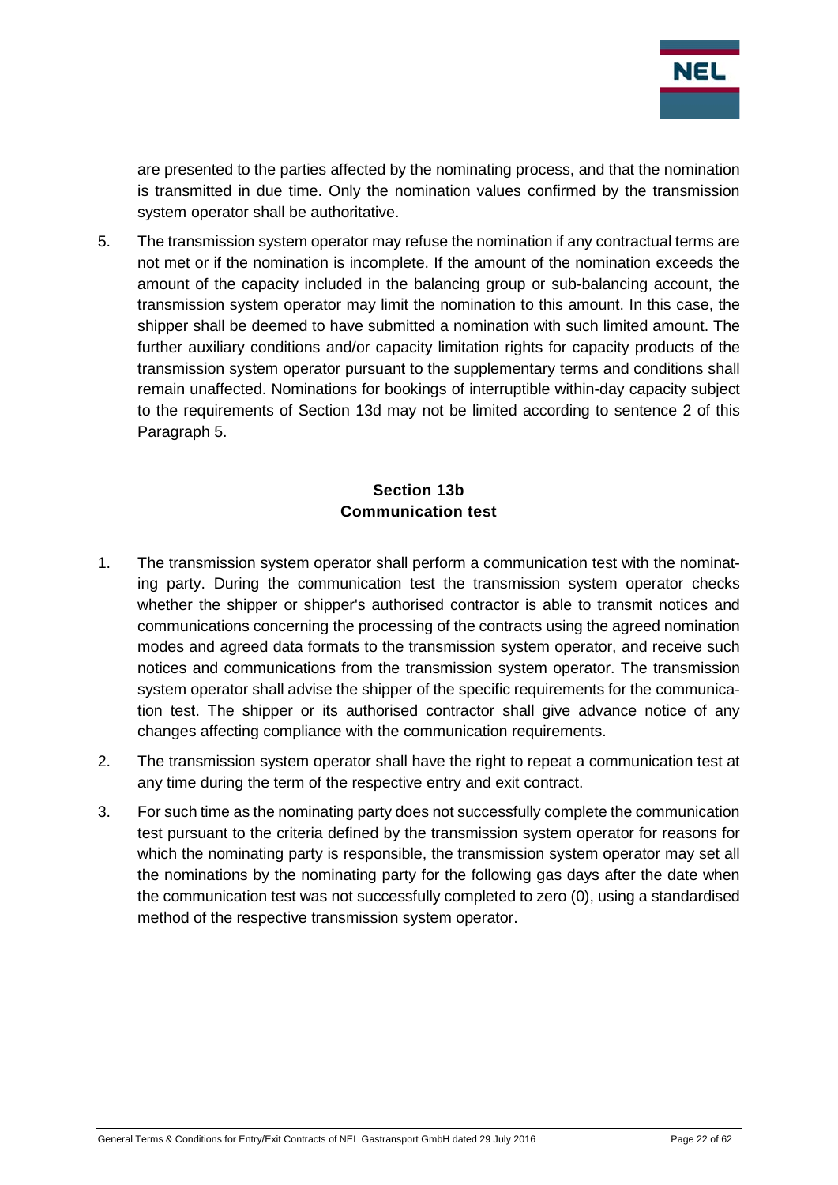are presented to the parties affected by the nominating process, and that the nomination is transmitted in due time. Only the nomination values confirmed by the transmission system operator shall be authoritative.

5. The transmission system operator may refuse the nomination if any contractual terms are not met or if the nomination is incomplete. If the amount of the nomination exceeds the amount of the capacity included in the balancing group or sub-balancing account, the transmission system operator may limit the nomination to this amount. In this case, the shipper shall be deemed to have submitted a nomination with such limited amount. The further auxiliary conditions and/or capacity limitation rights for capacity products of the transmission system operator pursuant to the supplementary terms and conditions shall remain unaffected. Nominations for bookings of interruptible within-day capacity subject to the requirements of Section 13d may not be limited according to sentence 2 of this Paragraph 5.

## Section 13b
## Communication test

1. The transmission system operator shall perform a communication test with the nominating party. During the communication test the transmission system operator checks whether the shipper or shipper's authorised contractor is able to transmit notices and communications concerning the processing of the contracts using the agreed nomination modes and agreed data formats to the transmission system operator, and receive such notices and communications from the transmission system operator. The transmission system operator shall advise the shipper of the specific requirements for the communication test. The shipper or its authorised contractor shall give advance notice of any changes affecting compliance with the communication requirements.

2. The transmission system operator shall have the right to repeat a communication test at any time during the term of the respective entry and exit contract.

3. For such time as the nominating party does not successfully complete the communication test pursuant to the criteria defined by the transmission system operator for reasons for which the nominating party is responsible, the transmission system operator may set all the nominations by the nominating party for the following gas days after the date when the communication test was not successfully completed to zero (0), using a standardised method of the respective transmission system operator.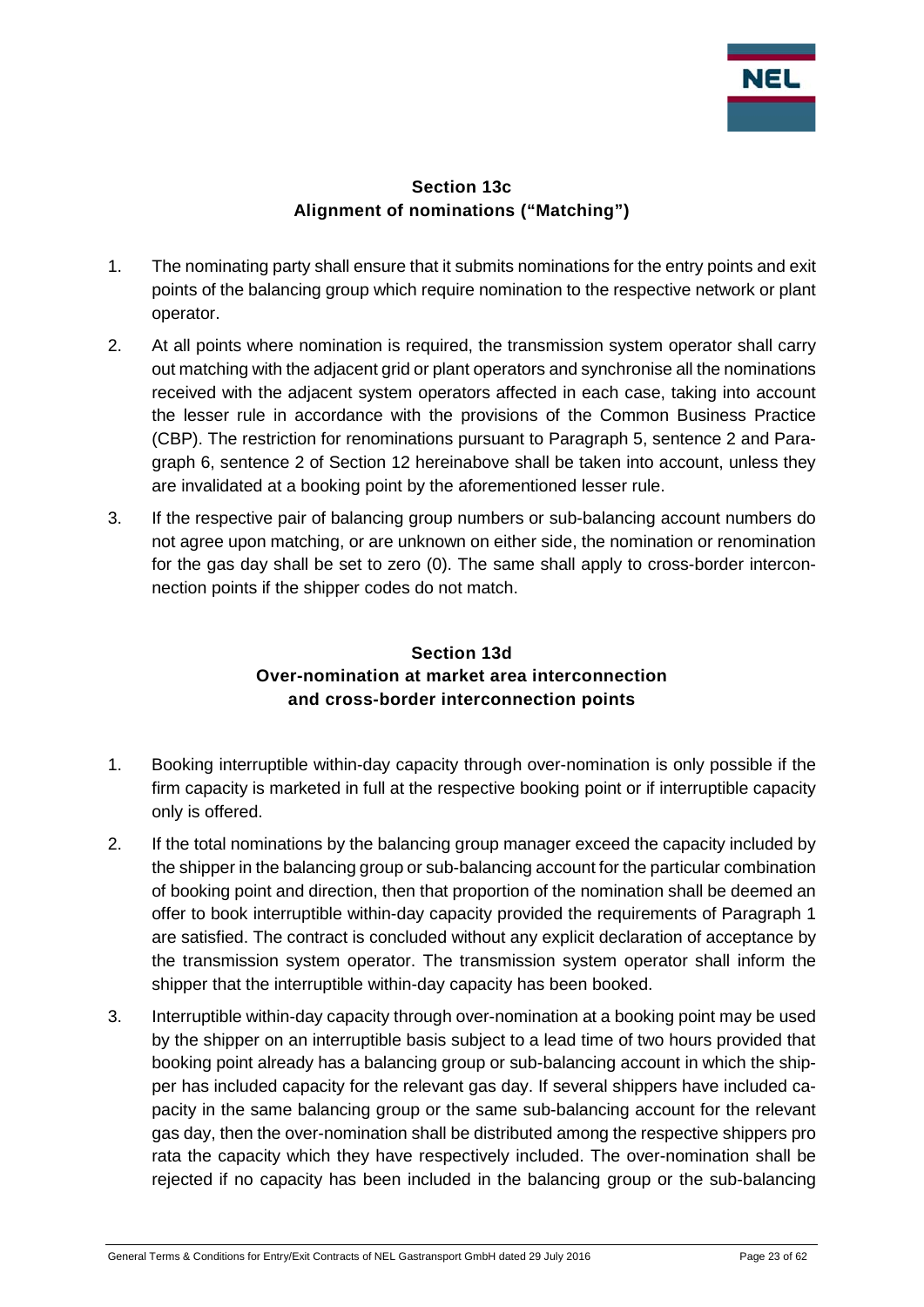## Section 13c
## Alignment of nominations ("Matching")

1. The nominating party shall ensure that it submits nominations for the entry points and exit points of the balancing group which require nomination to the respective network or plant operator.
2. At all points where nomination is required, the transmission system operator shall carry out matching with the adjacent grid or plant operators and synchronise all the nominations received with the adjacent system operators affected in each case, taking into account the lesser rule in accordance with the provisions of the Common Business Practice (CBP). The restriction for renominations pursuant to Paragraph 5, sentence 2 and Paragraph 6, sentence 2 of Section 12 hereinabove shall be taken into account, unless they are invalidated at a booking point by the aforementioned lesser rule.
3. If the respective pair of balancing group numbers or sub-balancing account numbers do not agree upon matching, or are unknown on either side, the nomination or renomination for the gas day shall be set to zero (0). The same shall apply to cross-border interconnection points if the shipper codes do not match.

## Section 13d
## Over-nomination at market area interconnection and cross-border interconnection points

1. Booking interruptible within-day capacity through over-nomination is only possible if the firm capacity is marketed in full at the respective booking point or if interruptible capacity only is offered.
2. If the total nominations by the balancing group manager exceed the capacity included by the shipper in the balancing group or sub-balancing account for the particular combination of booking point and direction, then that proportion of the nomination shall be deemed an offer to book interruptible within-day capacity provided the requirements of Paragraph 1 are satisfied. The contract is concluded without any explicit declaration of acceptance by the transmission system operator. The transmission system operator shall inform the shipper that the interruptible within-day capacity has been booked.
3. Interruptible within-day capacity through over-nomination at a booking point may be used by the shipper on an interruptible basis subject to a lead time of two hours provided that booking point already has a balancing group or sub-balancing account in which the shipper has included capacity for the relevant gas day. If several shippers have included capacity in the same balancing group or the same sub-balancing account for the relevant gas day, then the over-nomination shall be distributed among the respective shippers pro rata the capacity which they have respectively included. The over-nomination shall be rejected if no capacity has been included in the balancing group or the sub-balancing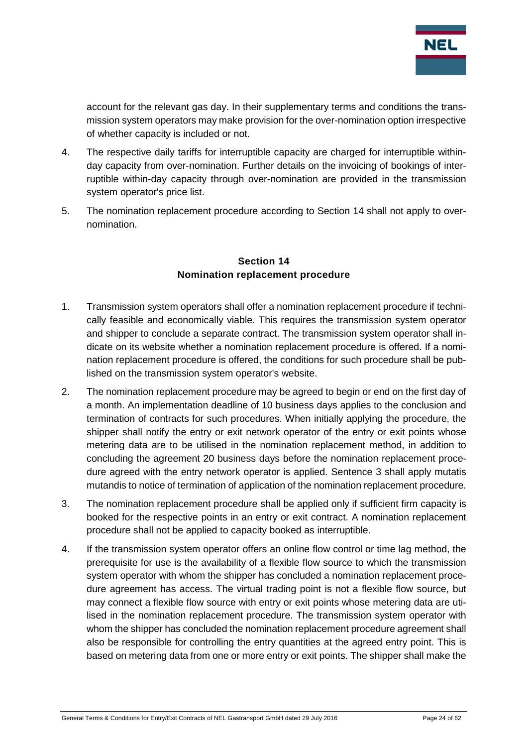account for the relevant gas day. In their supplementary terms and conditions the transmission system operators may make provision for the over-nomination option irrespective of whether capacity is included or not.

4. The respective daily tariffs for interruptible capacity are charged for interruptible within-day capacity from over-nomination. Further details on the invoicing of bookings of interruptible within-day capacity through over-nomination are provided in the transmission system operator's price list.

5. The nomination replacement procedure according to Section 14 shall not apply to over-nomination.

## Section 14
## Nomination replacement procedure

1. Transmission system operators shall offer a nomination replacement procedure if technically feasible and economically viable. This requires the transmission system operator and shipper to conclude a separate contract. The transmission system operator shall indicate on its website whether a nomination replacement procedure is offered. If a nomination replacement procedure is offered, the conditions for such procedure shall be published on the transmission system operator's website.

2. The nomination replacement procedure may be agreed to begin or end on the first day of a month. An implementation deadline of 10 business days applies to the conclusion and termination of contracts for such procedures. When initially applying the procedure, the shipper shall notify the entry or exit network operator of the entry or exit points whose metering data are to be utilised in the nomination replacement method, in addition to concluding the agreement 20 business days before the nomination replacement procedure agreed with the entry network operator is applied. Sentence 3 shall apply mutatis mutandis to notice of termination of application of the nomination replacement procedure.

3. The nomination replacement procedure shall be applied only if sufficient firm capacity is booked for the respective points in an entry or exit contract. A nomination replacement procedure shall not be applied to capacity booked as interruptible.

4. If the transmission system operator offers an online flow control or time lag method, the prerequisite for use is the availability of a flexible flow source to which the transmission system operator with whom the shipper has concluded a nomination replacement procedure agreement has access. The virtual trading point is not a flexible flow source, but may connect a flexible flow source with entry or exit points whose metering data are utilised in the nomination replacement procedure. The transmission system operator with whom the shipper has concluded the nomination replacement procedure agreement shall also be responsible for controlling the entry quantities at the agreed entry point. This is based on metering data from one or more entry or exit points. The shipper shall make the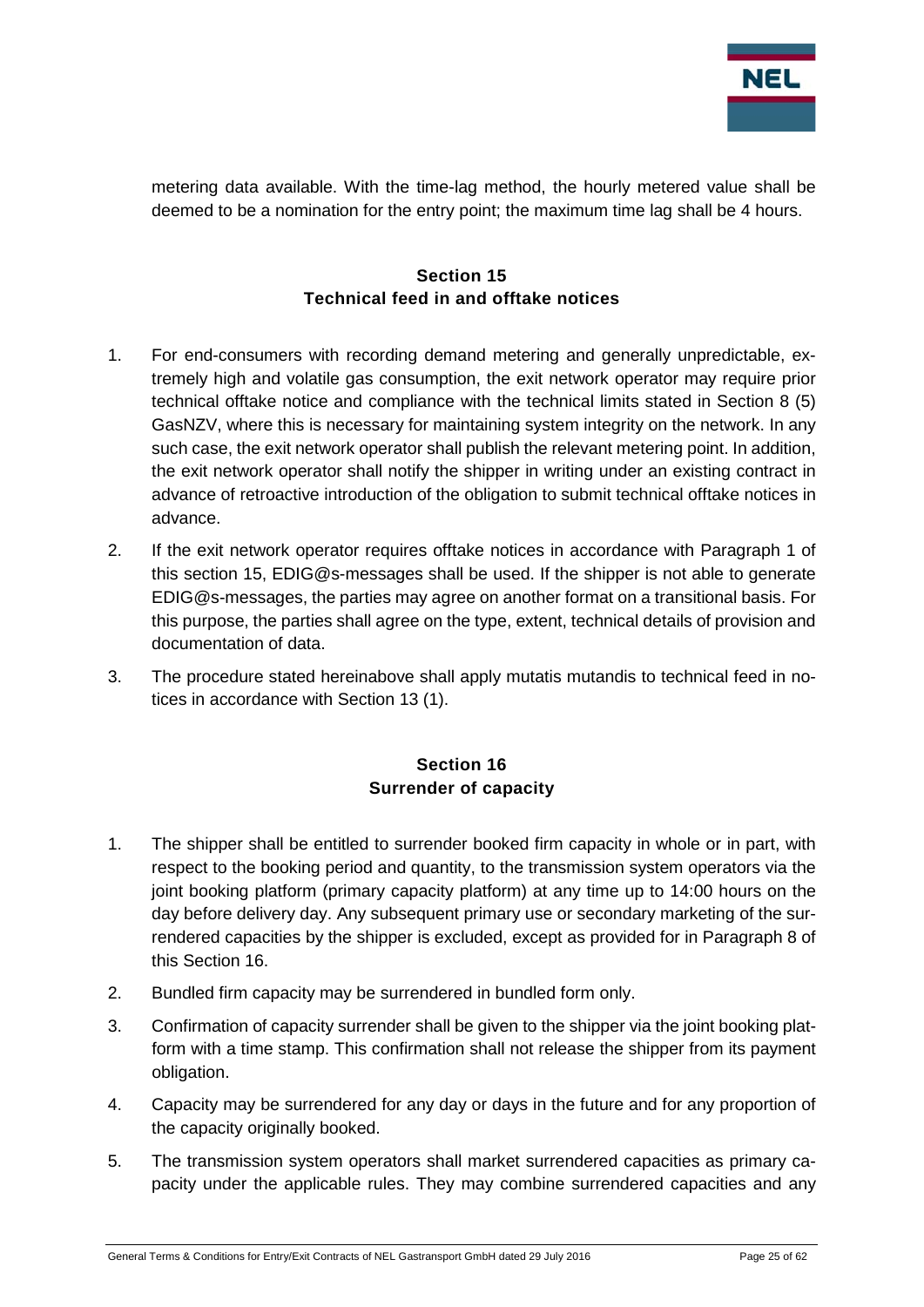metering data available. With the time-lag method, the hourly metered value shall be deemed to be a nomination for the entry point; the maximum time lag shall be 4 hours.

## Section 15
## Technical feed in and offtake notices

1. For end-consumers with recording demand metering and generally unpredictable, extremely high and volatile gas consumption, the exit network operator may require prior technical offtake notice and compliance with the technical limits stated in Section 8 (5) GasNZV, where this is necessary for maintaining system integrity on the network. In any such case, the exit network operator shall publish the relevant metering point. In addition, the exit network operator shall notify the shipper in writing under an existing contract in advance of retroactive introduction of the obligation to submit technical offtake notices in advance.
2. If the exit network operator requires offtake notices in accordance with Paragraph 1 of this section 15, EDIG@s-messages shall be used. If the shipper is not able to generate EDIG@s-messages, the parties may agree on another format on a transitional basis. For this purpose, the parties shall agree on the type, extent, technical details of provision and documentation of data.
3. The procedure stated hereinabove shall apply mutatis mutandis to technical feed in notices in accordance with Section 13 (1).

## Section 16
## Surrender of capacity

1. The shipper shall be entitled to surrender booked firm capacity in whole or in part, with respect to the booking period and quantity, to the transmission system operators via the joint booking platform (primary capacity platform) at any time up to 14:00 hours on the day before delivery day. Any subsequent primary use or secondary marketing of the surrendered capacities by the shipper is excluded, except as provided for in Paragraph 8 of this Section 16.
2. Bundled firm capacity may be surrendered in bundled form only.
3. Confirmation of capacity surrender shall be given to the shipper via the joint booking platform with a time stamp. This confirmation shall not release the shipper from its payment obligation.
4. Capacity may be surrendered for any day or days in the future and for any proportion of the capacity originally booked.
5. The transmission system operators shall market surrendered capacities as primary capacity under the applicable rules. They may combine surrendered capacities and any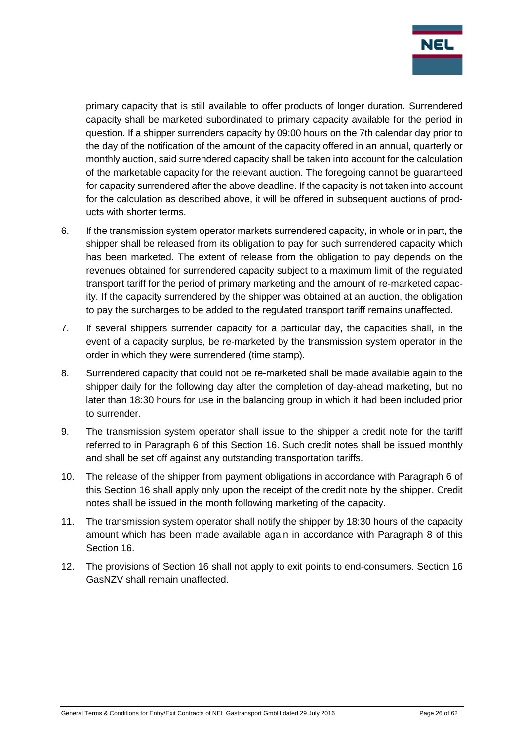primary capacity that is still available to offer products of longer duration. Surrendered capacity shall be marketed subordinated to primary capacity available for the period in question. If a shipper surrenders capacity by 09:00 hours on the 7th calendar day prior to the day of the notification of the amount of the capacity offered in an annual, quarterly or monthly auction, said surrendered capacity shall be taken into account for the calculation of the marketable capacity for the relevant auction. The foregoing cannot be guaranteed for capacity surrendered after the above deadline. If the capacity is not taken into account for the calculation as described above, it will be offered in subsequent auctions of products with shorter terms.

6. If the transmission system operator markets surrendered capacity, in whole or in part, the shipper shall be released from its obligation to pay for such surrendered capacity which has been marketed. The extent of release from the obligation to pay depends on the revenues obtained for surrendered capacity subject to a maximum limit of the regulated transport tariff for the period of primary marketing and the amount of re-marketed capacity. If the capacity surrendered by the shipper was obtained at an auction, the obligation to pay the surcharges to be added to the regulated transport tariff remains unaffected.

7. If several shippers surrender capacity for a particular day, the capacities shall, in the event of a capacity surplus, be re-marketed by the transmission system operator in the order in which they were surrendered (time stamp).

8. Surrendered capacity that could not be re-marketed shall be made available again to the shipper daily for the following day after the completion of day-ahead marketing, but no later than 18:30 hours for use in the balancing group in which it had been included prior to surrender.

9. The transmission system operator shall issue to the shipper a credit note for the tariff referred to in Paragraph 6 of this Section 16. Such credit notes shall be issued monthly and shall be set off against any outstanding transportation tariffs.

10. The release of the shipper from payment obligations in accordance with Paragraph 6 of this Section 16 shall apply only upon the receipt of the credit note by the shipper. Credit notes shall be issued in the month following marketing of the capacity.

11. The transmission system operator shall notify the shipper by 18:30 hours of the capacity amount which has been made available again in accordance with Paragraph 8 of this Section 16.

12. The provisions of Section 16 shall not apply to exit points to end-consumers. Section 16 GasNZV shall remain unaffected.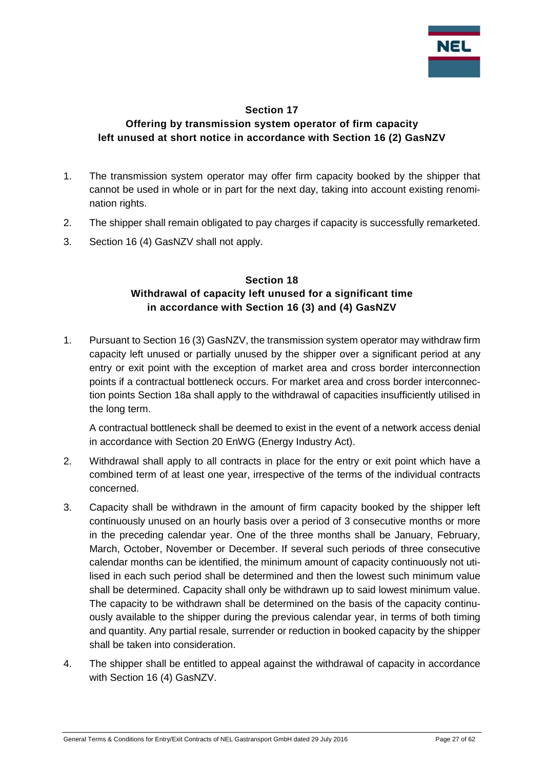## Section 17
## Offering by transmission system operator of firm capacity left unused at short notice in accordance with Section 16 (2) GasNZV

1. The transmission system operator may offer firm capacity booked by the shipper that cannot be used in whole or in part for the next day, taking into account existing renomination rights.
2. The shipper shall remain obligated to pay charges if capacity is successfully remarketed.
3. Section 16 (4) GasNZV shall not apply.

## Section 18
## Withdrawal of capacity left unused for a significant time in accordance with Section 16 (3) and (4) GasNZV

1. Pursuant to Section 16 (3) GasNZV, the transmission system operator may withdraw firm capacity left unused or partially unused by the shipper over a significant period at any entry or exit point with the exception of market area and cross border interconnection points if a contractual bottleneck occurs. For market area and cross border interconnection points Section 18a shall apply to the withdrawal of capacities insufficiently utilised in the long term.

   A contractual bottleneck shall be deemed to exist in the event of a network access denial in accordance with Section 20 EnWG (Energy Industry Act).

2. Withdrawal shall apply to all contracts in place for the entry or exit point which have a combined term of at least one year, irrespective of the terms of the individual contracts concerned.
3. Capacity shall be withdrawn in the amount of firm capacity booked by the shipper left continuously unused on an hourly basis over a period of 3 consecutive months or more in the preceding calendar year. One of the three months shall be January, February, March, October, November or December. If several such periods of three consecutive calendar months can be identified, the minimum amount of capacity continuously not utilised in each such period shall be determined and then the lowest such minimum value shall be determined. Capacity shall only be withdrawn up to said lowest minimum value. The capacity to be withdrawn shall be determined on the basis of the capacity continuously available to the shipper during the previous calendar year, in terms of both timing and quantity. Any partial resale, surrender or reduction in booked capacity by the shipper shall be taken into consideration.
4. The shipper shall be entitled to appeal against the withdrawal of capacity in accordance with Section 16 (4) GasNZV.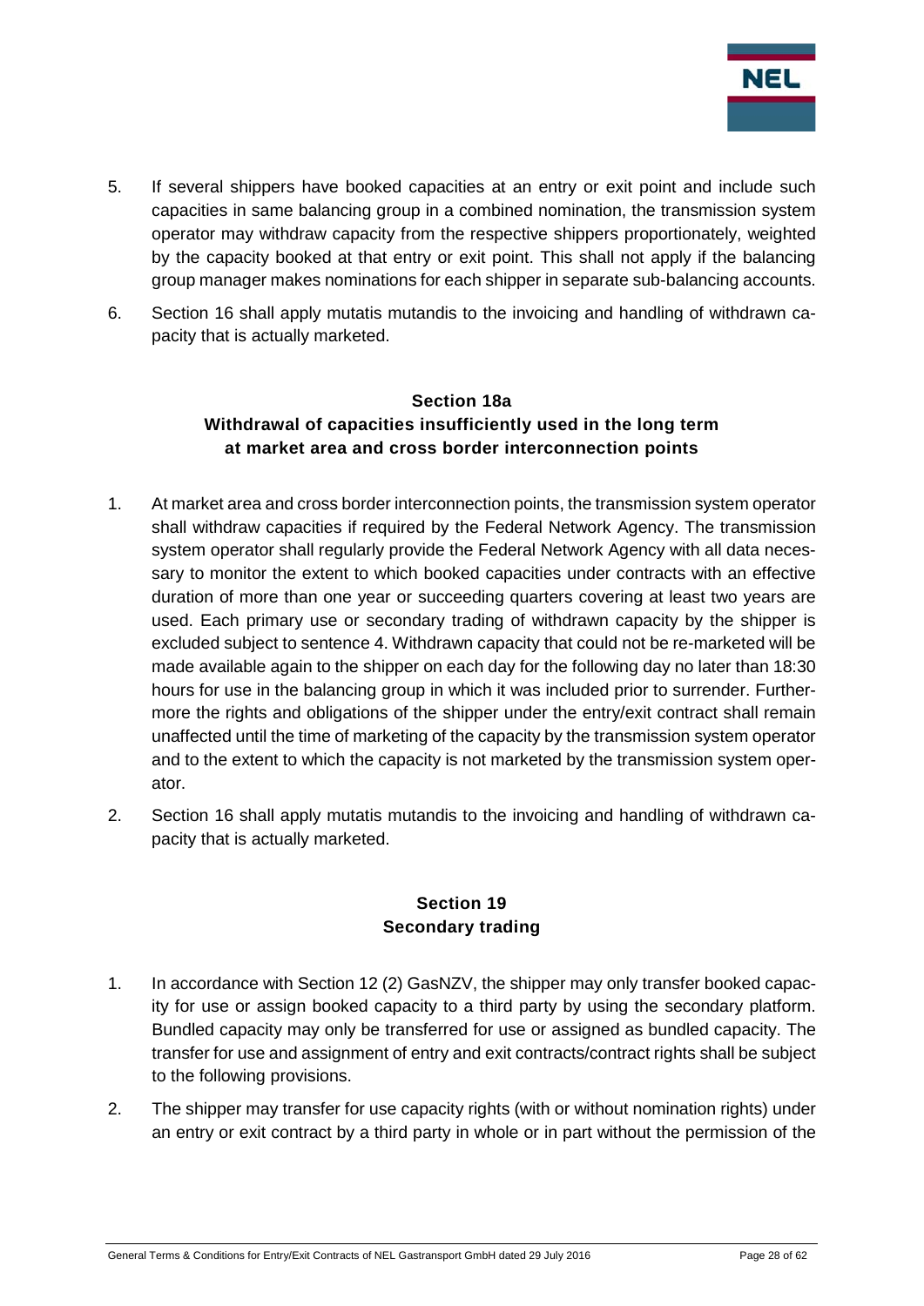5. If several shippers have booked capacities at an entry or exit point and include such capacities in same balancing group in a combined nomination, the transmission system operator may withdraw capacity from the respective shippers proportionately, weighted by the capacity booked at that entry or exit point. This shall not apply if the balancing group manager makes nominations for each shipper in separate sub-balancing accounts.

6. Section 16 shall apply mutatis mutandis to the invoicing and handling of withdrawn capacity that is actually marketed.

## Section 18a
## Withdrawal of capacities insufficiently used in the long term at market area and cross border interconnection points

1. At market area and cross border interconnection points, the transmission system operator shall withdraw capacities if required by the Federal Network Agency. The transmission system operator shall regularly provide the Federal Network Agency with all data necessary to monitor the extent to which booked capacities under contracts with an effective duration of more than one year or succeeding quarters covering at least two years are used. Each primary use or secondary trading of withdrawn capacity by the shipper is excluded subject to sentence 4. Withdrawn capacity that could not be re-marketed will be made available again to the shipper on each day for the following day no later than 18:30 hours for use in the balancing group in which it was included prior to surrender. Furthermore the rights and obligations of the shipper under the entry/exit contract shall remain unaffected until the time of marketing of the capacity by the transmission system operator and to the extent to which the capacity is not marketed by the transmission system operator.

2. Section 16 shall apply mutatis mutandis to the invoicing and handling of withdrawn capacity that is actually marketed.

## Section 19
## Secondary trading

1. In accordance with Section 12 (2) GasNZV, the shipper may only transfer booked capacity for use or assign booked capacity to a third party by using the secondary platform. Bundled capacity may only be transferred for use or assigned as bundled capacity. The transfer for use and assignment of entry and exit contracts/contract rights shall be subject to the following provisions.

2. The shipper may transfer for use capacity rights (with or without nomination rights) under an entry or exit contract by a third party in whole or in part without the permission of the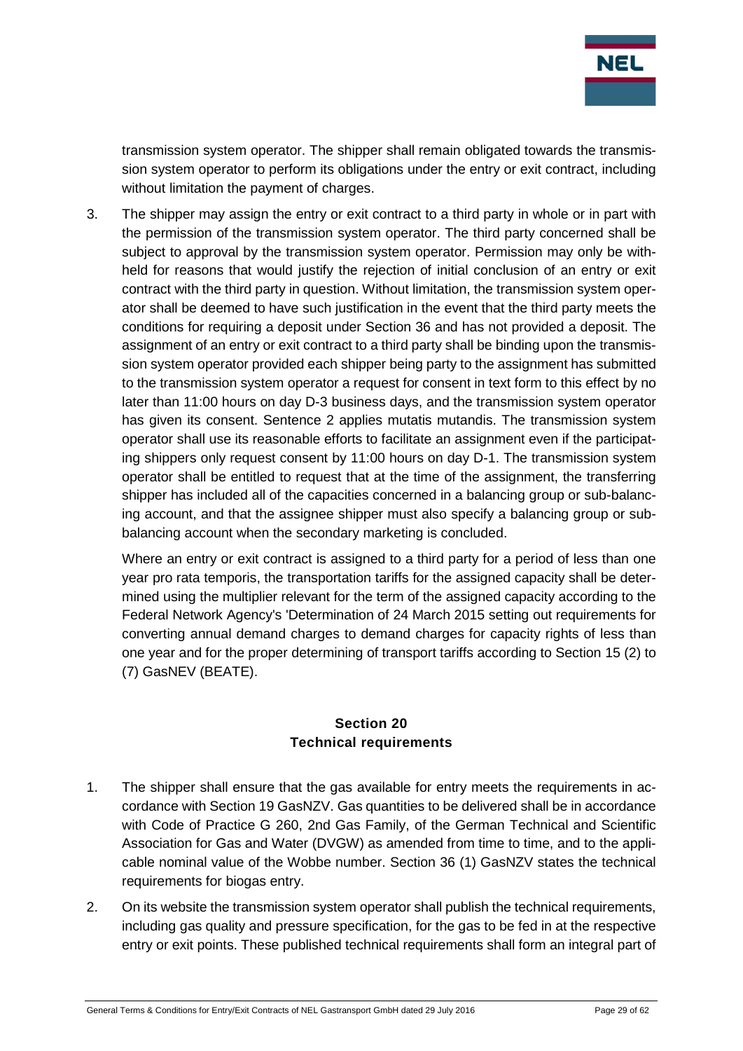transmission system operator. The shipper shall remain obligated towards the transmission system operator to perform its obligations under the entry or exit contract, including without limitation the payment of charges.

3. The shipper may assign the entry or exit contract to a third party in whole or in part with the permission of the transmission system operator. The third party concerned shall be subject to approval by the transmission system operator. Permission may only be withheld for reasons that would justify the rejection of initial conclusion of an entry or exit contract with the third party in question. Without limitation, the transmission system operator shall be deemed to have such justification in the event that the third party meets the conditions for requiring a deposit under Section 36 and has not provided a deposit. The assignment of an entry or exit contract to a third party shall be binding upon the transmission system operator provided each shipper being party to the assignment has submitted to the transmission system operator a request for consent in text form to this effect by no later than 11:00 hours on day D-3 business days, and the transmission system operator has given its consent. Sentence 2 applies mutatis mutandis. The transmission system operator shall use its reasonable efforts to facilitate an assignment even if the participating shippers only request consent by 11:00 hours on day D-1. The transmission system operator shall be entitled to request that at the time of the assignment, the transferring shipper has included all of the capacities concerned in a balancing group or sub-balancing account, and that the assignee shipper must also specify a balancing group or sub-balancing account when the secondary marketing is concluded.

   Where an entry or exit contract is assigned to a third party for a period of less than one year pro rata temporis, the transportation tariffs for the assigned capacity shall be determined using the multiplier relevant for the term of the assigned capacity according to the Federal Network Agency's 'Determination of 24 March 2015 setting out requirements for converting annual demand charges to demand charges for capacity rights of less than one year and for the proper determining of transport tariffs according to Section 15 (2) to (7) GasNEV (BEATE).

## Section 20
## Technical requirements

1. The shipper shall ensure that the gas available for entry meets the requirements in accordance with Section 19 GasNZV. Gas quantities to be delivered shall be in accordance with Code of Practice G 260, 2nd Gas Family, of the German Technical and Scientific Association for Gas and Water (DVGW) as amended from time to time, and to the applicable nominal value of the Wobbe number. Section 36 (1) GasNZV states the technical requirements for biogas entry.

2. On its website the transmission system operator shall publish the technical requirements, including gas quality and pressure specification, for the gas to be fed in at the respective entry or exit points. These published technical requirements shall form an integral part of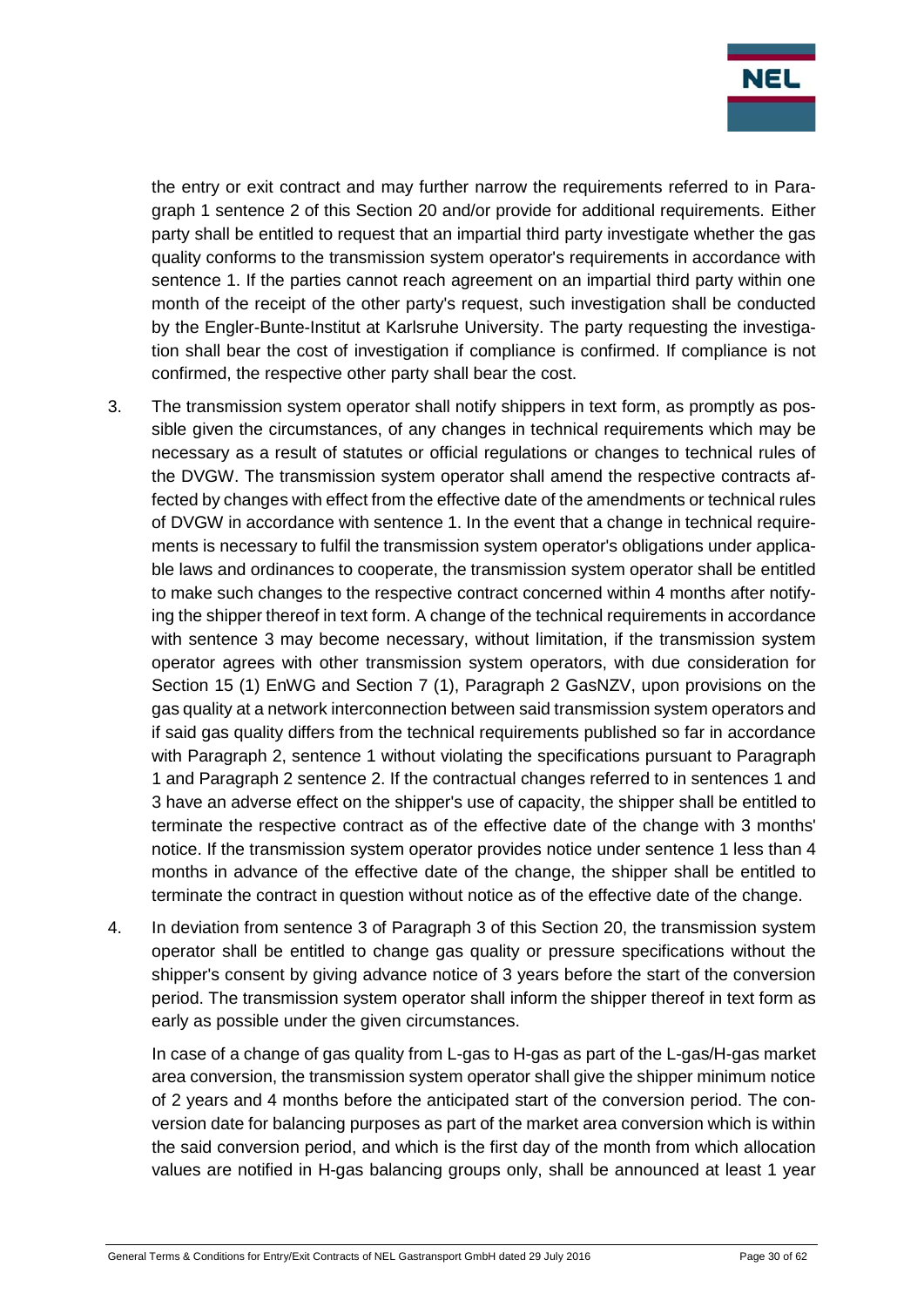the entry or exit contract and may further narrow the requirements referred to in Paragraph 1 sentence 2 of this Section 20 and/or provide for additional requirements. Either party shall be entitled to request that an impartial third party investigate whether the gas quality conforms to the transmission system operator's requirements in accordance with sentence 1. If the parties cannot reach agreement on an impartial third party within one month of the receipt of the other party's request, such investigation shall be conducted by the Engler-Bunte-Institut at Karlsruhe University. The party requesting the investigation shall bear the cost of investigation if compliance is confirmed. If compliance is not confirmed, the respective other party shall bear the cost.

3. The transmission system operator shall notify shippers in text form, as promptly as possible given the circumstances, of any changes in technical requirements which may be necessary as a result of statutes or official regulations or changes to technical rules of the DVGW. The transmission system operator shall amend the respective contracts affected by changes with effect from the effective date of the amendments or technical rules of DVGW in accordance with sentence 1. In the event that a change in technical requirements is necessary to fulfil the transmission system operator's obligations under applicable laws and ordinances to cooperate, the transmission system operator shall be entitled to make such changes to the respective contract concerned within 4 months after notifying the shipper thereof in text form. A change of the technical requirements in accordance with sentence 3 may become necessary, without limitation, if the transmission system operator agrees with other transmission system operators, with due consideration for Section 15 (1) EnWG and Section 7 (1), Paragraph 2 GasNZV, upon provisions on the gas quality at a network interconnection between said transmission system operators and if said gas quality differs from the technical requirements published so far in accordance with Paragraph 2, sentence 1 without violating the specifications pursuant to Paragraph 1 and Paragraph 2 sentence 2. If the contractual changes referred to in sentences 1 and 3 have an adverse effect on the shipper's use of capacity, the shipper shall be entitled to terminate the respective contract as of the effective date of the change with 3 months' notice. If the transmission system operator provides notice under sentence 1 less than 4 months in advance of the effective date of the change, the shipper shall be entitled to terminate the contract in question without notice as of the effective date of the change.

4. In deviation from sentence 3 of Paragraph 3 of this Section 20, the transmission system operator shall be entitled to change gas quality or pressure specifications without the shipper's consent by giving advance notice of 3 years before the start of the conversion period. The transmission system operator shall inform the shipper thereof in text form as early as possible under the given circumstances.

   In case of a change of gas quality from L-gas to H-gas as part of the L-gas/H-gas market area conversion, the transmission system operator shall give the shipper minimum notice of 2 years and 4 months before the anticipated start of the conversion period. The conversion date for balancing purposes as part of the market area conversion which is within the said conversion period, and which is the first day of the month from which allocation values are notified in H-gas balancing groups only, shall be announced at least 1 year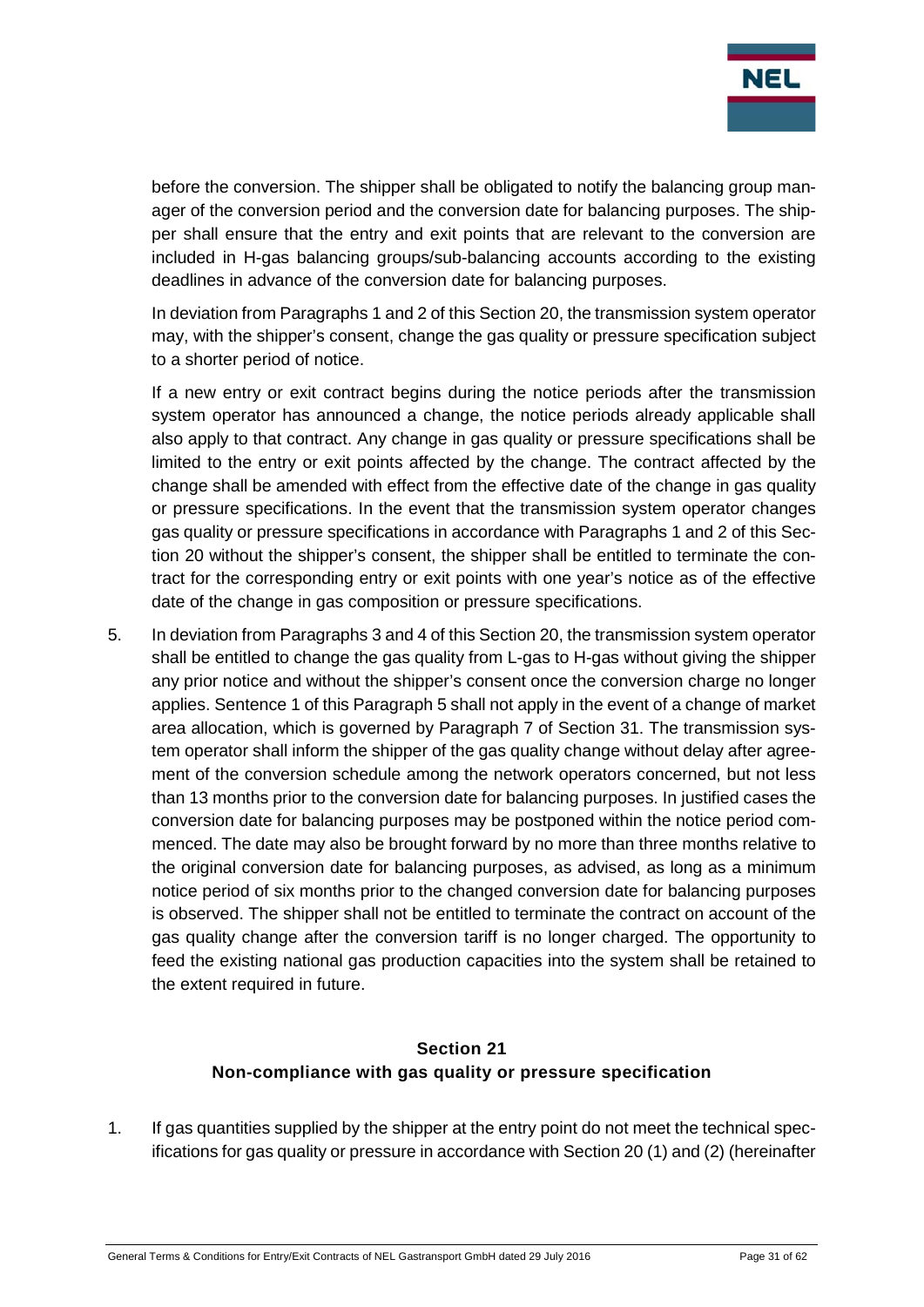before the conversion. The shipper shall be obligated to notify the balancing group manager of the conversion period and the conversion date for balancing purposes. The shipper shall ensure that the entry and exit points that are relevant to the conversion are included in H-gas balancing groups/sub-balancing accounts according to the existing deadlines in advance of the conversion date for balancing purposes.

In deviation from Paragraphs 1 and 2 of this Section 20, the transmission system operator may, with the shipper's consent, change the gas quality or pressure specification subject to a shorter period of notice.

If a new entry or exit contract begins during the notice periods after the transmission system operator has announced a change, the notice periods already applicable shall also apply to that contract. Any change in gas quality or pressure specifications shall be limited to the entry or exit points affected by the change. The contract affected by the change shall be amended with effect from the effective date of the change in gas quality or pressure specifications. In the event that the transmission system operator changes gas quality or pressure specifications in accordance with Paragraphs 1 and 2 of this Section 20 without the shipper's consent, the shipper shall be entitled to terminate the contract for the corresponding entry or exit points with one year's notice as of the effective date of the change in gas composition or pressure specifications.

5. In deviation from Paragraphs 3 and 4 of this Section 20, the transmission system operator shall be entitled to change the gas quality from L-gas to H-gas without giving the shipper any prior notice and without the shipper's consent once the conversion charge no longer applies. Sentence 1 of this Paragraph 5 shall not apply in the event of a change of market area allocation, which is governed by Paragraph 7 of Section 31. The transmission system operator shall inform the shipper of the gas quality change without delay after agreement of the conversion schedule among the network operators concerned, but not less than 13 months prior to the conversion date for balancing purposes. In justified cases the conversion date for balancing purposes may be postponed within the notice period commenced. The date may also be brought forward by no more than three months relative to the original conversion date for balancing purposes, as advised, as long as a minimum notice period of six months prior to the changed conversion date for balancing purposes is observed. The shipper shall not be entitled to terminate the contract on account of the gas quality change after the conversion tariff is no longer charged. The opportunity to feed the existing national gas production capacities into the system shall be retained to the extent required in future.

## Section 21
## Non-compliance with gas quality or pressure specification

1. If gas quantities supplied by the shipper at the entry point do not meet the technical specifications for gas quality or pressure in accordance with Section 20 (1) and (2) (hereinafter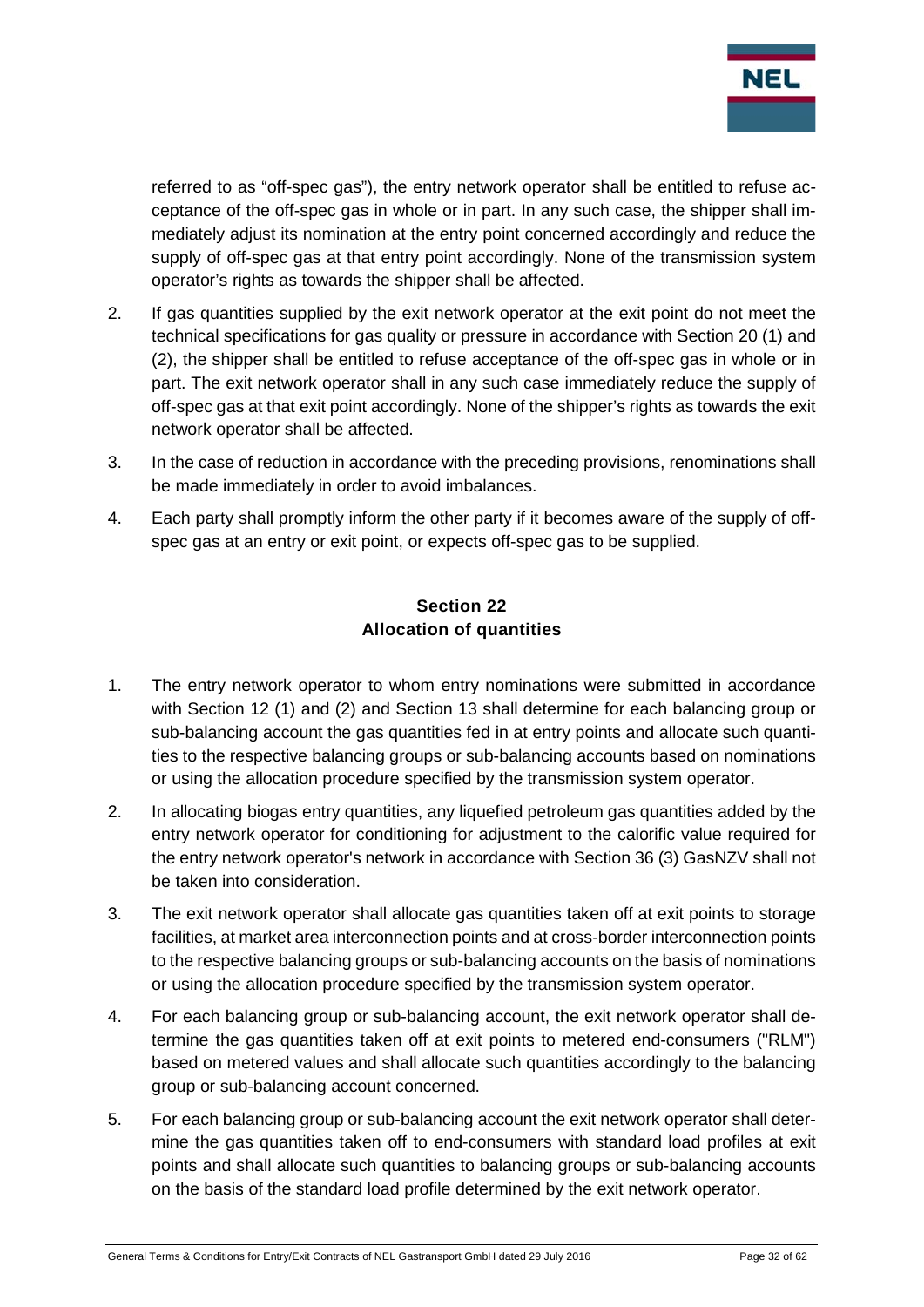referred to as "off-spec gas"), the entry network operator shall be entitled to refuse acceptance of the off-spec gas in whole or in part. In any such case, the shipper shall immediately adjust its nomination at the entry point concerned accordingly and reduce the supply of off-spec gas at that entry point accordingly. None of the transmission system operator's rights as towards the shipper shall be affected.

2. If gas quantities supplied by the exit network operator at the exit point do not meet the technical specifications for gas quality or pressure in accordance with Section 20 (1) and (2), the shipper shall be entitled to refuse acceptance of the off-spec gas in whole or in part. The exit network operator shall in any such case immediately reduce the supply of off-spec gas at that exit point accordingly. None of the shipper's rights as towards the exit network operator shall be affected.

3. In the case of reduction in accordance with the preceding provisions, renominations shall be made immediately in order to avoid imbalances.

4. Each party shall promptly inform the other party if it becomes aware of the supply of off-spec gas at an entry or exit point, or expects off-spec gas to be supplied.

## Section 22
## Allocation of quantities

1. The entry network operator to whom entry nominations were submitted in accordance with Section 12 (1) and (2) and Section 13 shall determine for each balancing group or sub-balancing account the gas quantities fed in at entry points and allocate such quantities to the respective balancing groups or sub-balancing accounts based on nominations or using the allocation procedure specified by the transmission system operator.

2. In allocating biogas entry quantities, any liquefied petroleum gas quantities added by the entry network operator for conditioning for adjustment to the calorific value required for the entry network operator's network in accordance with Section 36 (3) GasNZV shall not be taken into consideration.

3. The exit network operator shall allocate gas quantities taken off at exit points to storage facilities, at market area interconnection points and at cross-border interconnection points to the respective balancing groups or sub-balancing accounts on the basis of nominations or using the allocation procedure specified by the transmission system operator.

4. For each balancing group or sub-balancing account, the exit network operator shall determine the gas quantities taken off at exit points to metered end-consumers ("RLM") based on metered values and shall allocate such quantities accordingly to the balancing group or sub-balancing account concerned.

5. For each balancing group or sub-balancing account the exit network operator shall determine the gas quantities taken off to end-consumers with standard load profiles at exit points and shall allocate such quantities to balancing groups or sub-balancing accounts on the basis of the standard load profile determined by the exit network operator.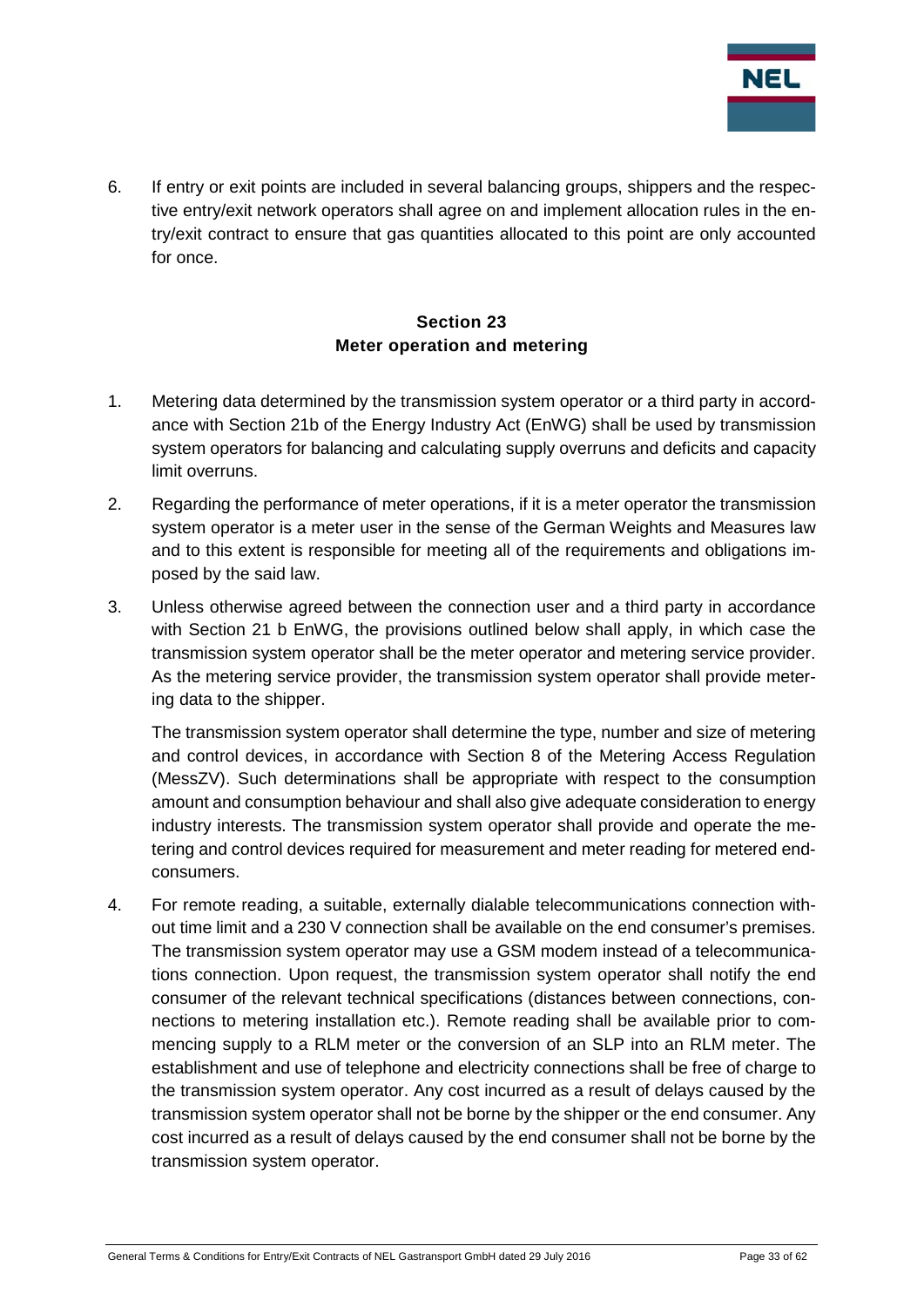6. If entry or exit points are included in several balancing groups, shippers and the respective entry/exit network operators shall agree on and implement allocation rules in the entry/exit contract to ensure that gas quantities allocated to this point are only accounted for once.

## Section 23
## Meter operation and metering

1. Metering data determined by the transmission system operator or a third party in accordance with Section 21b of the Energy Industry Act (EnWG) shall be used by transmission system operators for balancing and calculating supply overruns and deficits and capacity limit overruns.

2. Regarding the performance of meter operations, if it is a meter operator the transmission system operator is a meter user in the sense of the German Weights and Measures law and to this extent is responsible for meeting all of the requirements and obligations imposed by the said law.

3. Unless otherwise agreed between the connection user and a third party in accordance with Section 21 b EnWG, the provisions outlined below shall apply, in which case the transmission system operator shall be the meter operator and metering service provider. As the metering service provider, the transmission system operator shall provide metering data to the shipper.

   The transmission system operator shall determine the type, number and size of metering and control devices, in accordance with Section 8 of the Metering Access Regulation (MessZV). Such determinations shall be appropriate with respect to the consumption amount and consumption behaviour and shall also give adequate consideration to energy industry interests. The transmission system operator shall provide and operate the metering and control devices required for measurement and meter reading for metered end-consumers.

4. For remote reading, a suitable, externally dialable telecommunications connection without time limit and a 230 V connection shall be available on the end consumer's premises. The transmission system operator may use a GSM modem instead of a telecommunications connection. Upon request, the transmission system operator shall notify the end consumer of the relevant technical specifications (distances between connections, connections to metering installation etc.). Remote reading shall be available prior to commencing supply to a RLM meter or the conversion of an SLP into an RLM meter. The establishment and use of telephone and electricity connections shall be free of charge to the transmission system operator. Any cost incurred as a result of delays caused by the transmission system operator shall not be borne by the shipper or the end consumer. Any cost incurred as a result of delays caused by the end consumer shall not be borne by the transmission system operator.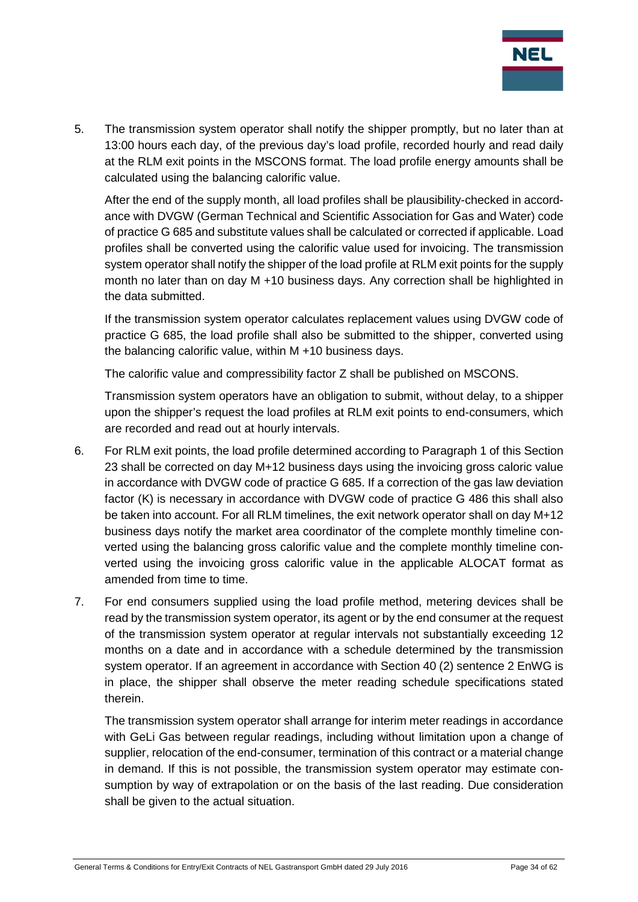5. The transmission system operator shall notify the shipper promptly, but no later than at 13:00 hours each day, of the previous day's load profile, recorded hourly and read daily at the RLM exit points in the MSCONS format. The load profile energy amounts shall be calculated using the balancing calorific value.

   After the end of the supply month, all load profiles shall be plausibility-checked in accordance with DVGW (German Technical and Scientific Association for Gas and Water) code of practice G 685 and substitute values shall be calculated or corrected if applicable. Load profiles shall be converted using the calorific value used for invoicing. The transmission system operator shall notify the shipper of the load profile at RLM exit points for the supply month no later than on day M +10 business days. Any correction shall be highlighted in the data submitted.

   If the transmission system operator calculates replacement values using DVGW code of practice G 685, the load profile shall also be submitted to the shipper, converted using the balancing calorific value, within M +10 business days.

   The calorific value and compressibility factor Z shall be published on MSCONS.

   Transmission system operators have an obligation to submit, without delay, to a shipper upon the shipper's request the load profiles at RLM exit points to end-consumers, which are recorded and read out at hourly intervals.

6. For RLM exit points, the load profile determined according to Paragraph 1 of this Section 23 shall be corrected on day M+12 business days using the invoicing gross caloric value in accordance with DVGW code of practice G 685. If a correction of the gas law deviation factor (K) is necessary in accordance with DVGW code of practice G 486 this shall also be taken into account. For all RLM timelines, the exit network operator shall on day M+12 business days notify the market area coordinator of the complete monthly timeline converted using the balancing gross calorific value and the complete monthly timeline converted using the invoicing gross calorific value in the applicable ALOCAT format as amended from time to time.

7. For end consumers supplied using the load profile method, metering devices shall be read by the transmission system operator, its agent or by the end consumer at the request of the transmission system operator at regular intervals not substantially exceeding 12 months on a date and in accordance with a schedule determined by the transmission system operator. If an agreement in accordance with Section 40 (2) sentence 2 EnWG is in place, the shipper shall observe the meter reading schedule specifications stated therein.

   The transmission system operator shall arrange for interim meter readings in accordance with GeLi Gas between regular readings, including without limitation upon a change of supplier, relocation of the end-consumer, termination of this contract or a material change in demand. If this is not possible, the transmission system operator may estimate consumption by way of extrapolation or on the basis of the last reading. Due consideration shall be given to the actual situation.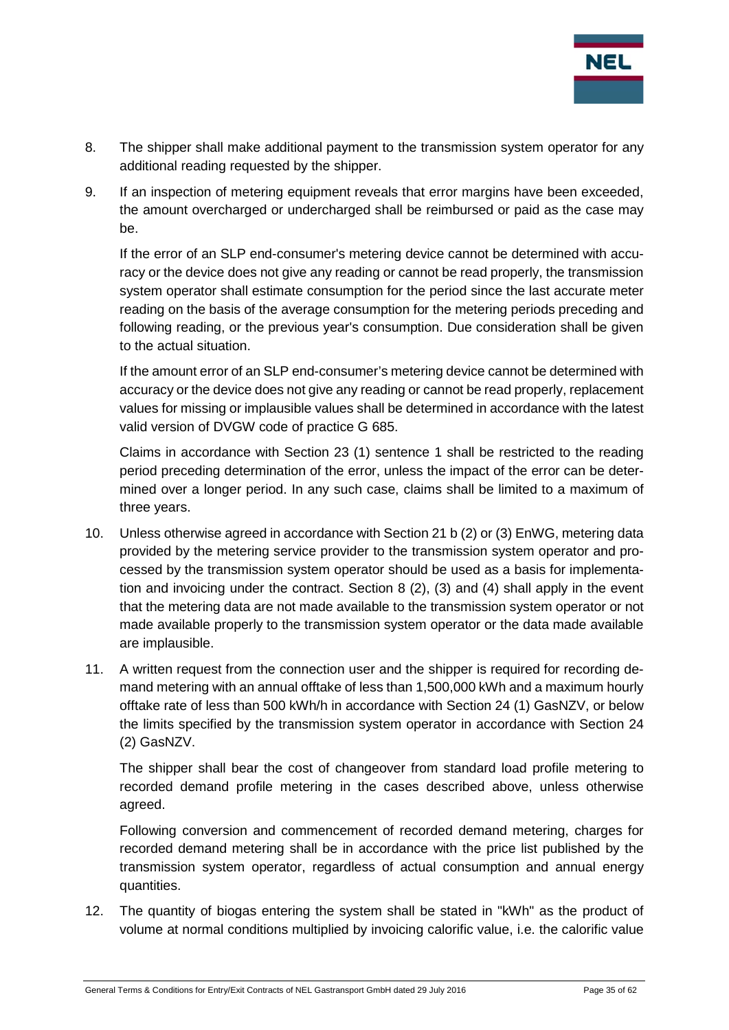8. The shipper shall make additional payment to the transmission system operator for any additional reading requested by the shipper.

9. If an inspection of metering equipment reveals that error margins have been exceeded, the amount overcharged or undercharged shall be reimbursed or paid as the case may be.

   If the error of an SLP end-consumer's metering device cannot be determined with accuracy or the device does not give any reading or cannot be read properly, the transmission system operator shall estimate consumption for the period since the last accurate meter reading on the basis of the average consumption for the metering periods preceding and following reading, or the previous year's consumption. Due consideration shall be given to the actual situation.

   If the amount error of an SLP end-consumer's metering device cannot be determined with accuracy or the device does not give any reading or cannot be read properly, replacement values for missing or implausible values shall be determined in accordance with the latest valid version of DVGW code of practice G 685.

   Claims in accordance with Section 23 (1) sentence 1 shall be restricted to the reading period preceding determination of the error, unless the impact of the error can be determined over a longer period. In any such case, claims shall be limited to a maximum of three years.

10. Unless otherwise agreed in accordance with Section 21 b (2) or (3) EnWG, metering data provided by the metering service provider to the transmission system operator and processed by the transmission system operator should be used as a basis for implementation and invoicing under the contract. Section 8 (2), (3) and (4) shall apply in the event that the metering data are not made available to the transmission system operator or not made available properly to the transmission system operator or the data made available are implausible.

11. A written request from the connection user and the shipper is required for recording demand metering with an annual offtake of less than 1,500,000 kWh and a maximum hourly offtake rate of less than 500 kWh/h in accordance with Section 24 (1) GasNZV, or below the limits specified by the transmission system operator in accordance with Section 24 (2) GasNZV.

    The shipper shall bear the cost of changeover from standard load profile metering to recorded demand profile metering in the cases described above, unless otherwise agreed.

    Following conversion and commencement of recorded demand metering, charges for recorded demand metering shall be in accordance with the price list published by the transmission system operator, regardless of actual consumption and annual energy quantities.

12. The quantity of biogas entering the system shall be stated in "kWh" as the product of volume at normal conditions multiplied by invoicing calorific value, i.e. the calorific value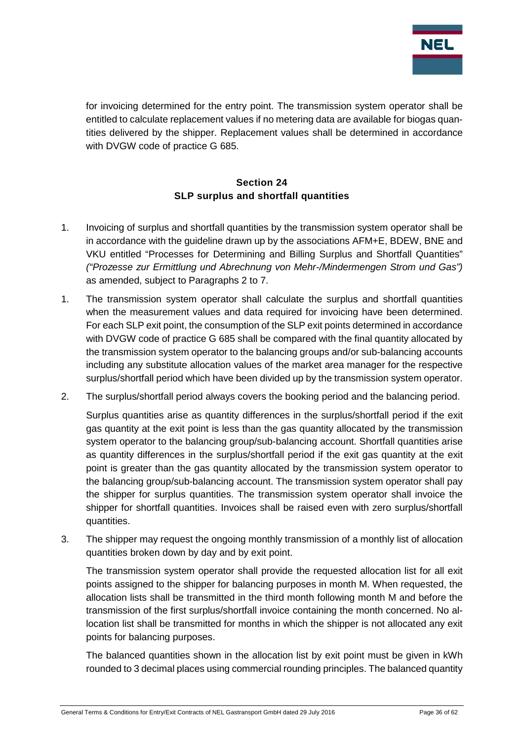for invoicing determined for the entry point. The transmission system operator shall be entitled to calculate replacement values if no metering data are available for biogas quantities delivered by the shipper. Replacement values shall be determined in accordance with DVGW code of practice G 685.

## Section 24
## SLP surplus and shortfall quantities

1. Invoicing of surplus and shortfall quantities by the transmission system operator shall be in accordance with the guideline drawn up by the associations AFM+E, BDEW, BNE and VKU entitled "Processes for Determining and Billing Surplus and Shortfall Quantities" *("Prozesse zur Ermittlung und Abrechnung von Mehr-/Mindermengen Strom und Gas")* as amended, subject to Paragraphs 2 to 7.

1. The transmission system operator shall calculate the surplus and shortfall quantities when the measurement values and data required for invoicing have been determined. For each SLP exit point, the consumption of the SLP exit points determined in accordance with DVGW code of practice G 685 shall be compared with the final quantity allocated by the transmission system operator to the balancing groups and/or sub-balancing accounts including any substitute allocation values of the market area manager for the respective surplus/shortfall period which have been divided up by the transmission system operator.

2. The surplus/shortfall period always covers the booking period and the balancing period.

   Surplus quantities arise as quantity differences in the surplus/shortfall period if the exit gas quantity at the exit point is less than the gas quantity allocated by the transmission system operator to the balancing group/sub-balancing account. Shortfall quantities arise as quantity differences in the surplus/shortfall period if the exit gas quantity at the exit point is greater than the gas quantity allocated by the transmission system operator to the balancing group/sub-balancing account. The transmission system operator shall pay the shipper for surplus quantities. The transmission system operator shall invoice the shipper for shortfall quantities. Invoices shall be raised even with zero surplus/shortfall quantities.

3. The shipper may request the ongoing monthly transmission of a monthly list of allocation quantities broken down by day and by exit point.

   The transmission system operator shall provide the requested allocation list for all exit points assigned to the shipper for balancing purposes in month M. When requested, the allocation lists shall be transmitted in the third month following month M and before the transmission of the first surplus/shortfall invoice containing the month concerned. No allocation list shall be transmitted for months in which the shipper is not allocated any exit points for balancing purposes.

   The balanced quantities shown in the allocation list by exit point must be given in kWh rounded to 3 decimal places using commercial rounding principles. The balanced quantity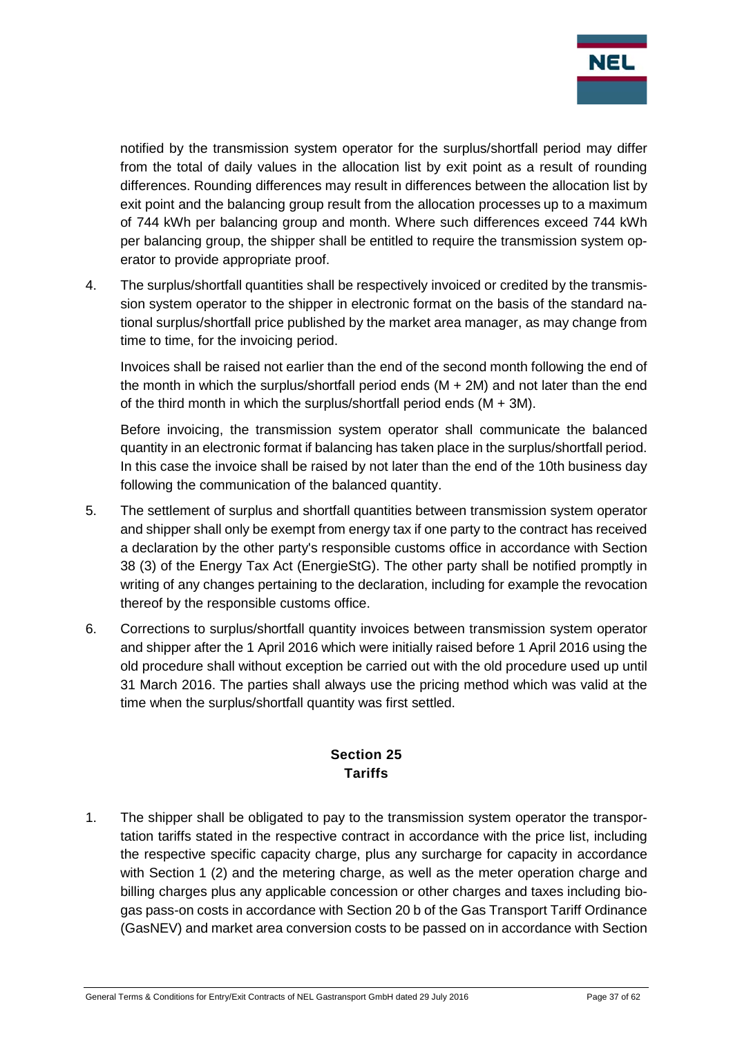notified by the transmission system operator for the surplus/shortfall period may differ from the total of daily values in the allocation list by exit point as a result of rounding differences. Rounding differences may result in differences between the allocation list by exit point and the balancing group result from the allocation processes up to a maximum of 744 kWh per balancing group and month. Where such differences exceed 744 kWh per balancing group, the shipper shall be entitled to require the transmission system operator to provide appropriate proof.

4. The surplus/shortfall quantities shall be respectively invoiced or credited by the transmission system operator to the shipper in electronic format on the basis of the standard national surplus/shortfall price published by the market area manager, as may change from time to time, for the invoicing period.

   Invoices shall be raised not earlier than the end of the second month following the end of the month in which the surplus/shortfall period ends (M + 2M) and not later than the end of the third month in which the surplus/shortfall period ends (M + 3M).

   Before invoicing, the transmission system operator shall communicate the balanced quantity in an electronic format if balancing has taken place in the surplus/shortfall period. In this case the invoice shall be raised by not later than the end of the 10th business day following the communication of the balanced quantity.

5. The settlement of surplus and shortfall quantities between transmission system operator and shipper shall only be exempt from energy tax if one party to the contract has received a declaration by the other party's responsible customs office in accordance with Section 38 (3) of the Energy Tax Act (EnergieStG). The other party shall be notified promptly in writing of any changes pertaining to the declaration, including for example the revocation thereof by the responsible customs office.

6. Corrections to surplus/shortfall quantity invoices between transmission system operator and shipper after the 1 April 2016 which were initially raised before 1 April 2016 using the old procedure shall without exception be carried out with the old procedure used up until 31 March 2016. The parties shall always use the pricing method which was valid at the time when the surplus/shortfall quantity was first settled.

## Section 25
## Tariffs

1. The shipper shall be obligated to pay to the transmission system operator the transportation tariffs stated in the respective contract in accordance with the price list, including the respective specific capacity charge, plus any surcharge for capacity in accordance with Section 1 (2) and the metering charge, as well as the meter operation charge and billing charges plus any applicable concession or other charges and taxes including biogas pass-on costs in accordance with Section 20 b of the Gas Transport Tariff Ordinance (GasNEV) and market area conversion costs to be passed on in accordance with Section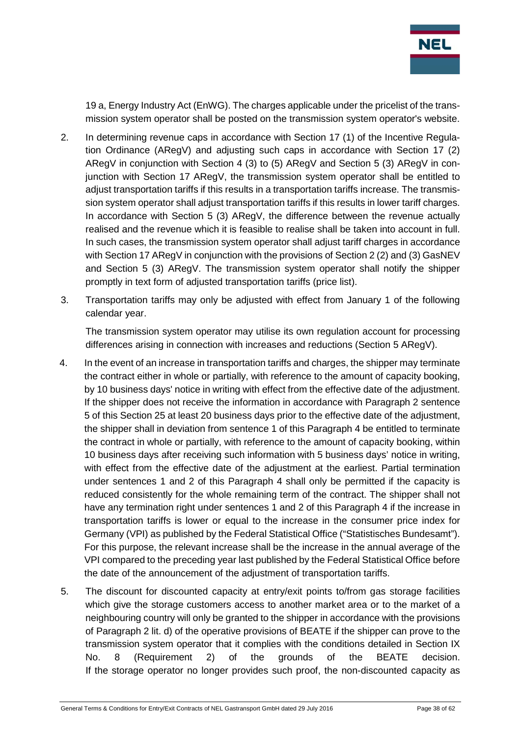19 a, Energy Industry Act (EnWG). The charges applicable under the pricelist of the transmission system operator shall be posted on the transmission system operator's website.

2. In determining revenue caps in accordance with Section 17 (1) of the Incentive Regulation Ordinance (ARegV) and adjusting such caps in accordance with Section 17 (2) ARegV in conjunction with Section 4 (3) to (5) ARegV and Section 5 (3) ARegV in conjunction with Section 17 ARegV, the transmission system operator shall be entitled to adjust transportation tariffs if this results in a transportation tariffs increase. The transmission system operator shall adjust transportation tariffs if this results in lower tariff charges. In accordance with Section 5 (3) ARegV, the difference between the revenue actually realised and the revenue which it is feasible to realise shall be taken into account in full. In such cases, the transmission system operator shall adjust tariff charges in accordance with Section 17 ARegV in conjunction with the provisions of Section 2 (2) and (3) GasNEV and Section 5 (3) ARegV. The transmission system operator shall notify the shipper promptly in text form of adjusted transportation tariffs (price list).

3. Transportation tariffs may only be adjusted with effect from January 1 of the following calendar year.

   The transmission system operator may utilise its own regulation account for processing differences arising in connection with increases and reductions (Section 5 ARegV).

4. In the event of an increase in transportation tariffs and charges, the shipper may terminate the contract either in whole or partially, with reference to the amount of capacity booking, by 10 business days' notice in writing with effect from the effective date of the adjustment. If the shipper does not receive the information in accordance with Paragraph 2 sentence 5 of this Section 25 at least 20 business days prior to the effective date of the adjustment, the shipper shall in deviation from sentence 1 of this Paragraph 4 be entitled to terminate the contract in whole or partially, with reference to the amount of capacity booking, within 10 business days after receiving such information with 5 business days' notice in writing, with effect from the effective date of the adjustment at the earliest. Partial termination under sentences 1 and 2 of this Paragraph 4 shall only be permitted if the capacity is reduced consistently for the whole remaining term of the contract. The shipper shall not have any termination right under sentences 1 and 2 of this Paragraph 4 if the increase in transportation tariffs is lower or equal to the increase in the consumer price index for Germany (VPI) as published by the Federal Statistical Office ("Statistisches Bundesamt"). For this purpose, the relevant increase shall be the increase in the annual average of the VPI compared to the preceding year last published by the Federal Statistical Office before the date of the announcement of the adjustment of transportation tariffs.

5. The discount for discounted capacity at entry/exit points to/from gas storage facilities which give the storage customers access to another market area or to the market of a neighbouring country will only be granted to the shipper in accordance with the provisions of Paragraph 2 lit. d) of the operative provisions of BEATE if the shipper can prove to the transmission system operator that it complies with the conditions detailed in Section IX No. 8 (Requirement 2) of the grounds of the BEATE decision. If the storage operator no longer provides such proof, the non-discounted capacity as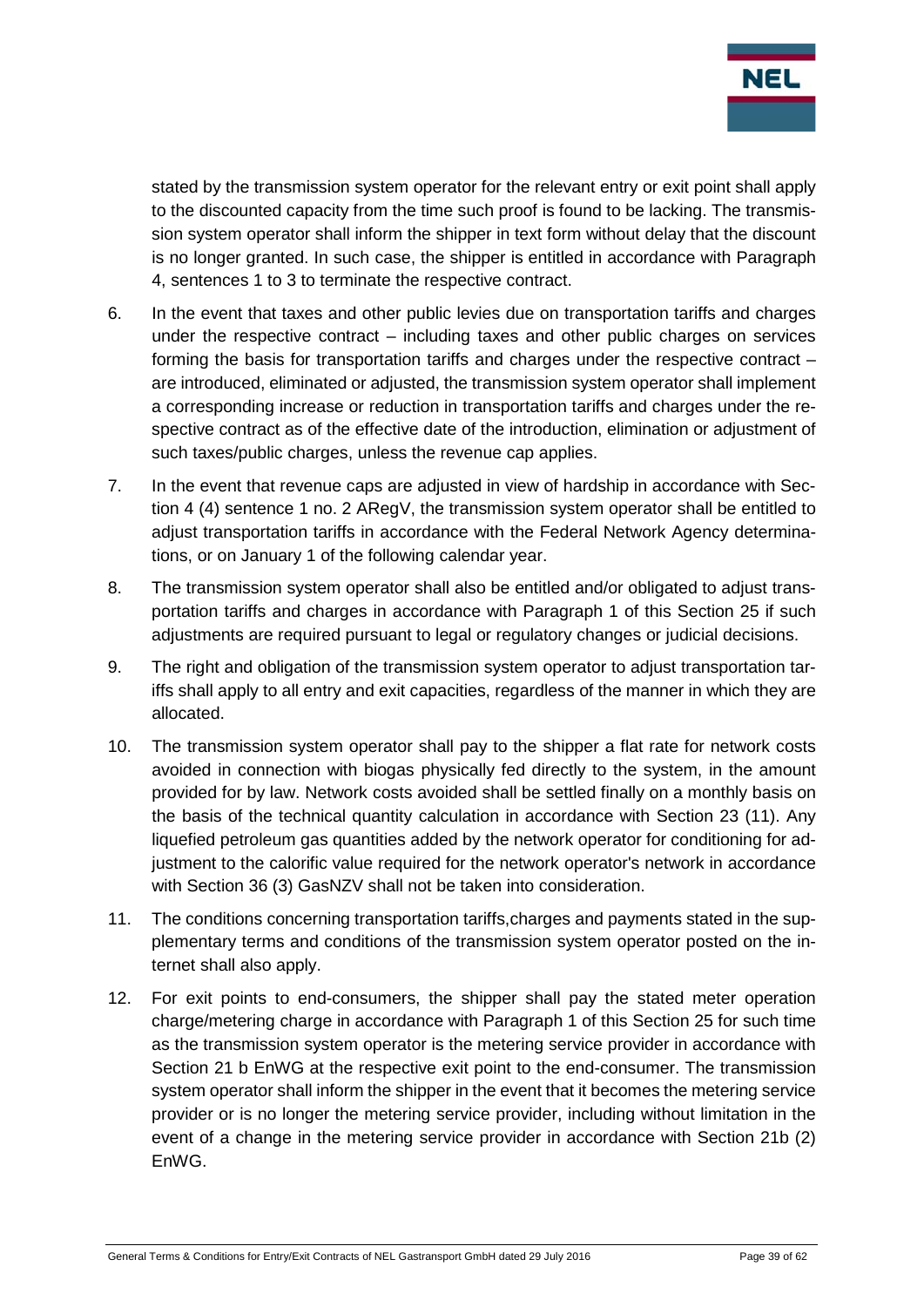stated by the transmission system operator for the relevant entry or exit point shall apply to the discounted capacity from the time such proof is found to be lacking. The transmission system operator shall inform the shipper in text form without delay that the discount is no longer granted. In such case, the shipper is entitled in accordance with Paragraph 4, sentences 1 to 3 to terminate the respective contract.

6. In the event that taxes and other public levies due on transportation tariffs and charges under the respective contract – including taxes and other public charges on services forming the basis for transportation tariffs and charges under the respective contract – are introduced, eliminated or adjusted, the transmission system operator shall implement a corresponding increase or reduction in transportation tariffs and charges under the respective contract as of the effective date of the introduction, elimination or adjustment of such taxes/public charges, unless the revenue cap applies.

7. In the event that revenue caps are adjusted in view of hardship in accordance with Section 4 (4) sentence 1 no. 2 ARegV, the transmission system operator shall be entitled to adjust transportation tariffs in accordance with the Federal Network Agency determinations, or on January 1 of the following calendar year.

8. The transmission system operator shall also be entitled and/or obligated to adjust transportation tariffs and charges in accordance with Paragraph 1 of this Section 25 if such adjustments are required pursuant to legal or regulatory changes or judicial decisions.

9. The right and obligation of the transmission system operator to adjust transportation tariffs shall apply to all entry and exit capacities, regardless of the manner in which they are allocated.

10. The transmission system operator shall pay to the shipper a flat rate for network costs avoided in connection with biogas physically fed directly to the system, in the amount provided for by law. Network costs avoided shall be settled finally on a monthly basis on the basis of the technical quantity calculation in accordance with Section 23 (11). Any liquefied petroleum gas quantities added by the network operator for conditioning for adjustment to the calorific value required for the network operator's network in accordance with Section 36 (3) GasNZV shall not be taken into consideration.

11. The conditions concerning transportation tariffs,charges and payments stated in the supplementary terms and conditions of the transmission system operator posted on the internet shall also apply.

12. For exit points to end-consumers, the shipper shall pay the stated meter operation charge/metering charge in accordance with Paragraph 1 of this Section 25 for such time as the transmission system operator is the metering service provider in accordance with Section 21 b EnWG at the respective exit point to the end-consumer. The transmission system operator shall inform the shipper in the event that it becomes the metering service provider or is no longer the metering service provider, including without limitation in the event of a change in the metering service provider in accordance with Section 21b (2) EnWG.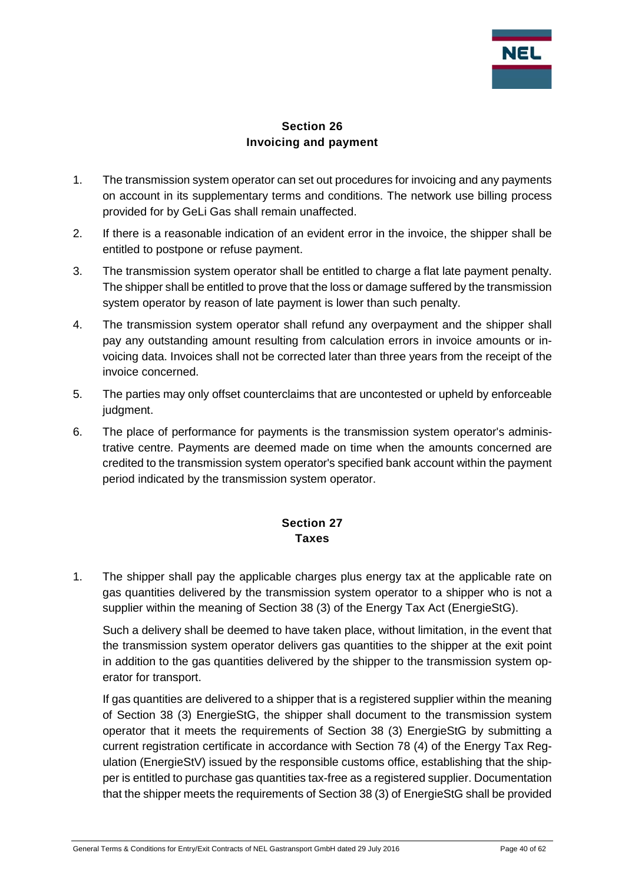## Section 26
## Invoicing and payment

1. The transmission system operator can set out procedures for invoicing and any payments on account in its supplementary terms and conditions. The network use billing process provided for by GeLi Gas shall remain unaffected.
2. If there is a reasonable indication of an evident error in the invoice, the shipper shall be entitled to postpone or refuse payment.
3. The transmission system operator shall be entitled to charge a flat late payment penalty. The shipper shall be entitled to prove that the loss or damage suffered by the transmission system operator by reason of late payment is lower than such penalty.
4. The transmission system operator shall refund any overpayment and the shipper shall pay any outstanding amount resulting from calculation errors in invoice amounts or invoicing data. Invoices shall not be corrected later than three years from the receipt of the invoice concerned.
5. The parties may only offset counterclaims that are uncontested or upheld by enforceable judgment.
6. The place of performance for payments is the transmission system operator's administrative centre. Payments are deemed made on time when the amounts concerned are credited to the transmission system operator's specified bank account within the payment period indicated by the transmission system operator.

## Section 27
## Taxes

1. The shipper shall pay the applicable charges plus energy tax at the applicable rate on gas quantities delivered by the transmission system operator to a shipper who is not a supplier within the meaning of Section 38 (3) of the Energy Tax Act (EnergieStG).

   Such a delivery shall be deemed to have taken place, without limitation, in the event that the transmission system operator delivers gas quantities to the shipper at the exit point in addition to the gas quantities delivered by the shipper to the transmission system operator for transport.

   If gas quantities are delivered to a shipper that is a registered supplier within the meaning of Section 38 (3) EnergieStG, the shipper shall document to the transmission system operator that it meets the requirements of Section 38 (3) EnergieStG by submitting a current registration certificate in accordance with Section 78 (4) of the Energy Tax Regulation (EnergieStV) issued by the responsible customs office, establishing that the shipper is entitled to purchase gas quantities tax-free as a registered supplier. Documentation that the shipper meets the requirements of Section 38 (3) of EnergieStG shall be provided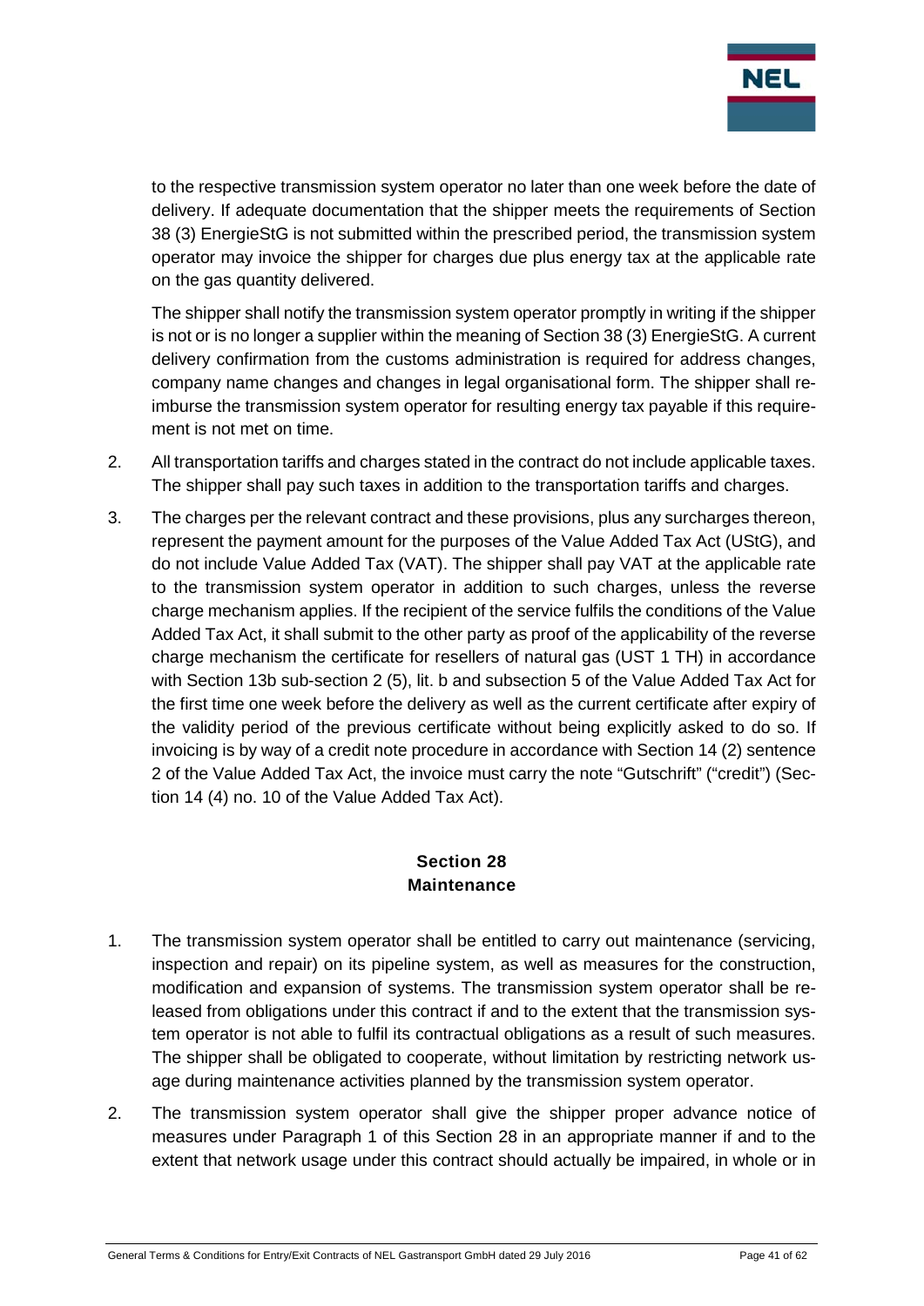to the respective transmission system operator no later than one week before the date of delivery. If adequate documentation that the shipper meets the requirements of Section 38 (3) EnergieStG is not submitted within the prescribed period, the transmission system operator may invoice the shipper for charges due plus energy tax at the applicable rate on the gas quantity delivered.

The shipper shall notify the transmission system operator promptly in writing if the shipper is not or is no longer a supplier within the meaning of Section 38 (3) EnergieStG. A current delivery confirmation from the customs administration is required for address changes, company name changes and changes in legal organisational form. The shipper shall reimburse the transmission system operator for resulting energy tax payable if this requirement is not met on time.

2. All transportation tariffs and charges stated in the contract do not include applicable taxes. The shipper shall pay such taxes in addition to the transportation tariffs and charges.

3. The charges per the relevant contract and these provisions, plus any surcharges thereon, represent the payment amount for the purposes of the Value Added Tax Act (UStG), and do not include Value Added Tax (VAT). The shipper shall pay VAT at the applicable rate to the transmission system operator in addition to such charges, unless the reverse charge mechanism applies. If the recipient of the service fulfils the conditions of the Value Added Tax Act, it shall submit to the other party as proof of the applicability of the reverse charge mechanism the certificate for resellers of natural gas (UST 1 TH) in accordance with Section 13b sub-section 2 (5), lit. b and subsection 5 of the Value Added Tax Act for the first time one week before the delivery as well as the current certificate after expiry of the validity period of the previous certificate without being explicitly asked to do so. If invoicing is by way of a credit note procedure in accordance with Section 14 (2) sentence 2 of the Value Added Tax Act, the invoice must carry the note "Gutschrift" ("credit") (Section 14 (4) no. 10 of the Value Added Tax Act).

## Section 28
## Maintenance

1. The transmission system operator shall be entitled to carry out maintenance (servicing, inspection and repair) on its pipeline system, as well as measures for the construction, modification and expansion of systems. The transmission system operator shall be released from obligations under this contract if and to the extent that the transmission system operator is not able to fulfil its contractual obligations as a result of such measures. The shipper shall be obligated to cooperate, without limitation by restricting network usage during maintenance activities planned by the transmission system operator.

2. The transmission system operator shall give the shipper proper advance notice of measures under Paragraph 1 of this Section 28 in an appropriate manner if and to the extent that network usage under this contract should actually be impaired, in whole or in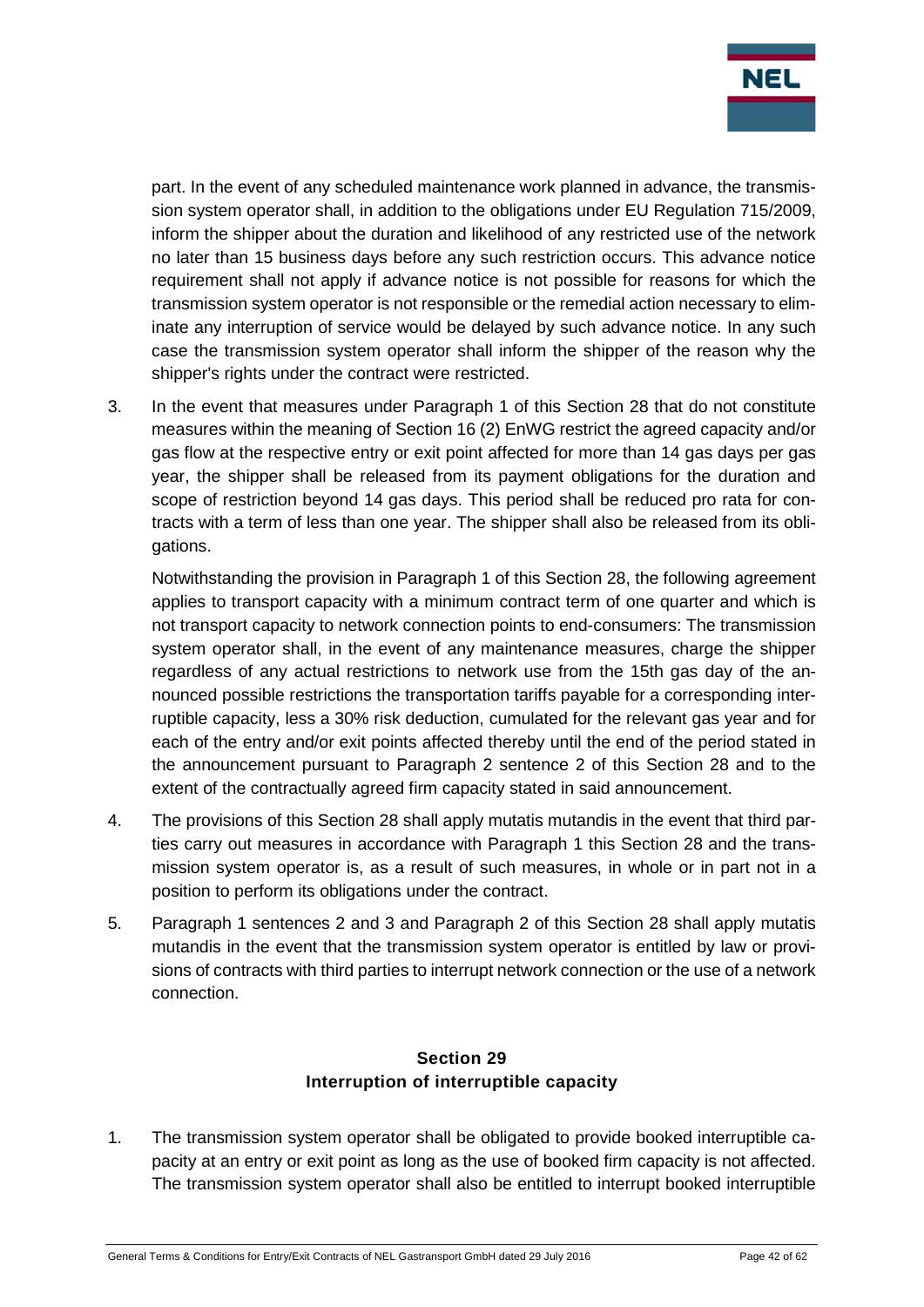part. In the event of any scheduled maintenance work planned in advance, the transmission system operator shall, in addition to the obligations under EU Regulation 715/2009, inform the shipper about the duration and likelihood of any restricted use of the network no later than 15 business days before any such restriction occurs. This advance notice requirement shall not apply if advance notice is not possible for reasons for which the transmission system operator is not responsible or the remedial action necessary to eliminate any interruption of service would be delayed by such advance notice. In any such case the transmission system operator shall inform the shipper of the reason why the shipper's rights under the contract were restricted.

3. In the event that measures under Paragraph 1 of this Section 28 that do not constitute measures within the meaning of Section 16 (2) EnWG restrict the agreed capacity and/or gas flow at the respective entry or exit point affected for more than 14 gas days per gas year, the shipper shall be released from its payment obligations for the duration and scope of restriction beyond 14 gas days. This period shall be reduced pro rata for contracts with a term of less than one year. The shipper shall also be released from its obligations.

   Notwithstanding the provision in Paragraph 1 of this Section 28, the following agreement applies to transport capacity with a minimum contract term of one quarter and which is not transport capacity to network connection points to end-consumers: The transmission system operator shall, in the event of any maintenance measures, charge the shipper regardless of any actual restrictions to network use from the 15th gas day of the announced possible restrictions the transportation tariffs payable for a corresponding interruptible capacity, less a 30% risk deduction, cumulated for the relevant gas year and for each of the entry and/or exit points affected thereby until the end of the period stated in the announcement pursuant to Paragraph 2 sentence 2 of this Section 28 and to the extent of the contractually agreed firm capacity stated in said announcement.

4. The provisions of this Section 28 shall apply mutatis mutandis in the event that third parties carry out measures in accordance with Paragraph 1 this Section 28 and the transmission system operator is, as a result of such measures, in whole or in part not in a position to perform its obligations under the contract.

5. Paragraph 1 sentences 2 and 3 and Paragraph 2 of this Section 28 shall apply mutatis mutandis in the event that the transmission system operator is entitled by law or provisions of contracts with third parties to interrupt network connection or the use of a network connection.

## Section 29
## Interruption of interruptible capacity

1. The transmission system operator shall be obligated to provide booked interruptible capacity at an entry or exit point as long as the use of booked firm capacity is not affected. The transmission system operator shall also be entitled to interrupt booked interruptible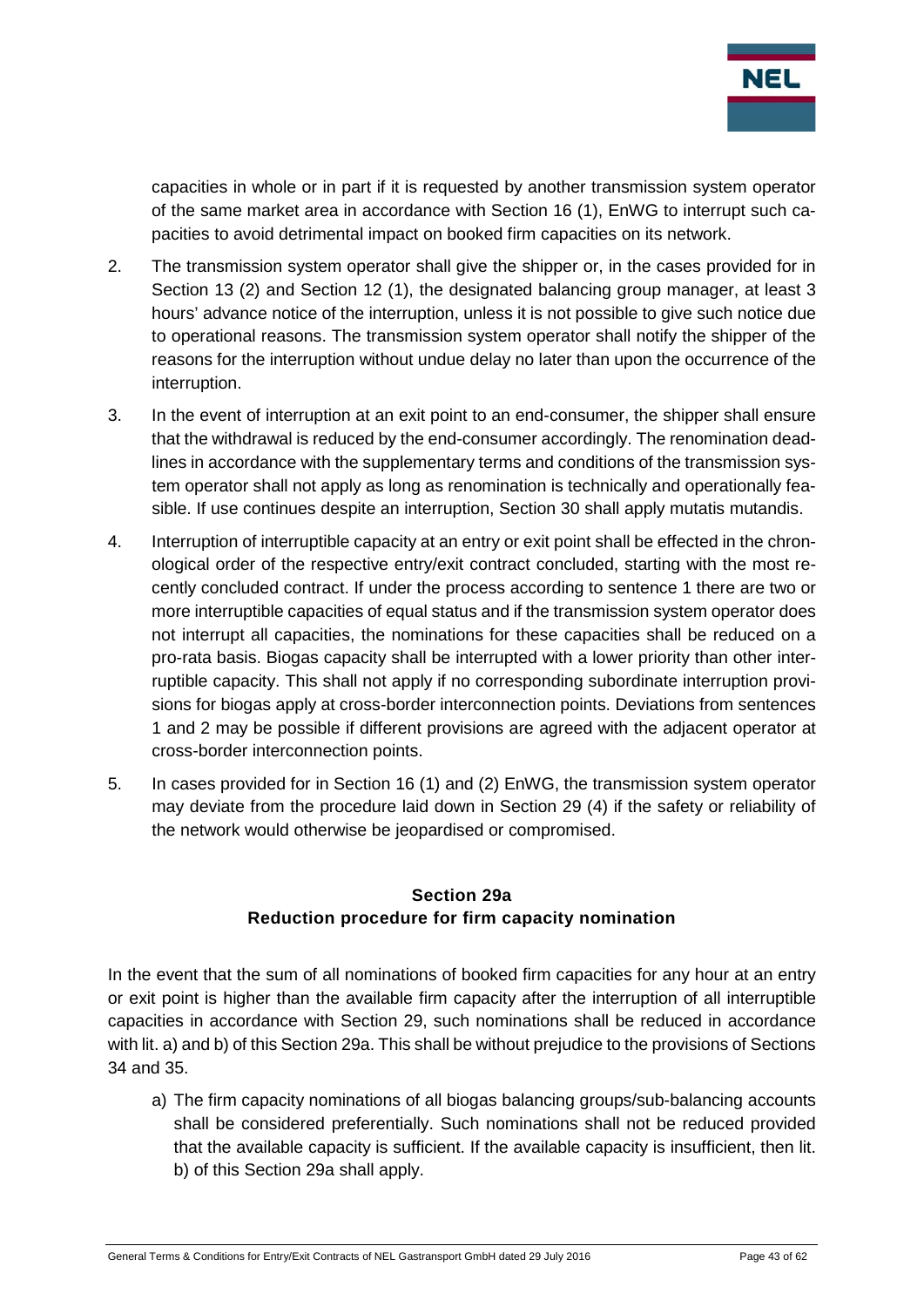capacities in whole or in part if it is requested by another transmission system operator of the same market area in accordance with Section 16 (1), EnWG to interrupt such capacities to avoid detrimental impact on booked firm capacities on its network.

2. The transmission system operator shall give the shipper or, in the cases provided for in Section 13 (2) and Section 12 (1), the designated balancing group manager, at least 3 hours' advance notice of the interruption, unless it is not possible to give such notice due to operational reasons. The transmission system operator shall notify the shipper of the reasons for the interruption without undue delay no later than upon the occurrence of the interruption.

3. In the event of interruption at an exit point to an end-consumer, the shipper shall ensure that the withdrawal is reduced by the end-consumer accordingly. The renomination deadlines in accordance with the supplementary terms and conditions of the transmission system operator shall not apply as long as renomination is technically and operationally feasible. If use continues despite an interruption, Section 30 shall apply mutatis mutandis.

4. Interruption of interruptible capacity at an entry or exit point shall be effected in the chronological order of the respective entry/exit contract concluded, starting with the most recently concluded contract. If under the process according to sentence 1 there are two or more interruptible capacities of equal status and if the transmission system operator does not interrupt all capacities, the nominations for these capacities shall be reduced on a pro-rata basis. Biogas capacity shall be interrupted with a lower priority than other interruptible capacity. This shall not apply if no corresponding subordinate interruption provisions for biogas apply at cross-border interconnection points. Deviations from sentences 1 and 2 may be possible if different provisions are agreed with the adjacent operator at cross-border interconnection points.

5. In cases provided for in Section 16 (1) and (2) EnWG, the transmission system operator may deviate from the procedure laid down in Section 29 (4) if the safety or reliability of the network would otherwise be jeopardised or compromised.

## Section 29a
## Reduction procedure for firm capacity nomination

In the event that the sum of all nominations of booked firm capacities for any hour at an entry or exit point is higher than the available firm capacity after the interruption of all interruptible capacities in accordance with Section 29, such nominations shall be reduced in accordance with lit. a) and b) of this Section 29a. This shall be without prejudice to the provisions of Sections 34 and 35.

a) The firm capacity nominations of all biogas balancing groups/sub-balancing accounts shall be considered preferentially. Such nominations shall not be reduced provided that the available capacity is sufficient. If the available capacity is insufficient, then lit. b) of this Section 29a shall apply.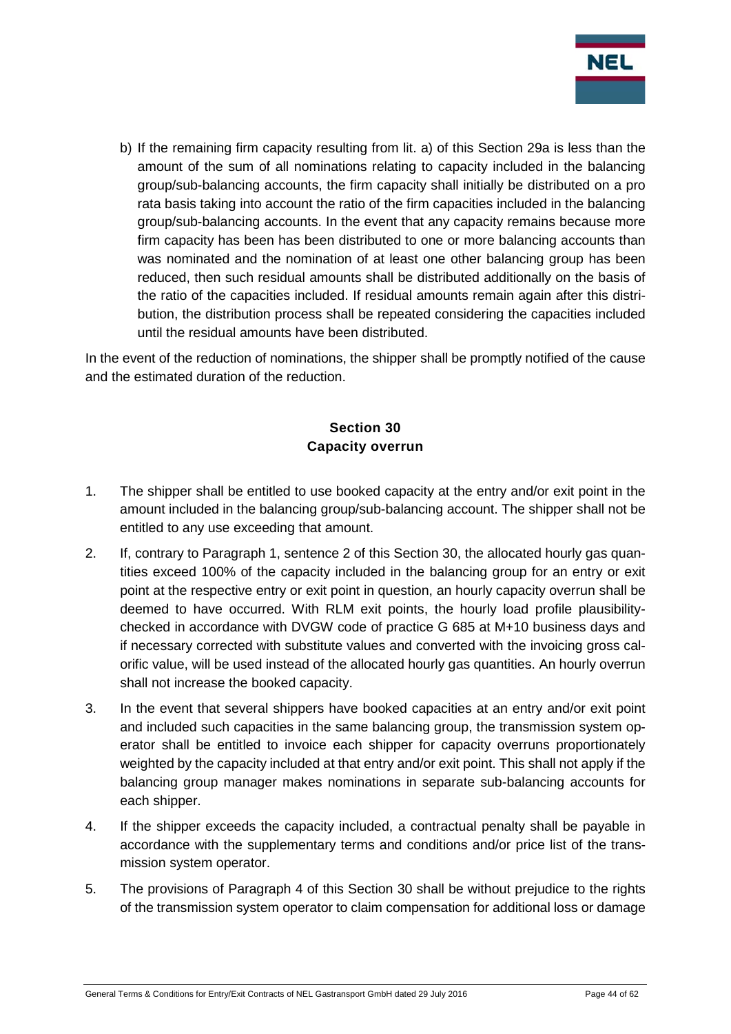b) If the remaining firm capacity resulting from lit. a) of this Section 29a is less than the amount of the sum of all nominations relating to capacity included in the balancing group/sub-balancing accounts, the firm capacity shall initially be distributed on a pro rata basis taking into account the ratio of the firm capacities included in the balancing group/sub-balancing accounts. In the event that any capacity remains because more firm capacity has been has been distributed to one or more balancing accounts than was nominated and the nomination of at least one other balancing group has been reduced, then such residual amounts shall be distributed additionally on the basis of the ratio of the capacities included. If residual amounts remain again after this distribution, the distribution process shall be repeated considering the capacities included until the residual amounts have been distributed.

In the event of the reduction of nominations, the shipper shall be promptly notified of the cause and the estimated duration of the reduction.

## Section 30
## Capacity overrun

1. The shipper shall be entitled to use booked capacity at the entry and/or exit point in the amount included in the balancing group/sub-balancing account. The shipper shall not be entitled to any use exceeding that amount.
2. If, contrary to Paragraph 1, sentence 2 of this Section 30, the allocated hourly gas quantities exceed 100% of the capacity included in the balancing group for an entry or exit point at the respective entry or exit point in question, an hourly capacity overrun shall be deemed to have occurred. With RLM exit points, the hourly load profile plausibility-checked in accordance with DVGW code of practice G 685 at M+10 business days and if necessary corrected with substitute values and converted with the invoicing gross calorific value, will be used instead of the allocated hourly gas quantities. An hourly overrun shall not increase the booked capacity.
3. In the event that several shippers have booked capacities at an entry and/or exit point and included such capacities in the same balancing group, the transmission system operator shall be entitled to invoice each shipper for capacity overruns proportionately weighted by the capacity included at that entry and/or exit point. This shall not apply if the balancing group manager makes nominations in separate sub-balancing accounts for each shipper.
4. If the shipper exceeds the capacity included, a contractual penalty shall be payable in accordance with the supplementary terms and conditions and/or price list of the transmission system operator.
5. The provisions of Paragraph 4 of this Section 30 shall be without prejudice to the rights of the transmission system operator to claim compensation for additional loss or damage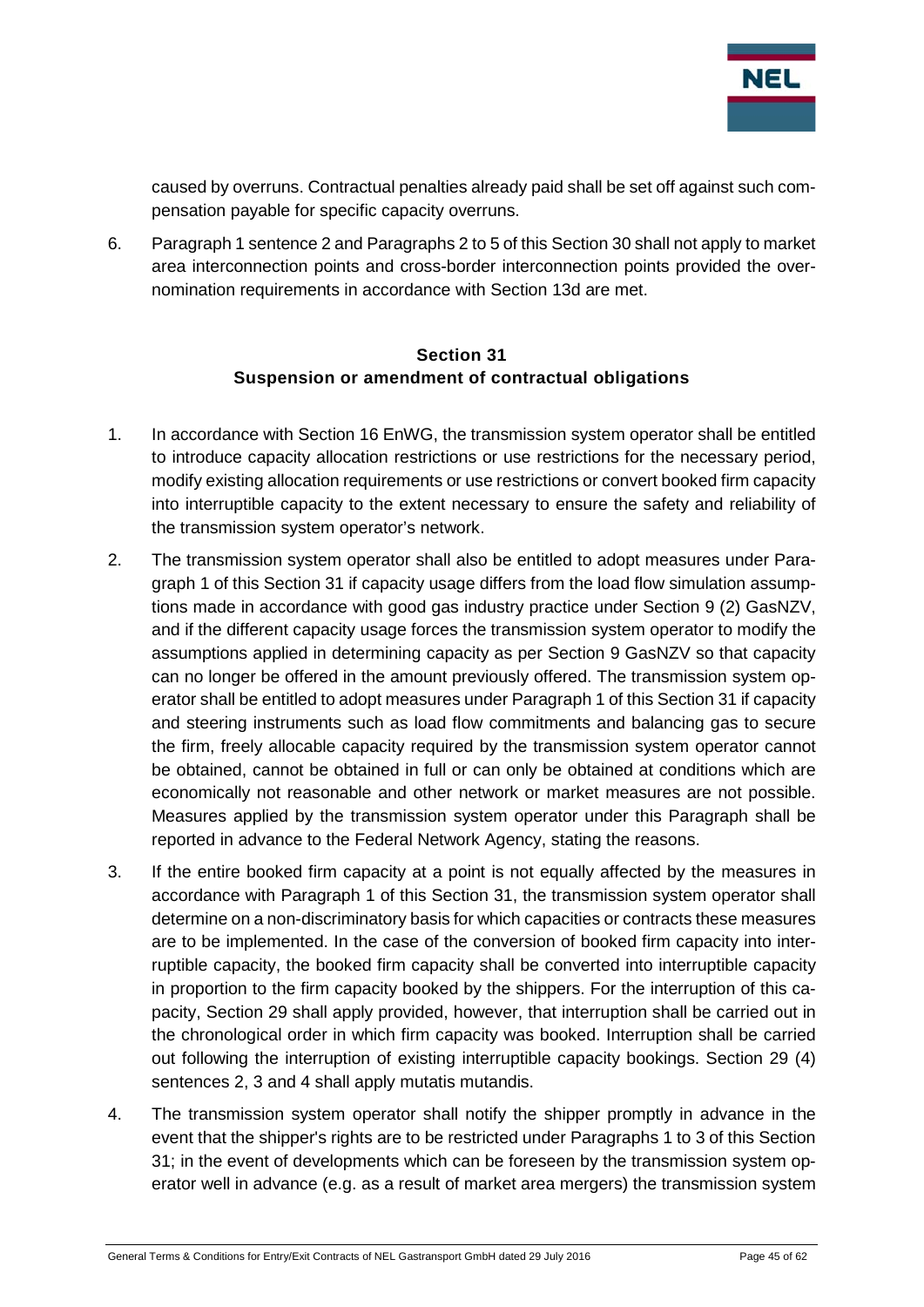caused by overruns. Contractual penalties already paid shall be set off against such compensation payable for specific capacity overruns.

6. Paragraph 1 sentence 2 and Paragraphs 2 to 5 of this Section 30 shall not apply to market area interconnection points and cross-border interconnection points provided the overnomination requirements in accordance with Section 13d are met.

## Section 31
## Suspension or amendment of contractual obligations

1. In accordance with Section 16 EnWG, the transmission system operator shall be entitled to introduce capacity allocation restrictions or use restrictions for the necessary period, modify existing allocation requirements or use restrictions or convert booked firm capacity into interruptible capacity to the extent necessary to ensure the safety and reliability of the transmission system operator's network.

2. The transmission system operator shall also be entitled to adopt measures under Paragraph 1 of this Section 31 if capacity usage differs from the load flow simulation assumptions made in accordance with good gas industry practice under Section 9 (2) GasNZV, and if the different capacity usage forces the transmission system operator to modify the assumptions applied in determining capacity as per Section 9 GasNZV so that capacity can no longer be offered in the amount previously offered. The transmission system operator shall be entitled to adopt measures under Paragraph 1 of this Section 31 if capacity and steering instruments such as load flow commitments and balancing gas to secure the firm, freely allocable capacity required by the transmission system operator cannot be obtained, cannot be obtained in full or can only be obtained at conditions which are economically not reasonable and other network or market measures are not possible. Measures applied by the transmission system operator under this Paragraph shall be reported in advance to the Federal Network Agency, stating the reasons.

3. If the entire booked firm capacity at a point is not equally affected by the measures in accordance with Paragraph 1 of this Section 31, the transmission system operator shall determine on a non-discriminatory basis for which capacities or contracts these measures are to be implemented. In the case of the conversion of booked firm capacity into interruptible capacity, the booked firm capacity shall be converted into interruptible capacity in proportion to the firm capacity booked by the shippers. For the interruption of this capacity, Section 29 shall apply provided, however, that interruption shall be carried out in the chronological order in which firm capacity was booked. Interruption shall be carried out following the interruption of existing interruptible capacity bookings. Section 29 (4) sentences 2, 3 and 4 shall apply mutatis mutandis.

4. The transmission system operator shall notify the shipper promptly in advance in the event that the shipper's rights are to be restricted under Paragraphs 1 to 3 of this Section 31; in the event of developments which can be foreseen by the transmission system operator well in advance (e.g. as a result of market area mergers) the transmission system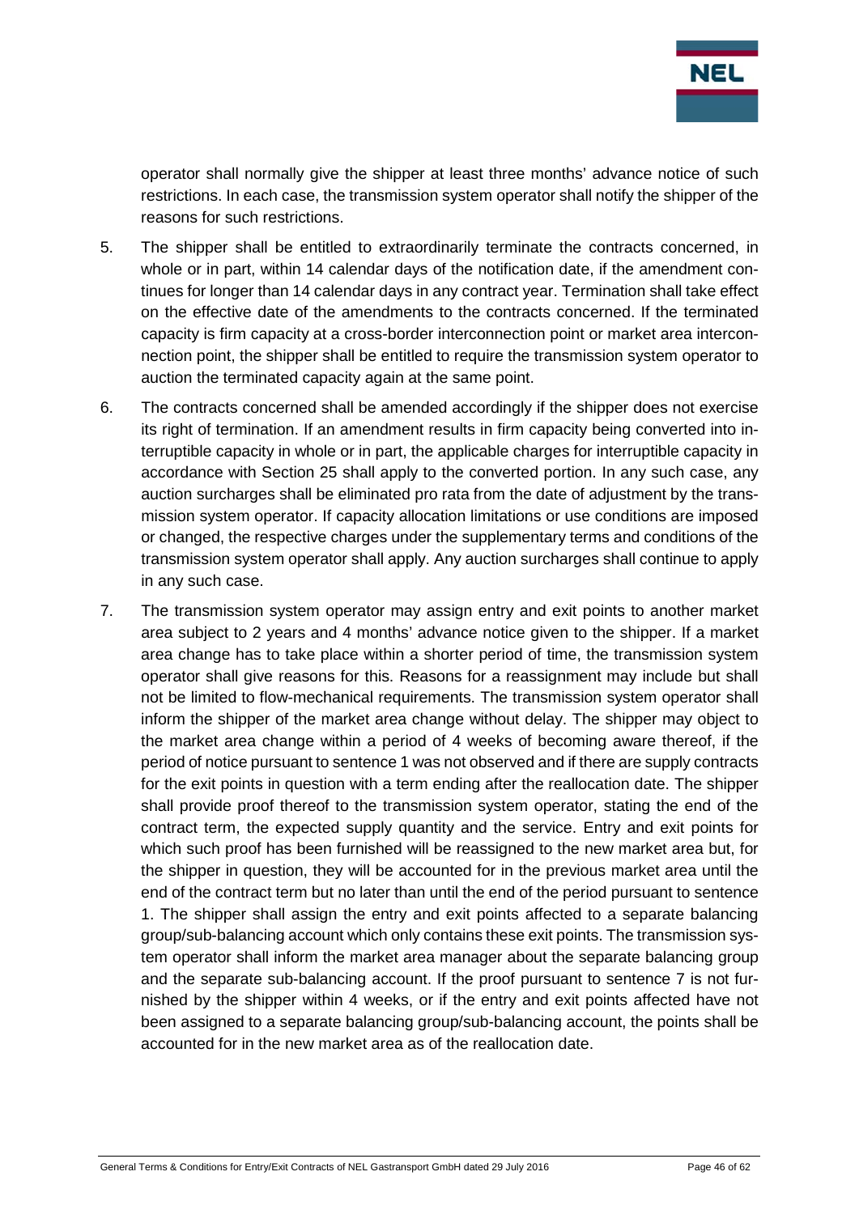operator shall normally give the shipper at least three months' advance notice of such restrictions. In each case, the transmission system operator shall notify the shipper of the reasons for such restrictions.

5. The shipper shall be entitled to extraordinarily terminate the contracts concerned, in whole or in part, within 14 calendar days of the notification date, if the amendment continues for longer than 14 calendar days in any contract year. Termination shall take effect on the effective date of the amendments to the contracts concerned. If the terminated capacity is firm capacity at a cross-border interconnection point or market area interconnection point, the shipper shall be entitled to require the transmission system operator to auction the terminated capacity again at the same point.

6. The contracts concerned shall be amended accordingly if the shipper does not exercise its right of termination. If an amendment results in firm capacity being converted into interruptible capacity in whole or in part, the applicable charges for interruptible capacity in accordance with Section 25 shall apply to the converted portion. In any such case, any auction surcharges shall be eliminated pro rata from the date of adjustment by the transmission system operator. If capacity allocation limitations or use conditions are imposed or changed, the respective charges under the supplementary terms and conditions of the transmission system operator shall apply. Any auction surcharges shall continue to apply in any such case.

7. The transmission system operator may assign entry and exit points to another market area subject to 2 years and 4 months' advance notice given to the shipper. If a market area change has to take place within a shorter period of time, the transmission system operator shall give reasons for this. Reasons for a reassignment may include but shall not be limited to flow-mechanical requirements. The transmission system operator shall inform the shipper of the market area change without delay. The shipper may object to the market area change within a period of 4 weeks of becoming aware thereof, if the period of notice pursuant to sentence 1 was not observed and if there are supply contracts for the exit points in question with a term ending after the reallocation date. The shipper shall provide proof thereof to the transmission system operator, stating the end of the contract term, the expected supply quantity and the service. Entry and exit points for which such proof has been furnished will be reassigned to the new market area but, for the shipper in question, they will be accounted for in the previous market area until the end of the contract term but no later than until the end of the period pursuant to sentence 1. The shipper shall assign the entry and exit points affected to a separate balancing group/sub-balancing account which only contains these exit points. The transmission system operator shall inform the market area manager about the separate balancing group and the separate sub-balancing account. If the proof pursuant to sentence 7 is not furnished by the shipper within 4 weeks, or if the entry and exit points affected have not been assigned to a separate balancing group/sub-balancing account, the points shall be accounted for in the new market area as of the reallocation date.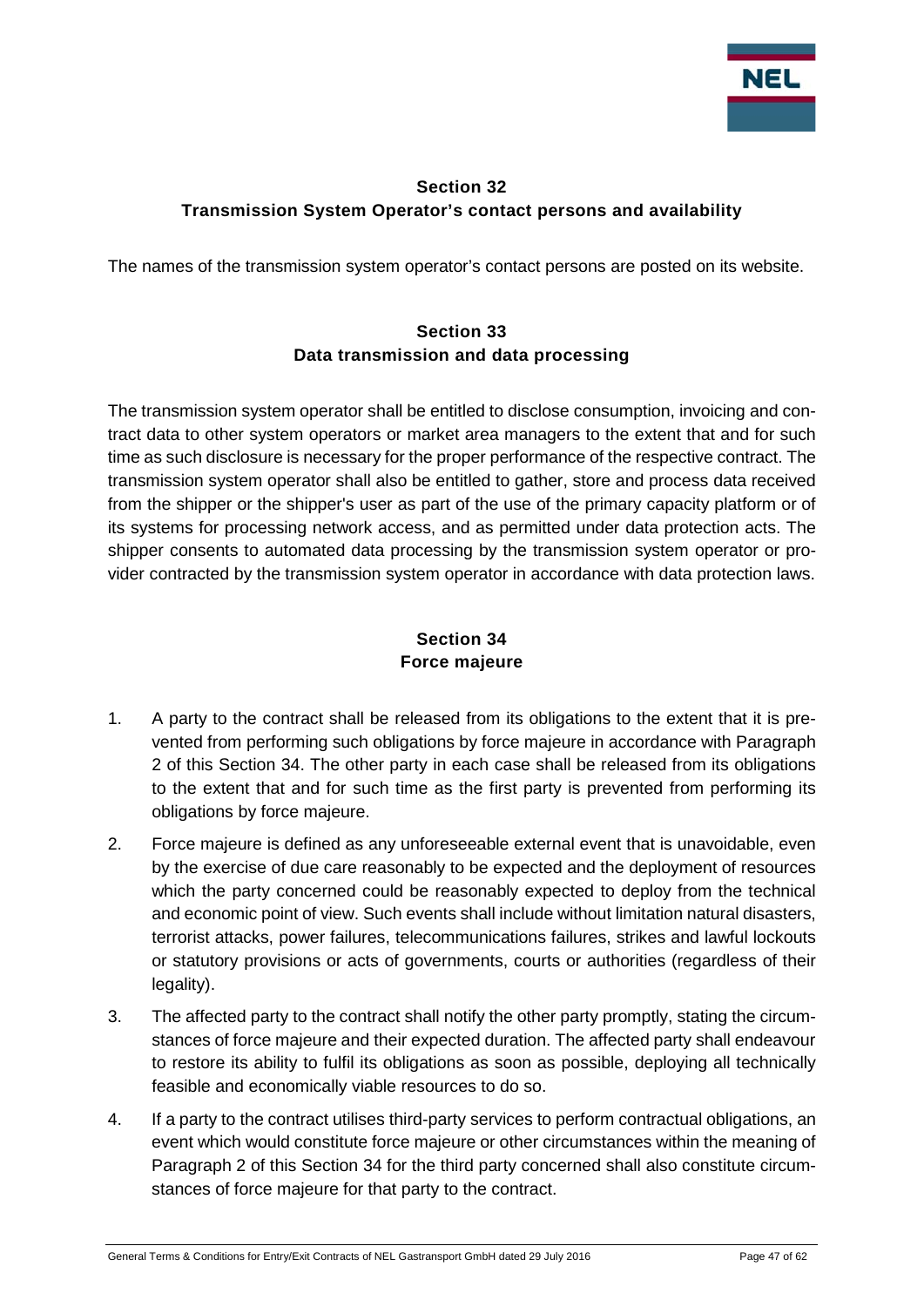## Section 32
## Transmission System Operator's contact persons and availability

The names of the transmission system operator's contact persons are posted on its website.

## Section 33
## Data transmission and data processing

The transmission system operator shall be entitled to disclose consumption, invoicing and contract data to other system operators or market area managers to the extent that and for such time as such disclosure is necessary for the proper performance of the respective contract. The transmission system operator shall also be entitled to gather, store and process data received from the shipper or the shipper's user as part of the use of the primary capacity platform or of its systems for processing network access, and as permitted under data protection acts. The shipper consents to automated data processing by the transmission system operator or provider contracted by the transmission system operator in accordance with data protection laws.

## Section 34
## Force majeure

1. A party to the contract shall be released from its obligations to the extent that it is prevented from performing such obligations by force majeure in accordance with Paragraph 2 of this Section 34. The other party in each case shall be released from its obligations to the extent that and for such time as the first party is prevented from performing its obligations by force majeure.

2. Force majeure is defined as any unforeseeable external event that is unavoidable, even by the exercise of due care reasonably to be expected and the deployment of resources which the party concerned could be reasonably expected to deploy from the technical and economic point of view. Such events shall include without limitation natural disasters, terrorist attacks, power failures, telecommunications failures, strikes and lawful lockouts or statutory provisions or acts of governments, courts or authorities (regardless of their legality).

3. The affected party to the contract shall notify the other party promptly, stating the circumstances of force majeure and their expected duration. The affected party shall endeavour to restore its ability to fulfil its obligations as soon as possible, deploying all technically feasible and economically viable resources to do so.

4. If a party to the contract utilises third-party services to perform contractual obligations, an event which would constitute force majeure or other circumstances within the meaning of Paragraph 2 of this Section 34 for the third party concerned shall also constitute circumstances of force majeure for that party to the contract.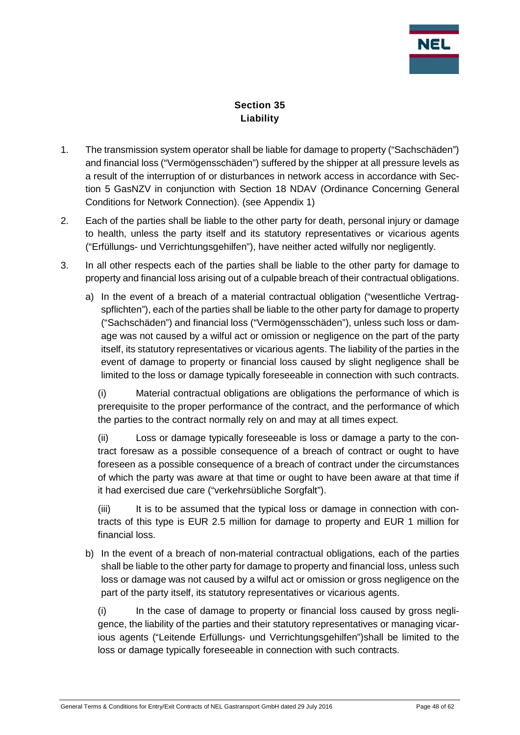## Section 35
## Liability

1. The transmission system operator shall be liable for damage to property ("Sachschäden") and financial loss ("Vermögensschäden") suffered by the shipper at all pressure levels as a result of the interruption of or disturbances in network access in accordance with Section 5 GasNZV in conjunction with Section 18 NDAV (Ordinance Concerning General Conditions for Network Connection). (see Appendix 1)

2. Each of the parties shall be liable to the other party for death, personal injury or damage to health, unless the party itself and its statutory representatives or vicarious agents ("Erfüllungs- und Verrichtungsgehilfen"), have neither acted wilfully nor negligently.

3. In all other respects each of the parties shall be liable to the other party for damage to property and financial loss arising out of a culpable breach of their contractual obligations.

   a) In the event of a breach of a material contractual obligation ("wesentliche Vertragspflichten"), each of the parties shall be liable to the other party for damage to property ("Sachschäden") and financial loss ("Vermögensschäden"), unless such loss or damage was not caused by a wilful act or omission or negligence on the part of the party itself, its statutory representatives or vicarious agents. The liability of the parties in the event of damage to property or financial loss caused by slight negligence shall be limited to the loss or damage typically foreseeable in connection with such contracts.

      (i) Material contractual obligations are obligations the performance of which is prerequisite to the proper performance of the contract, and the performance of which the parties to the contract normally rely on and may at all times expect.

      (ii) Loss or damage typically foreseeable is loss or damage a party to the contract foresaw as a possible consequence of a breach of contract or ought to have foreseen as a possible consequence of a breach of contract under the circumstances of which the party was aware at that time or ought to have been aware at that time if it had exercised due care ("verkehrsübliche Sorgfalt").

      (iii) It is to be assumed that the typical loss or damage in connection with contracts of this type is EUR 2.5 million for damage to property and EUR 1 million for financial loss.

   b) In the event of a breach of non-material contractual obligations, each of the parties shall be liable to the other party for damage to property and financial loss, unless such loss or damage was not caused by a wilful act or omission or gross negligence on the part of the party itself, its statutory representatives or vicarious agents.

      (i) In the case of damage to property or financial loss caused by gross negligence, the liability of the parties and their statutory representatives or managing vicarious agents ("Leitende Erfüllungs- und Verrichtungsgehilfen")shall be limited to the loss or damage typically foreseeable in connection with such contracts.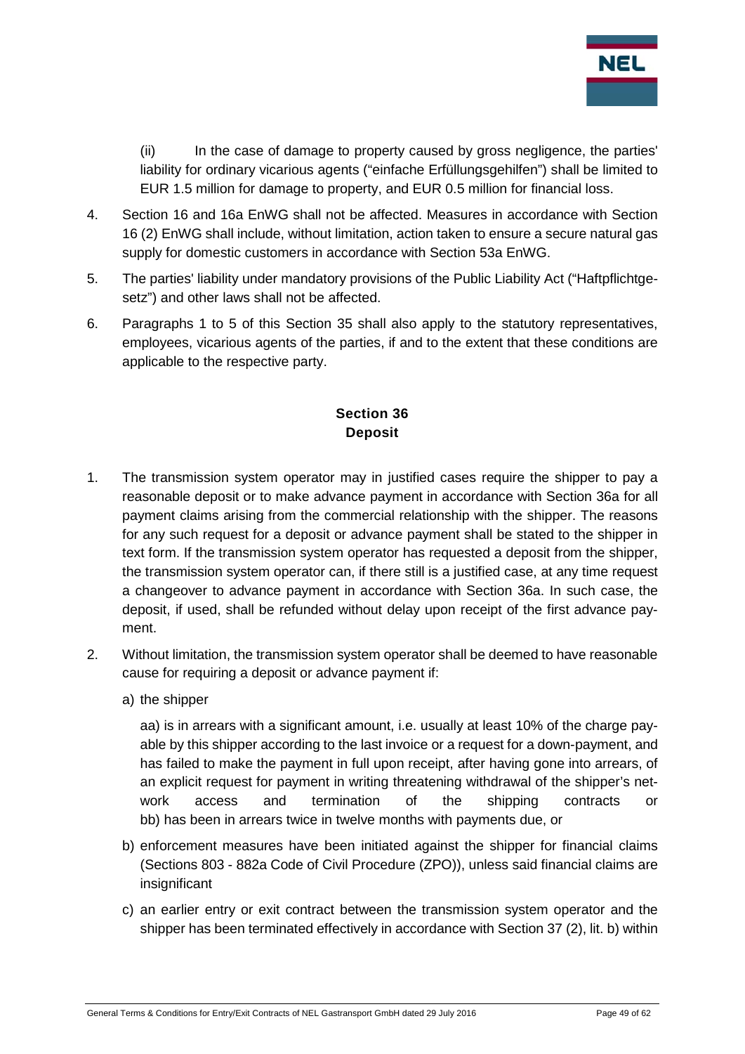(ii) In the case of damage to property caused by gross negligence, the parties' liability for ordinary vicarious agents ("einfache Erfüllungsgehilfen") shall be limited to EUR 1.5 million for damage to property, and EUR 0.5 million for financial loss.

4. Section 16 and 16a EnWG shall not be affected. Measures in accordance with Section 16 (2) EnWG shall include, without limitation, action taken to ensure a secure natural gas supply for domestic customers in accordance with Section 53a EnWG.
5. The parties' liability under mandatory provisions of the Public Liability Act ("Haftpflichtgesetz") and other laws shall not be affected.
6. Paragraphs 1 to 5 of this Section 35 shall also apply to the statutory representatives, employees, vicarious agents of the parties, if and to the extent that these conditions are applicable to the respective party.

## Section 36
## Deposit

1. The transmission system operator may in justified cases require the shipper to pay a reasonable deposit or to make advance payment in accordance with Section 36a for all payment claims arising from the commercial relationship with the shipper. The reasons for any such request for a deposit or advance payment shall be stated to the shipper in text form. If the transmission system operator has requested a deposit from the shipper, the transmission system operator can, if there still is a justified case, at any time request a changeover to advance payment in accordance with Section 36a. In such case, the deposit, if used, shall be refunded without delay upon receipt of the first advance payment.
2. Without limitation, the transmission system operator shall be deemed to have reasonable cause for requiring a deposit or advance payment if:

   a) the shipper

      aa) is in arrears with a significant amount, i.e. usually at least 10% of the charge payable by this shipper according to the last invoice or a request for a down-payment, and has failed to make the payment in full upon receipt, after having gone into arrears, of an explicit request for payment in writing threatening withdrawal of the shipper's network access and termination of the shipping contracts or
      bb) has been in arrears twice in twelve months with payments due, or

   b) enforcement measures have been initiated against the shipper for financial claims (Sections 803 - 882a Code of Civil Procedure (ZPO)), unless said financial claims are insignificant

   c) an earlier entry or exit contract between the transmission system operator and the shipper has been terminated effectively in accordance with Section 37 (2), lit. b) within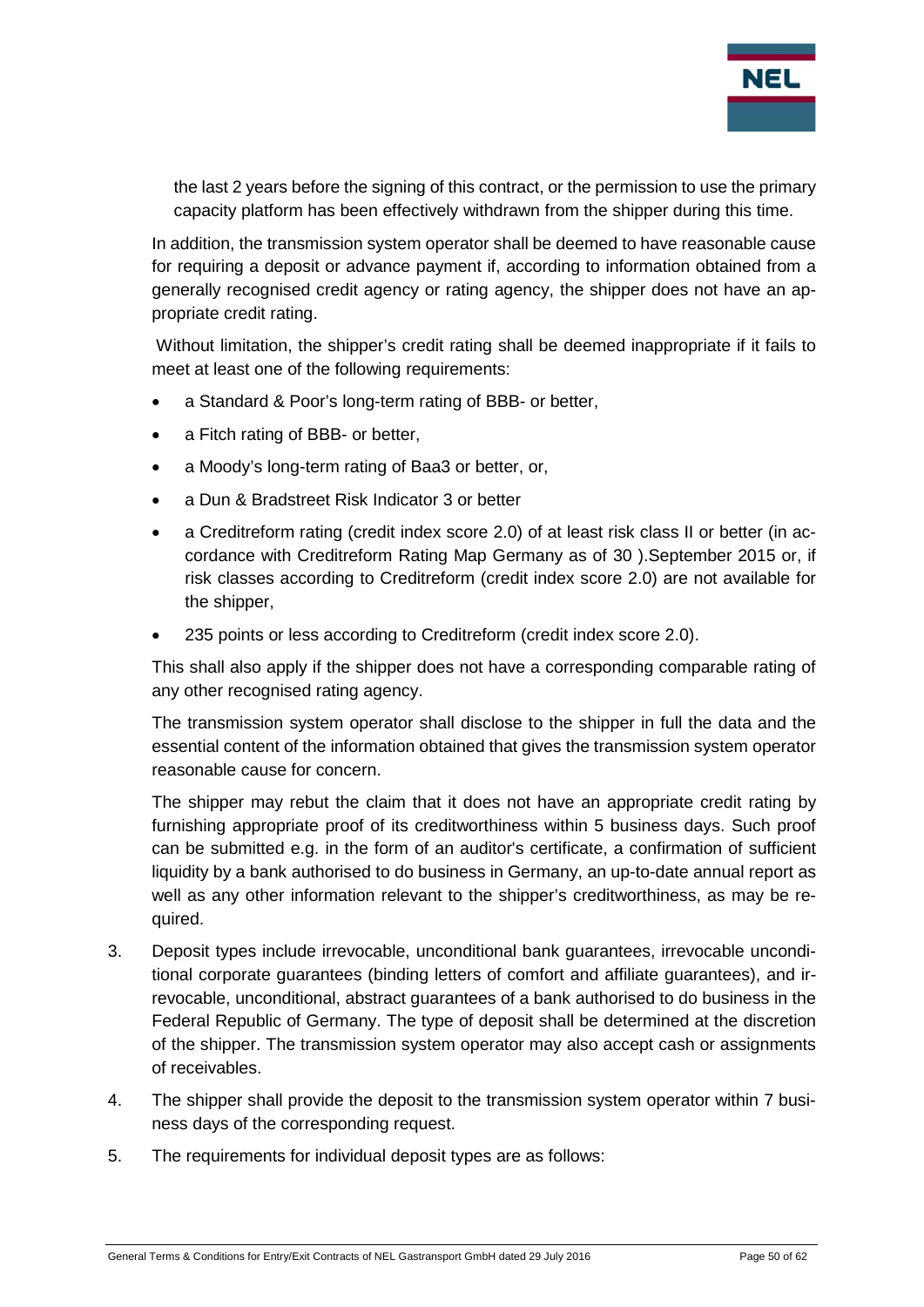the last 2 years before the signing of this contract, or the permission to use the primary capacity platform has been effectively withdrawn from the shipper during this time.

In addition, the transmission system operator shall be deemed to have reasonable cause for requiring a deposit or advance payment if, according to information obtained from a generally recognised credit agency or rating agency, the shipper does not have an appropriate credit rating.

Without limitation, the shipper's credit rating shall be deemed inappropriate if it fails to meet at least one of the following requirements:

- a Standard & Poor's long-term rating of BBB- or better,
- a Fitch rating of BBB- or better,
- a Moody's long-term rating of Baa3 or better, or,
- a Dun & Bradstreet Risk Indicator 3 or better
- a Creditreform rating (credit index score 2.0) of at least risk class II or better (in accordance with Creditreform Rating Map Germany as of 30 ).September 2015 or, if risk classes according to Creditreform (credit index score 2.0) are not available for the shipper,
- 235 points or less according to Creditreform (credit index score 2.0).

This shall also apply if the shipper does not have a corresponding comparable rating of any other recognised rating agency.

The transmission system operator shall disclose to the shipper in full the data and the essential content of the information obtained that gives the transmission system operator reasonable cause for concern.

The shipper may rebut the claim that it does not have an appropriate credit rating by furnishing appropriate proof of its creditworthiness within 5 business days. Such proof can be submitted e.g. in the form of an auditor's certificate, a confirmation of sufficient liquidity by a bank authorised to do business in Germany, an up-to-date annual report as well as any other information relevant to the shipper's creditworthiness, as may be required.

3. Deposit types include irrevocable, unconditional bank guarantees, irrevocable unconditional corporate guarantees (binding letters of comfort and affiliate guarantees), and irrevocable, unconditional, abstract guarantees of a bank authorised to do business in the Federal Republic of Germany. The type of deposit shall be determined at the discretion of the shipper. The transmission system operator may also accept cash or assignments of receivables.
4. The shipper shall provide the deposit to the transmission system operator within 7 business days of the corresponding request.
5. The requirements for individual deposit types are as follows: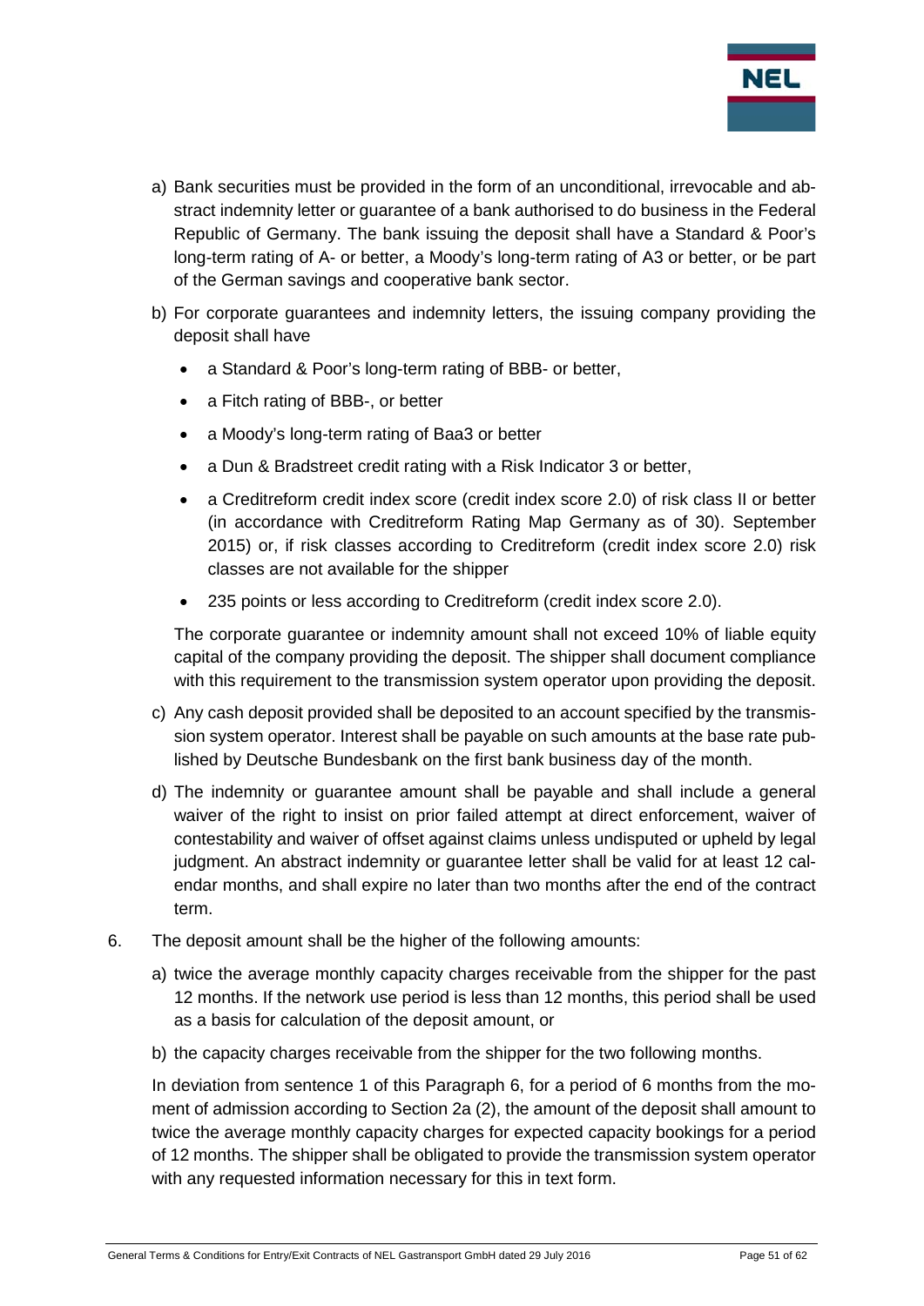a) Bank securities must be provided in the form of an unconditional, irrevocable and abstract indemnity letter or guarantee of a bank authorised to do business in the Federal Republic of Germany. The bank issuing the deposit shall have a Standard & Poor's long-term rating of A- or better, a Moody's long-term rating of A3 or better, or be part of the German savings and cooperative bank sector.

b) For corporate guarantees and indemnity letters, the issuing company providing the deposit shall have

- a Standard & Poor's long-term rating of BBB- or better,
- a Fitch rating of BBB-, or better
- a Moody's long-term rating of Baa3 or better
- a Dun & Bradstreet credit rating with a Risk Indicator 3 or better,
- a Creditreform credit index score (credit index score 2.0) of risk class II or better (in accordance with Creditreform Rating Map Germany as of 30). September 2015) or, if risk classes according to Creditreform (credit index score 2.0) risk classes are not available for the shipper
- 235 points or less according to Creditreform (credit index score 2.0).

The corporate guarantee or indemnity amount shall not exceed 10% of liable equity capital of the company providing the deposit. The shipper shall document compliance with this requirement to the transmission system operator upon providing the deposit.

c) Any cash deposit provided shall be deposited to an account specified by the transmission system operator. Interest shall be payable on such amounts at the base rate published by Deutsche Bundesbank on the first bank business day of the month.

d) The indemnity or guarantee amount shall be payable and shall include a general waiver of the right to insist on prior failed attempt at direct enforcement, waiver of contestability and waiver of offset against claims unless undisputed or upheld by legal judgment. An abstract indemnity or guarantee letter shall be valid for at least 12 calendar months, and shall expire no later than two months after the end of the contract term.

6. The deposit amount shall be the higher of the following amounts:

   a) twice the average monthly capacity charges receivable from the shipper for the past 12 months. If the network use period is less than 12 months, this period shall be used as a basis for calculation of the deposit amount, or

   b) the capacity charges receivable from the shipper for the two following months.

   In deviation from sentence 1 of this Paragraph 6, for a period of 6 months from the moment of admission according to Section 2a (2), the amount of the deposit shall amount to twice the average monthly capacity charges for expected capacity bookings for a period of 12 months. The shipper shall be obligated to provide the transmission system operator with any requested information necessary for this in text form.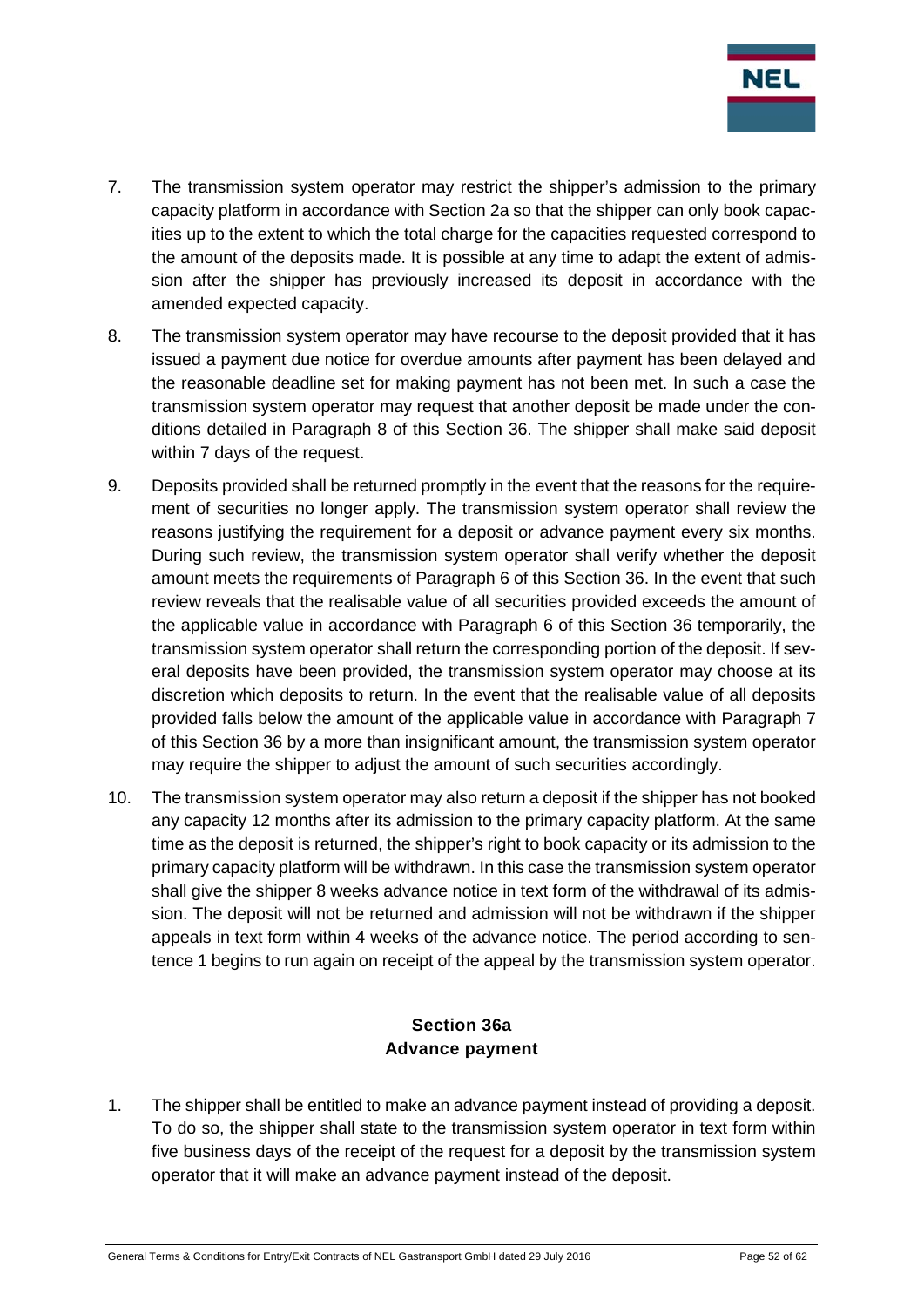7. The transmission system operator may restrict the shipper's admission to the primary capacity platform in accordance with Section 2a so that the shipper can only book capacities up to the extent to which the total charge for the capacities requested correspond to the amount of the deposits made. It is possible at any time to adapt the extent of admission after the shipper has previously increased its deposit in accordance with the amended expected capacity.

8. The transmission system operator may have recourse to the deposit provided that it has issued a payment due notice for overdue amounts after payment has been delayed and the reasonable deadline set for making payment has not been met. In such a case the transmission system operator may request that another deposit be made under the conditions detailed in Paragraph 8 of this Section 36. The shipper shall make said deposit within 7 days of the request.

9. Deposits provided shall be returned promptly in the event that the reasons for the requirement of securities no longer apply. The transmission system operator shall review the reasons justifying the requirement for a deposit or advance payment every six months. During such review, the transmission system operator shall verify whether the deposit amount meets the requirements of Paragraph 6 of this Section 36. In the event that such review reveals that the realisable value of all securities provided exceeds the amount of the applicable value in accordance with Paragraph 6 of this Section 36 temporarily, the transmission system operator shall return the corresponding portion of the deposit. If several deposits have been provided, the transmission system operator may choose at its discretion which deposits to return. In the event that the realisable value of all deposits provided falls below the amount of the applicable value in accordance with Paragraph 7 of this Section 36 by a more than insignificant amount, the transmission system operator may require the shipper to adjust the amount of such securities accordingly.

10. The transmission system operator may also return a deposit if the shipper has not booked any capacity 12 months after its admission to the primary capacity platform. At the same time as the deposit is returned, the shipper's right to book capacity or its admission to the primary capacity platform will be withdrawn. In this case the transmission system operator shall give the shipper 8 weeks advance notice in text form of the withdrawal of its admission. The deposit will not be returned and admission will not be withdrawn if the shipper appeals in text form within 4 weeks of the advance notice. The period according to sentence 1 begins to run again on receipt of the appeal by the transmission system operator.

## Section 36a
## Advance payment

1. The shipper shall be entitled to make an advance payment instead of providing a deposit. To do so, the shipper shall state to the transmission system operator in text form within five business days of the receipt of the request for a deposit by the transmission system operator that it will make an advance payment instead of the deposit.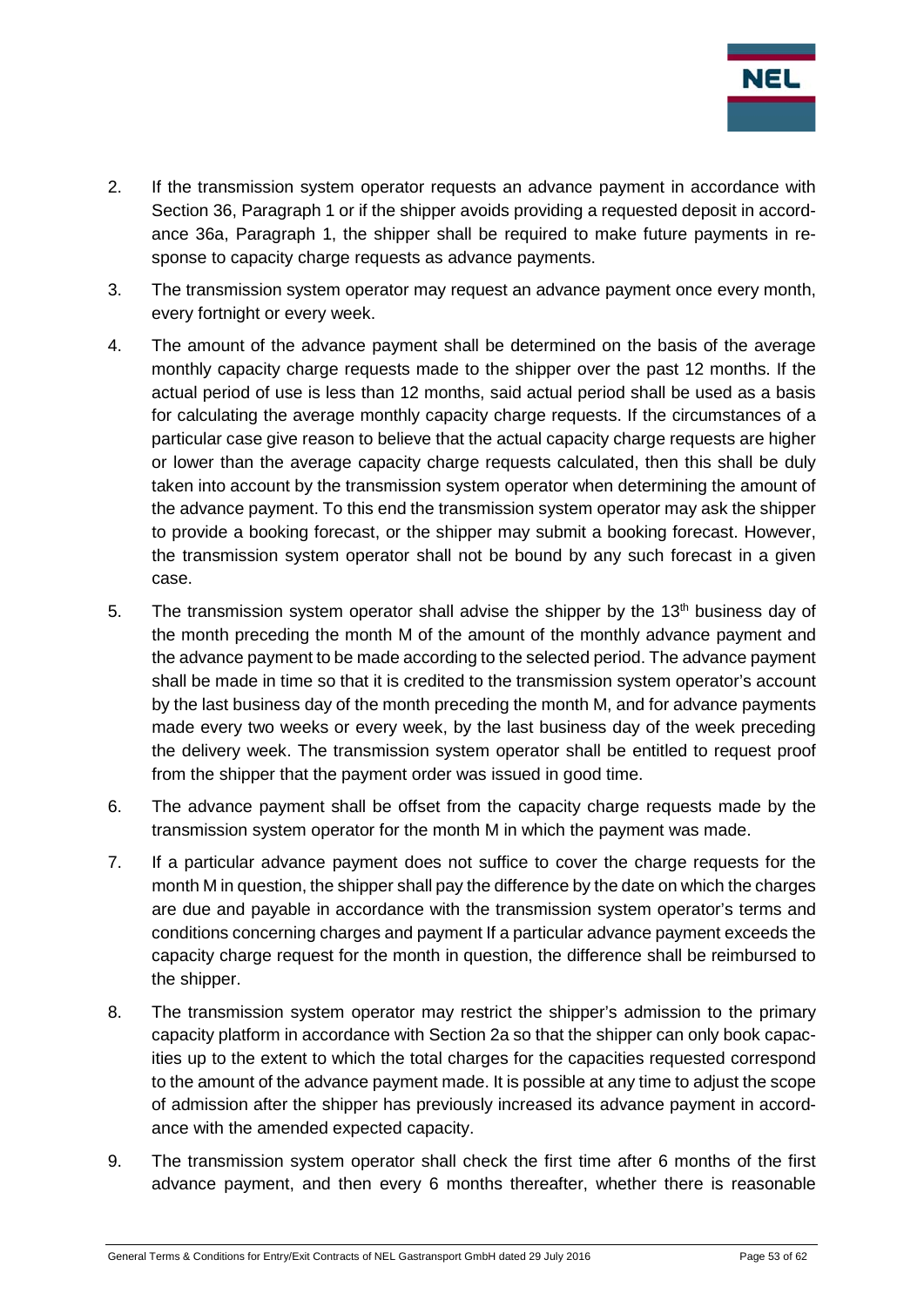2. If the transmission system operator requests an advance payment in accordance with Section 36, Paragraph 1 or if the shipper avoids providing a requested deposit in accordance 36a, Paragraph 1, the shipper shall be required to make future payments in response to capacity charge requests as advance payments.

3. The transmission system operator may request an advance payment once every month, every fortnight or every week.

4. The amount of the advance payment shall be determined on the basis of the average monthly capacity charge requests made to the shipper over the past 12 months. If the actual period of use is less than 12 months, said actual period shall be used as a basis for calculating the average monthly capacity charge requests. If the circumstances of a particular case give reason to believe that the actual capacity charge requests are higher or lower than the average capacity charge requests calculated, then this shall be duly taken into account by the transmission system operator when determining the amount of the advance payment. To this end the transmission system operator may ask the shipper to provide a booking forecast, or the shipper may submit a booking forecast. However, the transmission system operator shall not be bound by any such forecast in a given case.

5. The transmission system operator shall advise the shipper by the 13th business day of the month preceding the month M of the amount of the monthly advance payment and the advance payment to be made according to the selected period. The advance payment shall be made in time so that it is credited to the transmission system operator's account by the last business day of the month preceding the month M, and for advance payments made every two weeks or every week, by the last business day of the week preceding the delivery week. The transmission system operator shall be entitled to request proof from the shipper that the payment order was issued in good time.

6. The advance payment shall be offset from the capacity charge requests made by the transmission system operator for the month M in which the payment was made.

7. If a particular advance payment does not suffice to cover the charge requests for the month M in question, the shipper shall pay the difference by the date on which the charges are due and payable in accordance with the transmission system operator's terms and conditions concerning charges and payment If a particular advance payment exceeds the capacity charge request for the month in question, the difference shall be reimbursed to the shipper.

8. The transmission system operator may restrict the shipper's admission to the primary capacity platform in accordance with Section 2a so that the shipper can only book capacities up to the extent to which the total charges for the capacities requested correspond to the amount of the advance payment made. It is possible at any time to adjust the scope of admission after the shipper has previously increased its advance payment in accordance with the amended expected capacity.

9. The transmission system operator shall check the first time after 6 months of the first advance payment, and then every 6 months thereafter, whether there is reasonable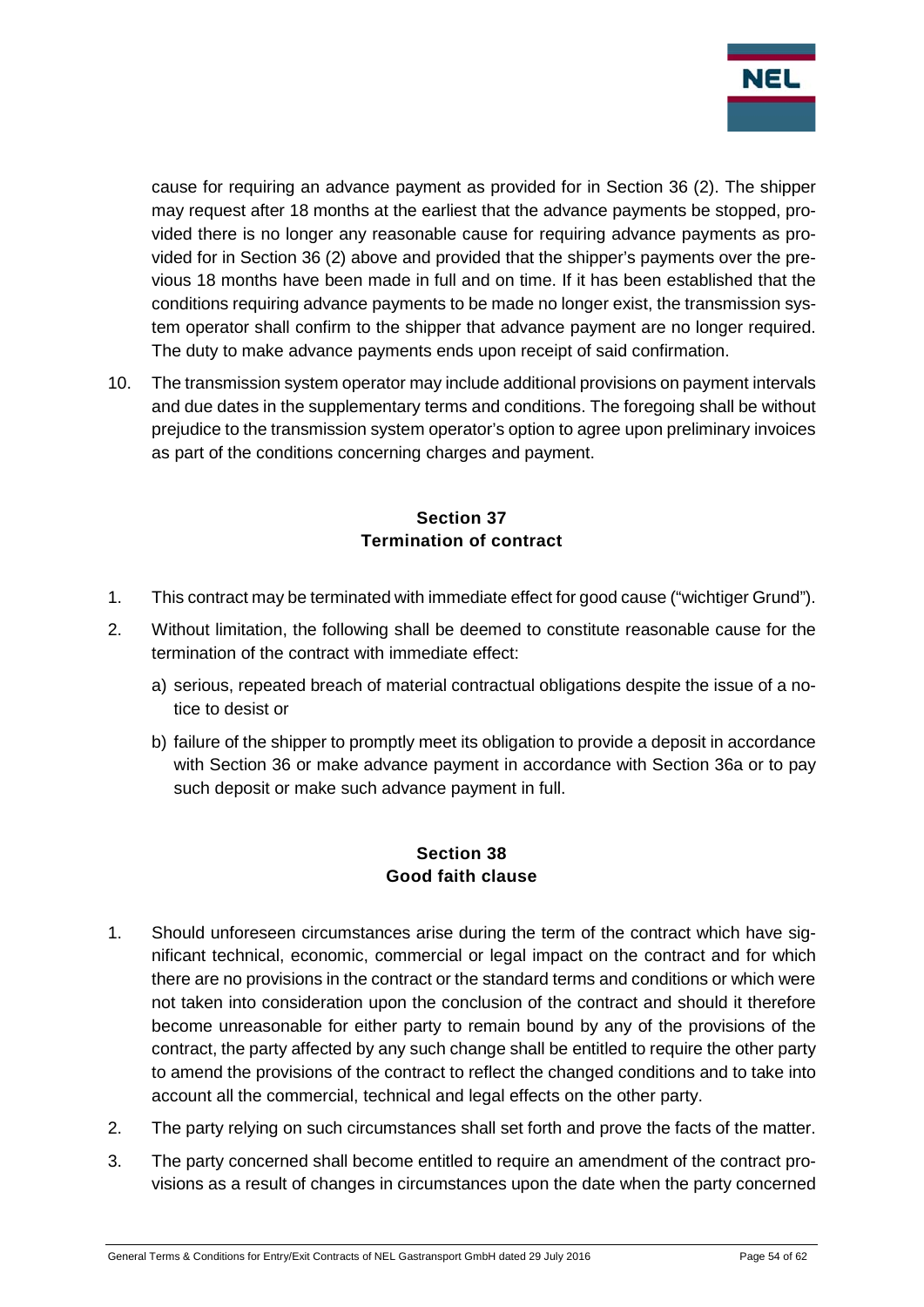cause for requiring an advance payment as provided for in Section 36 (2). The shipper may request after 18 months at the earliest that the advance payments be stopped, provided there is no longer any reasonable cause for requiring advance payments as provided for in Section 36 (2) above and provided that the shipper's payments over the previous 18 months have been made in full and on time. If it has been established that the conditions requiring advance payments to be made no longer exist, the transmission system operator shall confirm to the shipper that advance payment are no longer required. The duty to make advance payments ends upon receipt of said confirmation.

10. The transmission system operator may include additional provisions on payment intervals and due dates in the supplementary terms and conditions. The foregoing shall be without prejudice to the transmission system operator's option to agree upon preliminary invoices as part of the conditions concerning charges and payment.

## Section 37
## Termination of contract

1. This contract may be terminated with immediate effect for good cause ("wichtiger Grund").
2. Without limitation, the following shall be deemed to constitute reasonable cause for the termination of the contract with immediate effect:
   a) serious, repeated breach of material contractual obligations despite the issue of a notice to desist or
   b) failure of the shipper to promptly meet its obligation to provide a deposit in accordance with Section 36 or make advance payment in accordance with Section 36a or to pay such deposit or make such advance payment in full.

## Section 38
## Good faith clause

1. Should unforeseen circumstances arise during the term of the contract which have significant technical, economic, commercial or legal impact on the contract and for which there are no provisions in the contract or the standard terms and conditions or which were not taken into consideration upon the conclusion of the contract and should it therefore become unreasonable for either party to remain bound by any of the provisions of the contract, the party affected by any such change shall be entitled to require the other party to amend the provisions of the contract to reflect the changed conditions and to take into account all the commercial, technical and legal effects on the other party.
2. The party relying on such circumstances shall set forth and prove the facts of the matter.
3. The party concerned shall become entitled to require an amendment of the contract provisions as a result of changes in circumstances upon the date when the party concerned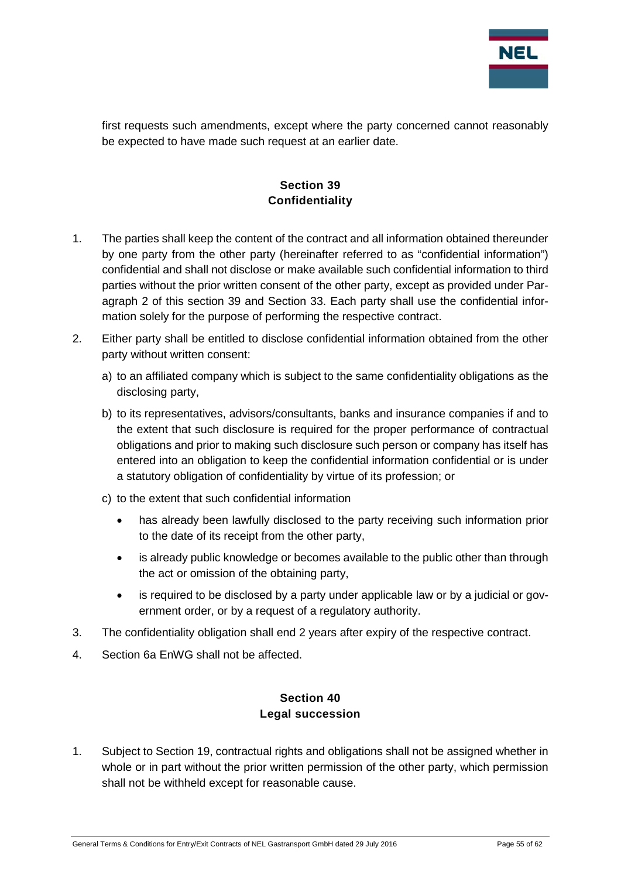first requests such amendments, except where the party concerned cannot reasonably be expected to have made such request at an earlier date.

## Section 39
## Confidentiality

1. The parties shall keep the content of the contract and all information obtained thereunder by one party from the other party (hereinafter referred to as "confidential information") confidential and shall not disclose or make available such confidential information to third parties without the prior written consent of the other party, except as provided under Paragraph 2 of this section 39 and Section 33. Each party shall use the confidential information solely for the purpose of performing the respective contract.

2. Either party shall be entitled to disclose confidential information obtained from the other party without written consent:

   a) to an affiliated company which is subject to the same confidentiality obligations as the disclosing party,

   b) to its representatives, advisors/consultants, banks and insurance companies if and to the extent that such disclosure is required for the proper performance of contractual obligations and prior to making such disclosure such person or company has itself has entered into an obligation to keep the confidential information confidential or is under a statutory obligation of confidentiality by virtue of its profession; or

   c) to the extent that such confidential information

      - has already been lawfully disclosed to the party receiving such information prior to the date of its receipt from the other party,
      - is already public knowledge or becomes available to the public other than through the act or omission of the obtaining party,
      - is required to be disclosed by a party under applicable law or by a judicial or government order, or by a request of a regulatory authority.

3. The confidentiality obligation shall end 2 years after expiry of the respective contract.

4. Section 6a EnWG shall not be affected.

## Section 40
## Legal succession

1. Subject to Section 19, contractual rights and obligations shall not be assigned whether in whole or in part without the prior written permission of the other party, which permission shall not be withheld except for reasonable cause.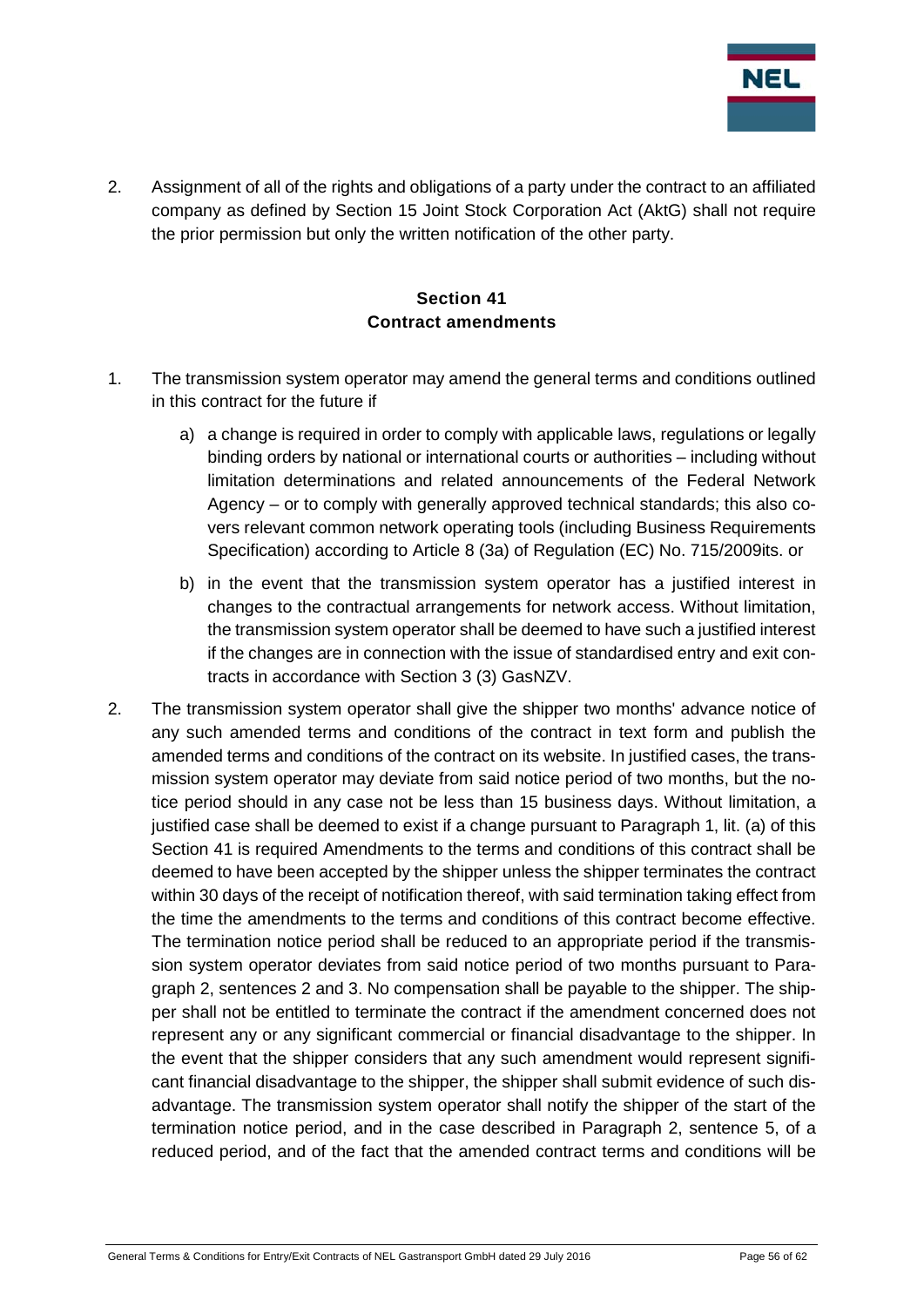2. Assignment of all of the rights and obligations of a party under the contract to an affiliated company as defined by Section 15 Joint Stock Corporation Act (AktG) shall not require the prior permission but only the written notification of the other party.

## Section 41
## Contract amendments

1. The transmission system operator may amend the general terms and conditions outlined in this contract for the future if

   a) a change is required in order to comply with applicable laws, regulations or legally binding orders by national or international courts or authorities – including without limitation determinations and related announcements of the Federal Network Agency – or to comply with generally approved technical standards; this also covers relevant common network operating tools (including Business Requirements Specification) according to Article 8 (3a) of Regulation (EC) No. 715/2009its. or

   b) in the event that the transmission system operator has a justified interest in changes to the contractual arrangements for network access. Without limitation, the transmission system operator shall be deemed to have such a justified interest if the changes are in connection with the issue of standardised entry and exit contracts in accordance with Section 3 (3) GasNZV.

2. The transmission system operator shall give the shipper two months' advance notice of any such amended terms and conditions of the contract in text form and publish the amended terms and conditions of the contract on its website. In justified cases, the transmission system operator may deviate from said notice period of two months, but the notice period should in any case not be less than 15 business days. Without limitation, a justified case shall be deemed to exist if a change pursuant to Paragraph 1, lit. (a) of this Section 41 is required Amendments to the terms and conditions of this contract shall be deemed to have been accepted by the shipper unless the shipper terminates the contract within 30 days of the receipt of notification thereof, with said termination taking effect from the time the amendments to the terms and conditions of this contract become effective. The termination notice period shall be reduced to an appropriate period if the transmission system operator deviates from said notice period of two months pursuant to Paragraph 2, sentences 2 and 3. No compensation shall be payable to the shipper. The shipper shall not be entitled to terminate the contract if the amendment concerned does not represent any or any significant commercial or financial disadvantage to the shipper. In the event that the shipper considers that any such amendment would represent significant financial disadvantage to the shipper, the shipper shall submit evidence of such disadvantage. The transmission system operator shall notify the shipper of the start of the termination notice period, and in the case described in Paragraph 2, sentence 5, of a reduced period, and of the fact that the amended contract terms and conditions will be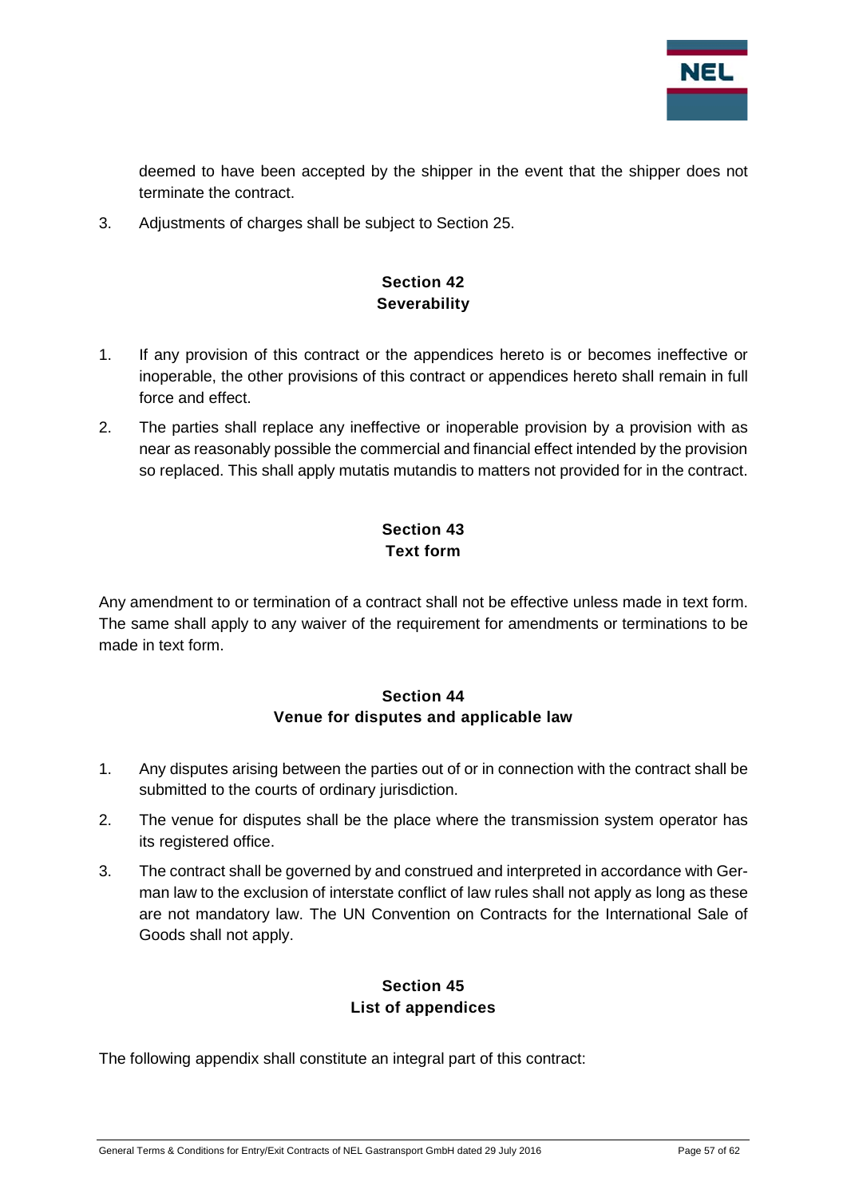deemed to have been accepted by the shipper in the event that the shipper does not terminate the contract.

3. Adjustments of charges shall be subject to Section 25.

## Section 42
## Severability

1. If any provision of this contract or the appendices hereto is or becomes ineffective or inoperable, the other provisions of this contract or appendices hereto shall remain in full force and effect.
2. The parties shall replace any ineffective or inoperable provision by a provision with as near as reasonably possible the commercial and financial effect intended by the provision so replaced. This shall apply mutatis mutandis to matters not provided for in the contract.

## Section 43
## Text form

Any amendment to or termination of a contract shall not be effective unless made in text form. The same shall apply to any waiver of the requirement for amendments or terminations to be made in text form.

## Section 44
## Venue for disputes and applicable law

1. Any disputes arising between the parties out of or in connection with the contract shall be submitted to the courts of ordinary jurisdiction.
2. The venue for disputes shall be the place where the transmission system operator has its registered office.
3. The contract shall be governed by and construed and interpreted in accordance with German law to the exclusion of interstate conflict of law rules shall not apply as long as these are not mandatory law. The UN Convention on Contracts for the International Sale of Goods shall not apply.

## Section 45
## List of appendices

The following appendix shall constitute an integral part of this contract: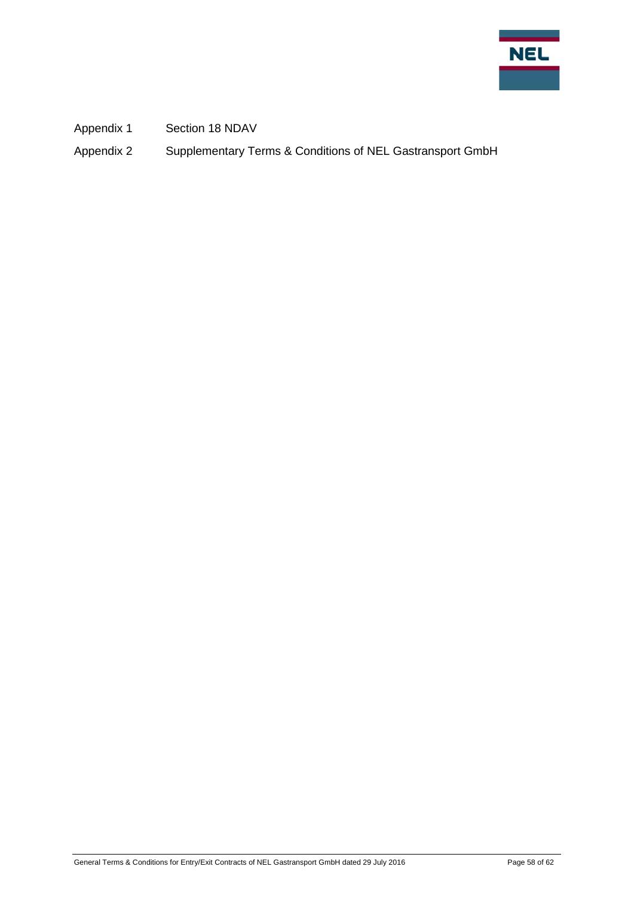| | |
|---|---|
| Appendix 1 | Section 18 NDAV |
| Appendix 2 | Supplementary Terms & Conditions of NEL Gastransport GmbH |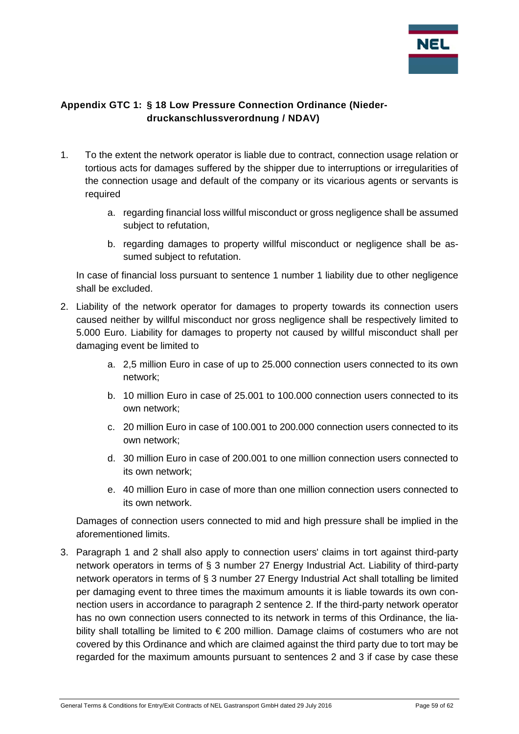## Appendix GTC 1: § 18 Low Pressure Connection Ordinance (Niederdruckanschlussverordnung / NDAV)

1. To the extent the network operator is liable due to contract, connection usage relation or tortious acts for damages suffered by the shipper due to interruptions or irregularities of the connection usage and default of the company or its vicarious agents or servants is required

    a. regarding financial loss willful misconduct or gross negligence shall be assumed subject to refutation,

    b. regarding damages to property willful misconduct or negligence shall be assumed subject to refutation.

    In case of financial loss pursuant to sentence 1 number 1 liability due to other negligence shall be excluded.

2. Liability of the network operator for damages to property towards its connection users caused neither by willful misconduct nor gross negligence shall be respectively limited to 5.000 Euro. Liability for damages to property not caused by willful misconduct shall per damaging event be limited to

    a. 2,5 million Euro in case of up to 25.000 connection users connected to its own network;

    b. 10 million Euro in case of 25.001 to 100.000 connection users connected to its own network;

    c. 20 million Euro in case of 100.001 to 200.000 connection users connected to its own network;

    d. 30 million Euro in case of 200.001 to one million connection users connected to its own network;

    e. 40 million Euro in case of more than one million connection users connected to its own network.

    Damages of connection users connected to mid and high pressure shall be implied in the aforementioned limits.

3. Paragraph 1 and 2 shall also apply to connection users' claims in tort against third-party network operators in terms of § 3 number 27 Energy Industrial Act. Liability of third-party network operators in terms of § 3 number 27 Energy Industrial Act shall totalling be limited per damaging event to three times the maximum amounts it is liable towards its own connection users in accordance to paragraph 2 sentence 2. If the third-party network operator has no own connection users connected to its network in terms of this Ordinance, the liability shall totalling be limited to € 200 million. Damage claims of costumers who are not covered by this Ordinance and which are claimed against the third party due to tort may be regarded for the maximum amounts pursuant to sentences 2 and 3 if case by case these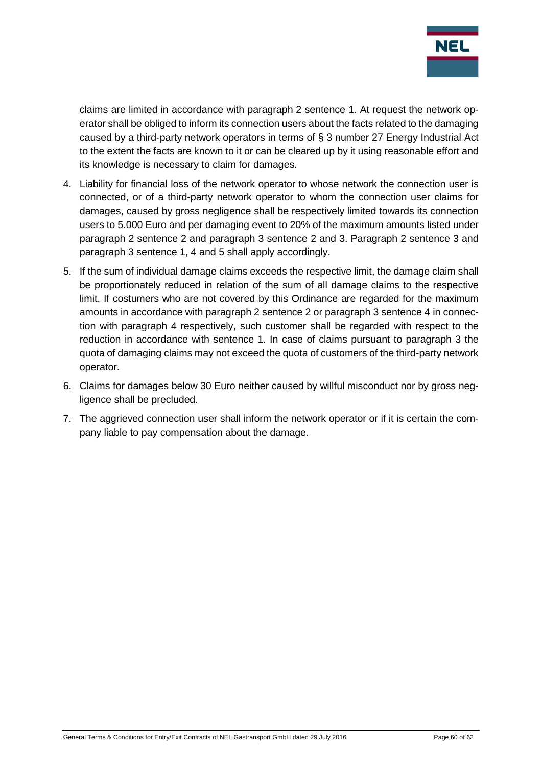claims are limited in accordance with paragraph 2 sentence 1. At request the network operator shall be obliged to inform its connection users about the facts related to the damaging caused by a third-party network operators in terms of § 3 number 27 Energy Industrial Act to the extent the facts are known to it or can be cleared up by it using reasonable effort and its knowledge is necessary to claim for damages.

4. Liability for financial loss of the network operator to whose network the connection user is connected, or of a third-party network operator to whom the connection user claims for damages, caused by gross negligence shall be respectively limited towards its connection users to 5.000 Euro and per damaging event to 20% of the maximum amounts listed under paragraph 2 sentence 2 and paragraph 3 sentence 2 and 3. Paragraph 2 sentence 3 and paragraph 3 sentence 1, 4 and 5 shall apply accordingly.
5. If the sum of individual damage claims exceeds the respective limit, the damage claim shall be proportionately reduced in relation of the sum of all damage claims to the respective limit. If costumers who are not covered by this Ordinance are regarded for the maximum amounts in accordance with paragraph 2 sentence 2 or paragraph 3 sentence 4 in connection with paragraph 4 respectively, such customer shall be regarded with respect to the reduction in accordance with sentence 1. In case of claims pursuant to paragraph 3 the quota of damaging claims may not exceed the quota of customers of the third-party network operator.
6. Claims for damages below 30 Euro neither caused by willful misconduct nor by gross negligence shall be precluded.
7. The aggrieved connection user shall inform the network operator or if it is certain the company liable to pay compensation about the damage.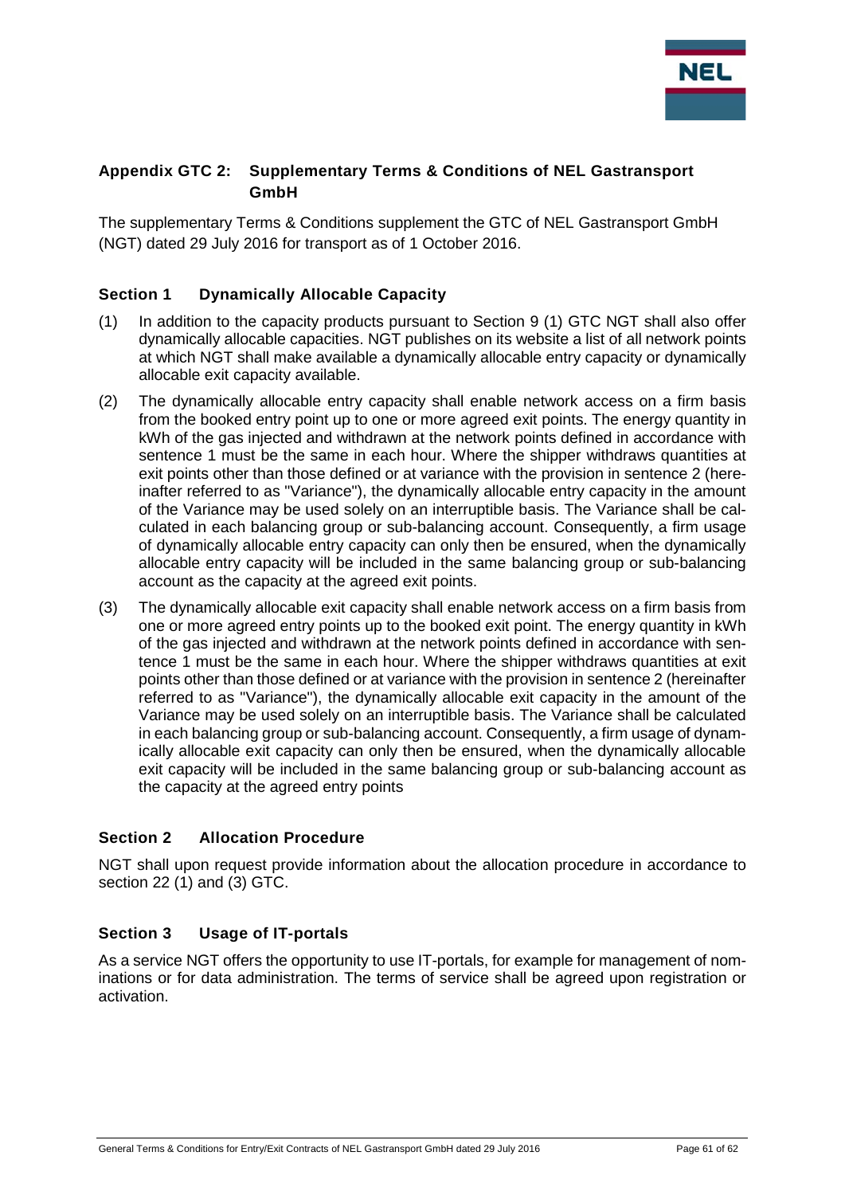## Appendix GTC 2: Supplementary Terms & Conditions of NEL Gastransport GmbH

The supplementary Terms & Conditions supplement the GTC of NEL Gastransport GmbH (NGT) dated 29 July 2016 for transport as of 1 October 2016.

### Section 1 Dynamically Allocable Capacity

(1) In addition to the capacity products pursuant to Section 9 (1) GTC NGT shall also offer dynamically allocable capacities. NGT publishes on its website a list of all network points at which NGT shall make available a dynamically allocable entry capacity or dynamically allocable exit capacity available.

(2) The dynamically allocable entry capacity shall enable network access on a firm basis from the booked entry point up to one or more agreed exit points. The energy quantity in kWh of the gas injected and withdrawn at the network points defined in accordance with sentence 1 must be the same in each hour. Where the shipper withdraws quantities at exit points other than those defined or at variance with the provision in sentence 2 (hereinafter referred to as "Variance"), the dynamically allocable entry capacity in the amount of the Variance may be used solely on an interruptible basis. The Variance shall be calculated in each balancing group or sub-balancing account. Consequently, a firm usage of dynamically allocable entry capacity can only then be ensured, when the dynamically allocable entry capacity will be included in the same balancing group or sub-balancing account as the capacity at the agreed exit points.

(3) The dynamically allocable exit capacity shall enable network access on a firm basis from one or more agreed entry points up to the booked exit point. The energy quantity in kWh of the gas injected and withdrawn at the network points defined in accordance with sentence 1 must be the same in each hour. Where the shipper withdraws quantities at exit points other than those defined or at variance with the provision in sentence 2 (hereinafter referred to as "Variance"), the dynamically allocable exit capacity in the amount of the Variance may be used solely on an interruptible basis. The Variance shall be calculated in each balancing group or sub-balancing account. Consequently, a firm usage of dynamically allocable exit capacity can only then be ensured, when the dynamically allocable exit capacity will be included in the same balancing group or sub-balancing account as the capacity at the agreed entry points

### Section 2 Allocation Procedure

NGT shall upon request provide information about the allocation procedure in accordance to section 22 (1) and (3) GTC.

### Section 3 Usage of IT-portals

As a service NGT offers the opportunity to use IT-portals, for example for management of nominations or for data administration. The terms of service shall be agreed upon registration or activation.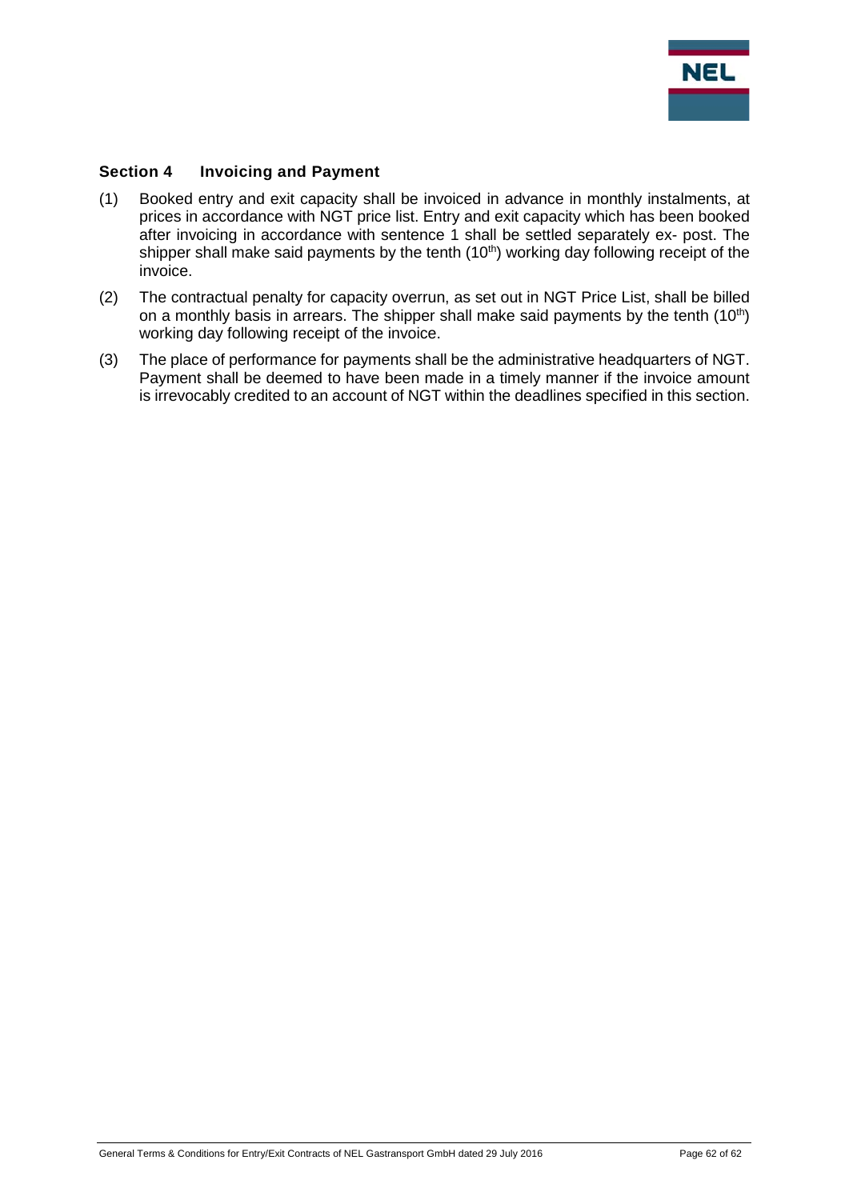## Section 4 Invoicing and Payment

(1) Booked entry and exit capacity shall be invoiced in advance in monthly instalments, at prices in accordance with NGT price list. Entry and exit capacity which has been booked after invoicing in accordance with sentence 1 shall be settled separately ex- post. The shipper shall make said payments by the tenth (10th) working day following receipt of the invoice.

(2) The contractual penalty for capacity overrun, as set out in NGT Price List, shall be billed on a monthly basis in arrears. The shipper shall make said payments by the tenth (10th) working day following receipt of the invoice.

(3) The place of performance for payments shall be the administrative headquarters of NGT. Payment shall be deemed to have been made in a timely manner if the invoice amount is irrevocably credited to an account of NGT within the deadlines specified in this section.